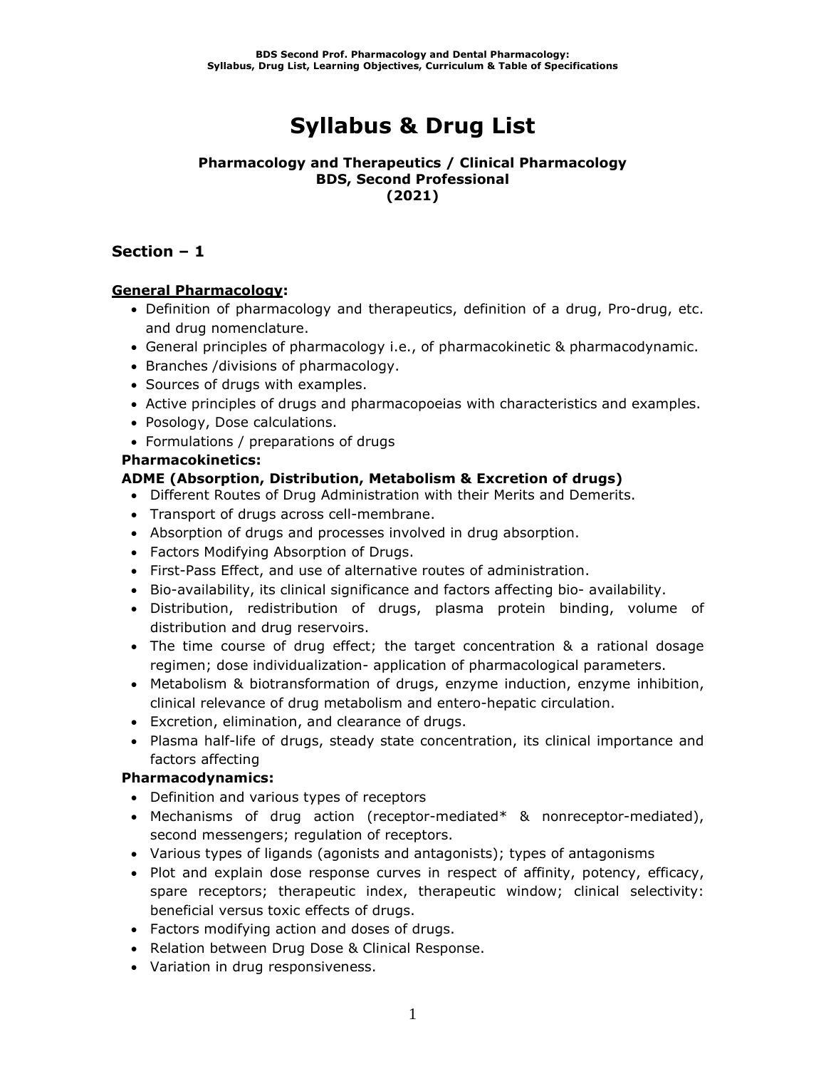# Syllabus & Drug List

**Pharmacology and Therapeutics / Clinical Pharmacology**
**BDS, Second Professional**
**(2021)**

## Section – 1

### General Pharmacology:

- Definition of pharmacology and therapeutics, definition of a drug, Pro-drug, etc. and drug nomenclature.
- General principles of pharmacology i.e., of pharmacokinetic & pharmacodynamic.
- Branches /divisions of pharmacology.
- Sources of drugs with examples.
- Active principles of drugs and pharmacopoeias with characteristics and examples.
- Posology, Dose calculations.
- Formulations / preparations of drugs

**Pharmacokinetics:**

**ADME (Absorption, Distribution, Metabolism & Excretion of drugs)**

- Different Routes of Drug Administration with their Merits and Demerits.
- Transport of drugs across cell-membrane.
- Absorption of drugs and processes involved in drug absorption.
- Factors Modifying Absorption of Drugs.
- First-Pass Effect, and use of alternative routes of administration.
- Bio-availability, its clinical significance and factors affecting bio- availability.
- Distribution, redistribution of drugs, plasma protein binding, volume of distribution and drug reservoirs.
- The time course of drug effect; the target concentration & a rational dosage regimen; dose individualization- application of pharmacological parameters.
- Metabolism & biotransformation of drugs, enzyme induction, enzyme inhibition, clinical relevance of drug metabolism and entero-hepatic circulation.
- Excretion, elimination, and clearance of drugs.
- Plasma half-life of drugs, steady state concentration, its clinical importance and factors affecting

**Pharmacodynamics:**

- Definition and various types of receptors
- Mechanisms of drug action (receptor-mediated* & nonreceptor-mediated), second messengers; regulation of receptors.
- Various types of ligands (agonists and antagonists); types of antagonisms
- Plot and explain dose response curves in respect of affinity, potency, efficacy, spare receptors; therapeutic index, therapeutic window; clinical selectivity: beneficial versus toxic effects of drugs.
- Factors modifying action and doses of drugs.
- Relation between Drug Dose & Clinical Response.
- Variation in drug responsiveness.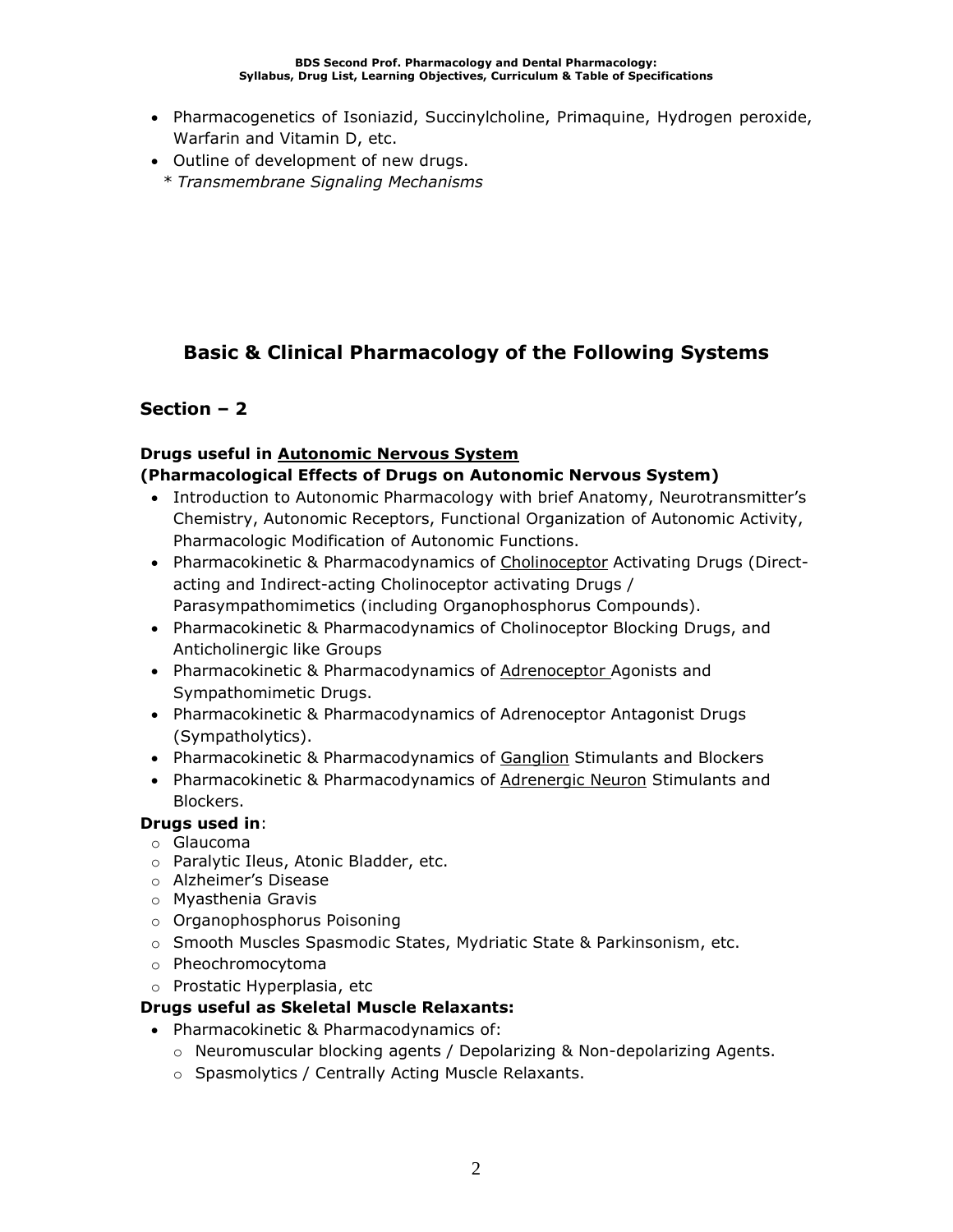- Pharmacogenetics of Isoniazid, Succinylcholine, Primaquine, Hydrogen peroxide, Warfarin and Vitamin D, etc.
- Outline of development of new drugs.

  * *Transmembrane Signaling Mechanisms*

## Basic & Clinical Pharmacology of the Following Systems

### Section – 2

**Drugs useful in <u>Autonomic Nervous System</u>**
**(Pharmacological Effects of Drugs on Autonomic Nervous System)**

- Introduction to Autonomic Pharmacology with brief Anatomy, Neurotransmitter's Chemistry, Autonomic Receptors, Functional Organization of Autonomic Activity, Pharmacologic Modification of Autonomic Functions.
- Pharmacokinetic & Pharmacodynamics of <u>Cholinoceptor</u> Activating Drugs (Direct-acting and Indirect-acting Cholinoceptor activating Drugs / Parasympathomimetics (including Organophosphorus Compounds).
- Pharmacokinetic & Pharmacodynamics of Cholinoceptor Blocking Drugs, and Anticholinergic like Groups
- Pharmacokinetic & Pharmacodynamics of <u>Adrenoceptor</u> Agonists and Sympathomimetic Drugs.
- Pharmacokinetic & Pharmacodynamics of Adrenoceptor Antagonist Drugs (Sympatholytics).
- Pharmacokinetic & Pharmacodynamics of <u>Ganglion</u> Stimulants and Blockers
- Pharmacokinetic & Pharmacodynamics of <u>Adrenergic Neuron</u> Stimulants and Blockers.

**Drugs used in**:

- Glaucoma
- Paralytic Ileus, Atonic Bladder, etc.
- Alzheimer's Disease
- Myasthenia Gravis
- Organophosphorus Poisoning
- Smooth Muscles Spasmodic States, Mydriatic State & Parkinsonism, etc.
- Pheochromocytoma
- Prostatic Hyperplasia, etc

**Drugs useful as Skeletal Muscle Relaxants:**

- Pharmacokinetic & Pharmacodynamics of:
  - Neuromuscular blocking agents / Depolarizing & Non-depolarizing Agents.
  - Spasmolytics / Centrally Acting Muscle Relaxants.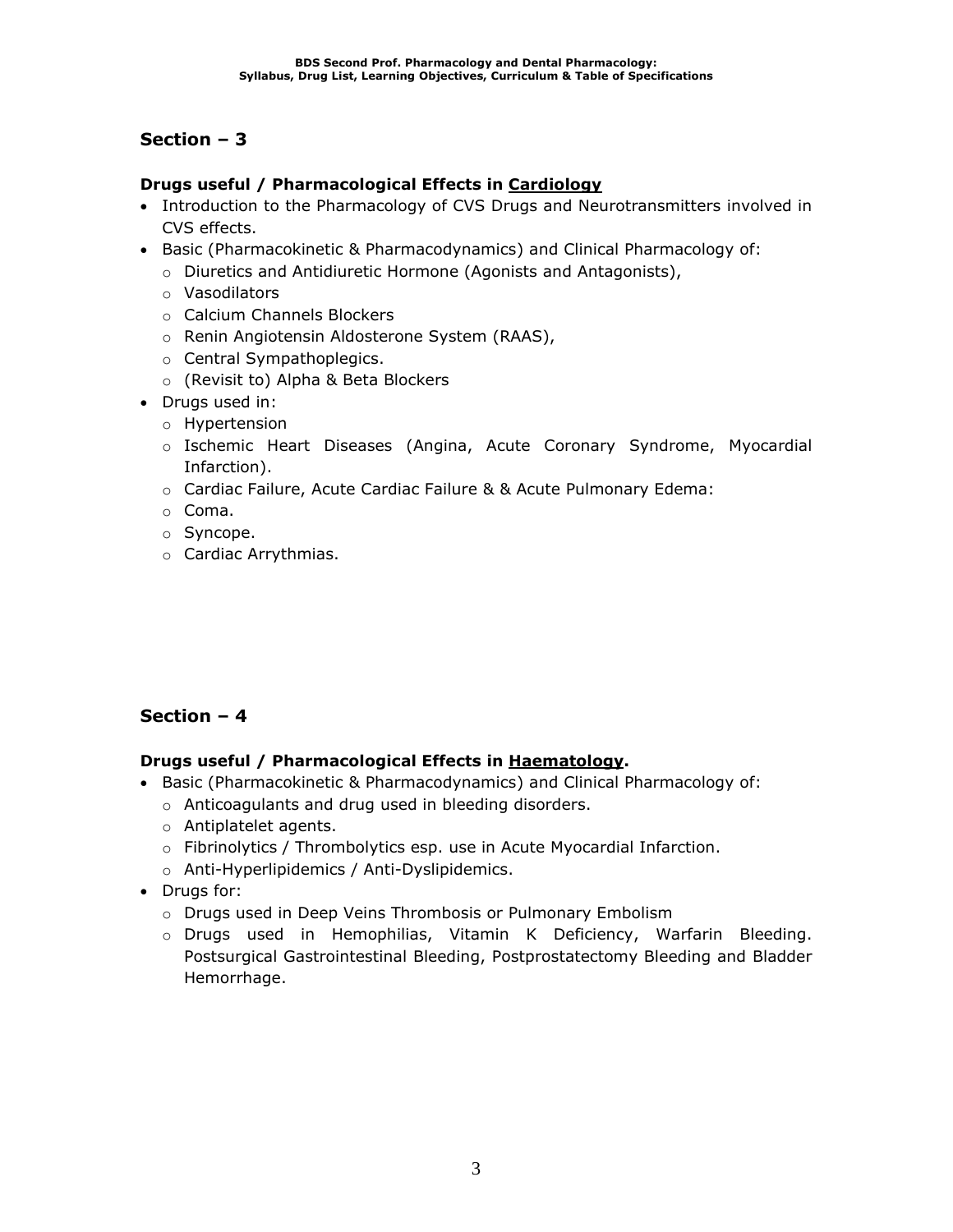## Section – 3

**Drugs useful / Pharmacological Effects in <u>Cardiology</u>**

- Introduction to the Pharmacology of CVS Drugs and Neurotransmitters involved in CVS effects.
- Basic (Pharmacokinetic & Pharmacodynamics) and Clinical Pharmacology of:
  - Diuretics and Antidiuretic Hormone (Agonists and Antagonists),
  - Vasodilators
  - Calcium Channels Blockers
  - Renin Angiotensin Aldosterone System (RAAS),
  - Central Sympathoplegics.
  - (Revisit to) Alpha & Beta Blockers
- Drugs used in:
  - Hypertension
  - Ischemic Heart Diseases (Angina, Acute Coronary Syndrome, Myocardial Infarction).
  - Cardiac Failure, Acute Cardiac Failure & & Acute Pulmonary Edema:
  - Coma.
  - Syncope.
  - Cardiac Arrythmias.

## Section – 4

**Drugs useful / Pharmacological Effects in <u>Haematology</u>.**

- Basic (Pharmacokinetic & Pharmacodynamics) and Clinical Pharmacology of:
  - Anticoagulants and drug used in bleeding disorders.
  - Antiplatelet agents.
  - Fibrinolytics / Thrombolytics esp. use in Acute Myocardial Infarction.
  - Anti-Hyperlipidemics / Anti-Dyslipidemics.
- Drugs for:
  - Drugs used in Deep Veins Thrombosis or Pulmonary Embolism
  - Drugs used in Hemophilias, Vitamin K Deficiency, Warfarin Bleeding. Postsurgical Gastrointestinal Bleeding, Postprostatectomy Bleeding and Bladder Hemorrhage.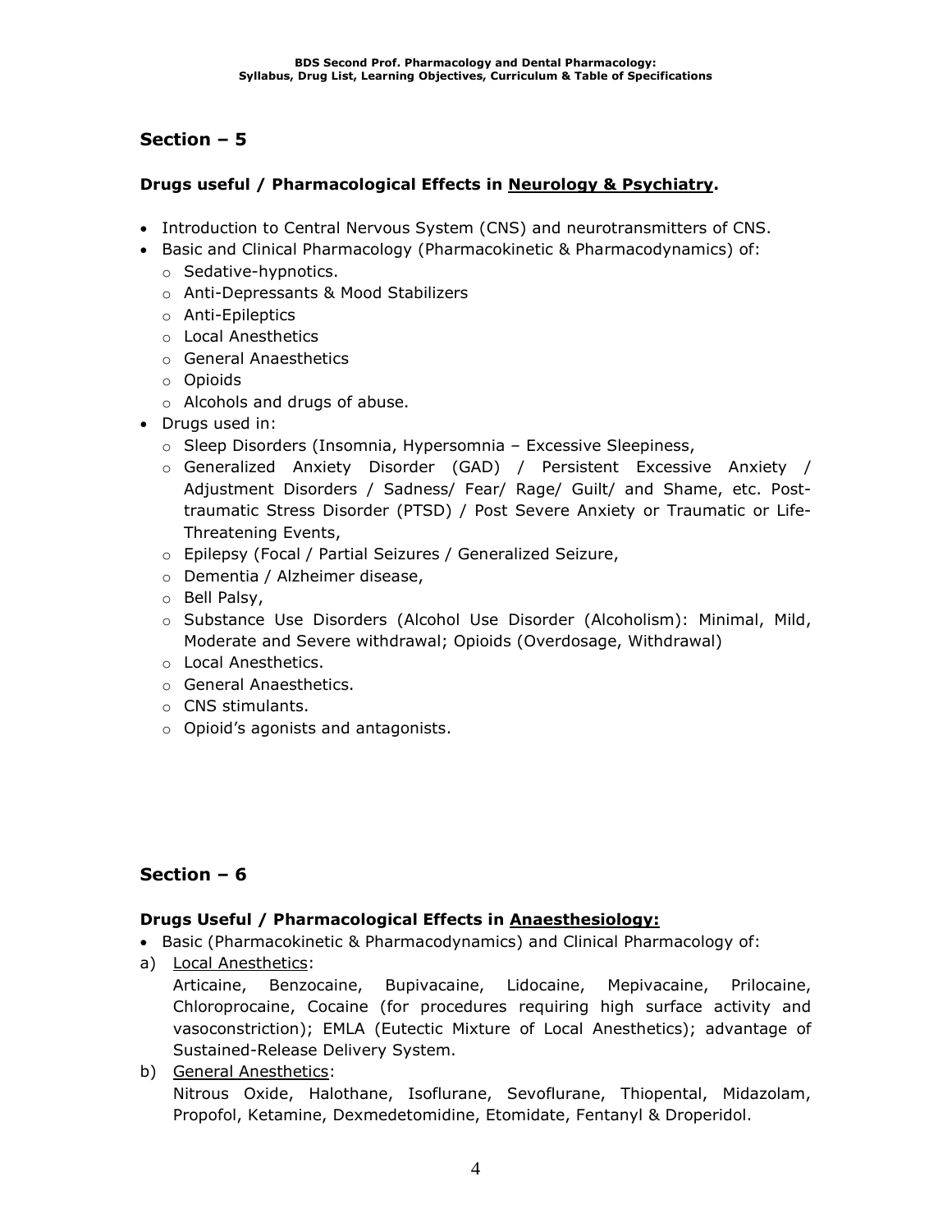## Section – 5

**Drugs useful / Pharmacological Effects in <u>Neurology & Psychiatry</u>.**

- Introduction to Central Nervous System (CNS) and neurotransmitters of CNS.
- Basic and Clinical Pharmacology (Pharmacokinetic & Pharmacodynamics) of:
  - Sedative-hypnotics.
  - Anti-Depressants & Mood Stabilizers
  - Anti-Epileptics
  - Local Anesthetics
  - General Anaesthetics
  - Opioids
  - Alcohols and drugs of abuse.
- Drugs used in:
  - Sleep Disorders (Insomnia, Hypersomnia – Excessive Sleepiness,
  - Generalized Anxiety Disorder (GAD) / Persistent Excessive Anxiety / Adjustment Disorders / Sadness/ Fear/ Rage/ Guilt/ and Shame, etc. Post-traumatic Stress Disorder (PTSD) / Post Severe Anxiety or Traumatic or Life-Threatening Events,
  - Epilepsy (Focal / Partial Seizures / Generalized Seizure,
  - Dementia / Alzheimer disease,
  - Bell Palsy,
  - Substance Use Disorders (Alcohol Use Disorder (Alcoholism): Minimal, Mild, Moderate and Severe withdrawal; Opioids (Overdosage, Withdrawal)
  - Local Anesthetics.
  - General Anaesthetics.
  - CNS stimulants.
  - Opioid's agonists and antagonists.

## Section – 6

**Drugs Useful / Pharmacological Effects in <u>Anaesthesiology:</u>**

- Basic (Pharmacokinetic & Pharmacodynamics) and Clinical Pharmacology of:

a) <u>Local Anesthetics</u>:
   Articaine, Benzocaine, Bupivacaine, Lidocaine, Mepivacaine, Prilocaine, Chloroprocaine, Cocaine (for procedures requiring high surface activity and vasoconstriction); EMLA (Eutectic Mixture of Local Anesthetics); advantage of Sustained-Release Delivery System.

b) <u>General Anesthetics</u>:
   Nitrous Oxide, Halothane, Isoflurane, Sevoflurane, Thiopental, Midazolam, Propofol, Ketamine, Dexmedetomidine, Etomidate, Fentanyl & Droperidol.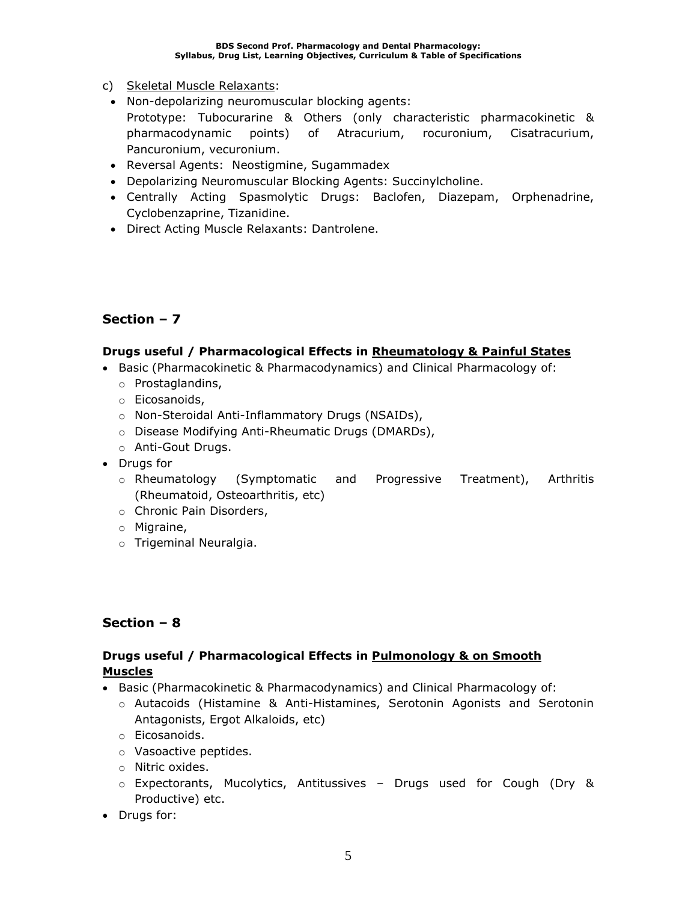c) <u>Skeletal Muscle Relaxants</u>:

- Non-depolarizing neuromuscular blocking agents:
  Prototype: Tubocurarine & Others (only characteristic pharmacokinetic & pharmacodynamic points) of Atracurium, rocuronium, Cisatracurium, Pancuronium, vecuronium.
- Reversal Agents: Neostigmine, Sugammadex
- Depolarizing Neuromuscular Blocking Agents: Succinylcholine.
- Centrally Acting Spasmolytic Drugs: Baclofen, Diazepam, Orphenadrine, Cyclobenzaprine, Tizanidine.
- Direct Acting Muscle Relaxants: Dantrolene.

## Section – 7

### Drugs useful / Pharmacological Effects in <u>Rheumatology & Painful States</u>

- Basic (Pharmacokinetic & Pharmacodynamics) and Clinical Pharmacology of:
  - Prostaglandins,
  - Eicosanoids,
  - Non-Steroidal Anti-Inflammatory Drugs (NSAIDs),
  - Disease Modifying Anti-Rheumatic Drugs (DMARDs),
  - Anti-Gout Drugs.
- Drugs for
  - Rheumatology (Symptomatic and Progressive Treatment), Arthritis (Rheumatoid, Osteoarthritis, etc)
  - Chronic Pain Disorders,
  - Migraine,
  - Trigeminal Neuralgia.

## Section – 8

### Drugs useful / Pharmacological Effects in <u>Pulmonology & on Smooth Muscles</u>

- Basic (Pharmacokinetic & Pharmacodynamics) and Clinical Pharmacology of:
  - Autacoids (Histamine & Anti-Histamines, Serotonin Agonists and Serotonin Antagonists, Ergot Alkaloids, etc)
  - Eicosanoids.
  - Vasoactive peptides.
  - Nitric oxides.
  - Expectorants, Mucolytics, Antitussives – Drugs used for Cough (Dry & Productive) etc.
- Drugs for: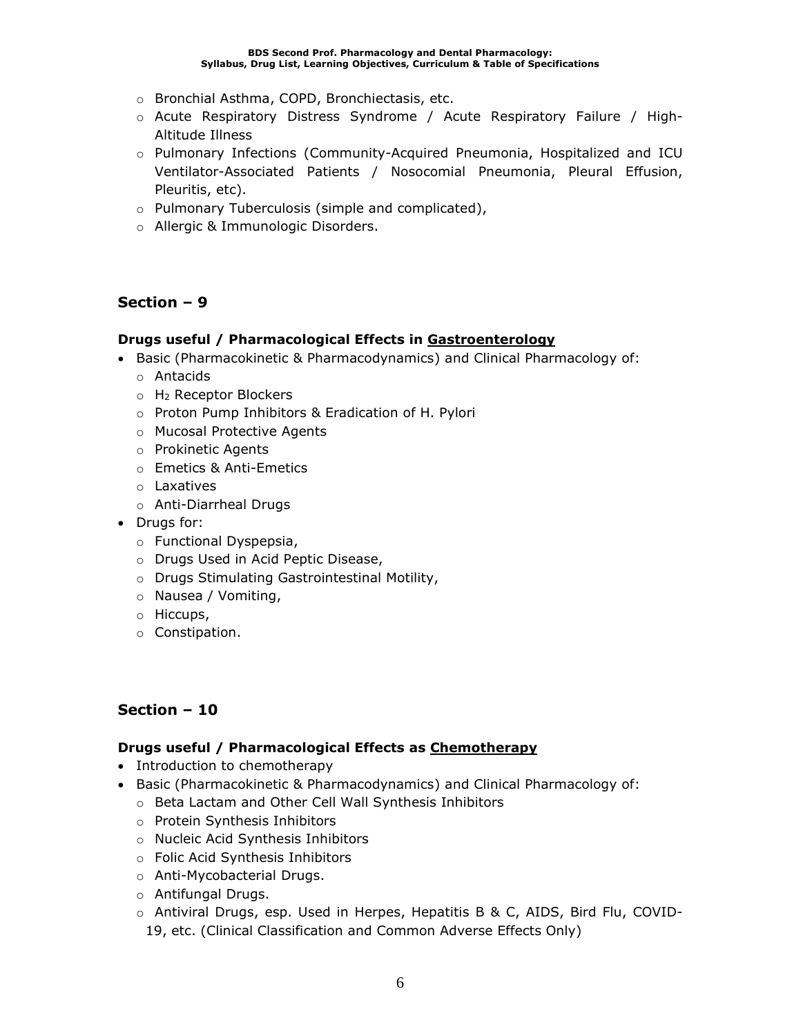- Bronchial Asthma, COPD, Bronchiectasis, etc.
- Acute Respiratory Distress Syndrome / Acute Respiratory Failure / High-Altitude Illness
- Pulmonary Infections (Community-Acquired Pneumonia, Hospitalized and ICU Ventilator-Associated Patients / Nosocomial Pneumonia, Pleural Effusion, Pleuritis, etc).
- Pulmonary Tuberculosis (simple and complicated),
- Allergic & Immunologic Disorders.

## Section – 9

### Drugs useful / Pharmacological Effects in Gastroenterology

- Basic (Pharmacokinetic & Pharmacodynamics) and Clinical Pharmacology of:
  - Antacids
  - $H_2$ Receptor Blockers
  - Proton Pump Inhibitors & Eradication of H. Pylori
  - Mucosal Protective Agents
  - Prokinetic Agents
  - Emetics & Anti-Emetics
  - Laxatives
  - Anti-Diarrheal Drugs
- Drugs for:
  - Functional Dyspepsia,
  - Drugs Used in Acid Peptic Disease,
  - Drugs Stimulating Gastrointestinal Motility,
  - Nausea / Vomiting,
  - Hiccups,
  - Constipation.

## Section – 10

### Drugs useful / Pharmacological Effects as Chemotherapy

- Introduction to chemotherapy
- Basic (Pharmacokinetic & Pharmacodynamics) and Clinical Pharmacology of:
  - Beta Lactam and Other Cell Wall Synthesis Inhibitors
  - Protein Synthesis Inhibitors
  - Nucleic Acid Synthesis Inhibitors
  - Folic Acid Synthesis Inhibitors
  - Anti-Mycobacterial Drugs.
  - Antifungal Drugs.
  - Antiviral Drugs, esp. Used in Herpes, Hepatitis B & C, AIDS, Bird Flu, COVID-19, etc. (Clinical Classification and Common Adverse Effects Only)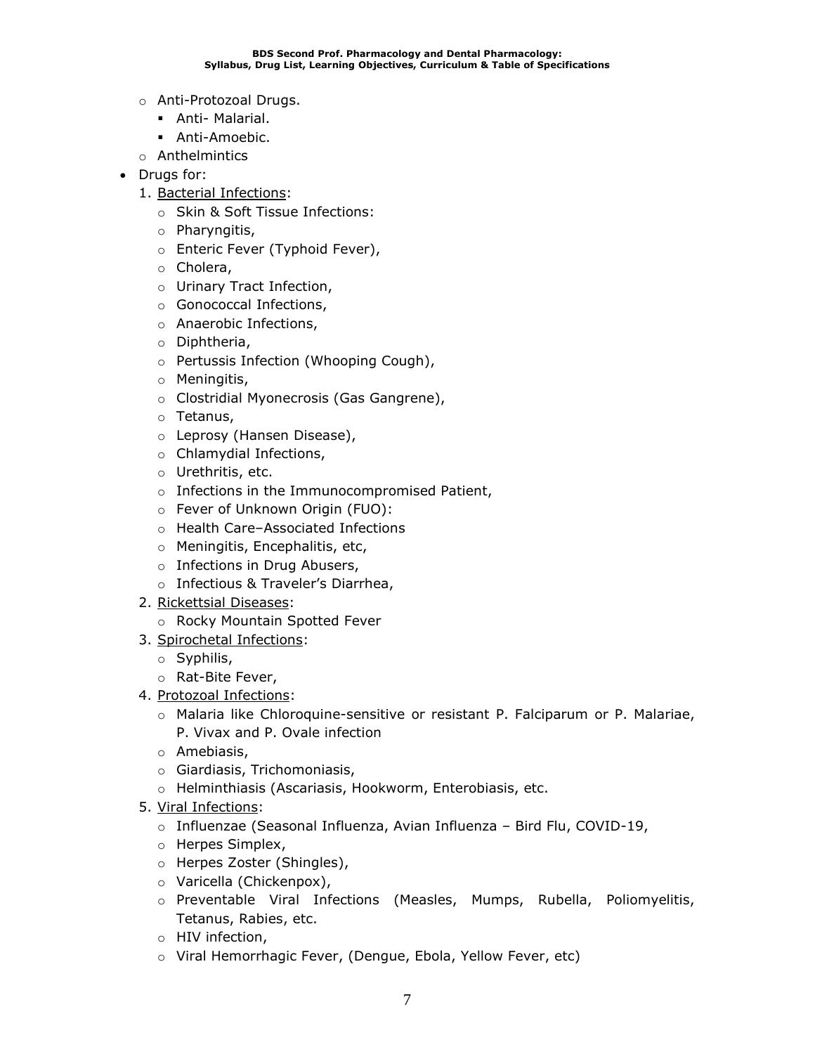- Anti-Protozoal Drugs.
    - Anti- Malarial.
    - Anti-Amoebic.
- Anthelmintics

- Drugs for:
    1. Bacterial Infections:
        - Skin & Soft Tissue Infections:
        - Pharyngitis,
        - Enteric Fever (Typhoid Fever),
        - Cholera,
        - Urinary Tract Infection,
        - Gonococcal Infections,
        - Anaerobic Infections,
        - Diphtheria,
        - Pertussis Infection (Whooping Cough),
        - Meningitis,
        - Clostridial Myonecrosis (Gas Gangrene),
        - Tetanus,
        - Leprosy (Hansen Disease),
        - Chlamydial Infections,
        - Urethritis, etc.
        - Infections in the Immunocompromised Patient,
        - Fever of Unknown Origin (FUO):
        - Health Care–Associated Infections
        - Meningitis, Encephalitis, etc,
        - Infections in Drug Abusers,
        - Infectious & Traveler's Diarrhea,
    2. Rickettsial Diseases:
        - Rocky Mountain Spotted Fever
    3. Spirochetal Infections:
        - Syphilis,
        - Rat-Bite Fever,
    4. Protozoal Infections:
        - Malaria like Chloroquine-sensitive or resistant P. Falciparum or P. Malariae, P. Vivax and P. Ovale infection
        - Amebiasis,
        - Giardiasis, Trichomoniasis,
        - Helminthiasis (Ascariasis, Hookworm, Enterobiasis, etc.
    5. Viral Infections:
        - Influenzae (Seasonal Influenza, Avian Influenza – Bird Flu, COVID-19,
        - Herpes Simplex,
        - Herpes Zoster (Shingles),
        - Varicella (Chickenpox),
        - Preventable Viral Infections (Measles, Mumps, Rubella, Poliomyelitis, Tetanus, Rabies, etc.
        - HIV infection,
        - Viral Hemorrhagic Fever, (Dengue, Ebola, Yellow Fever, etc)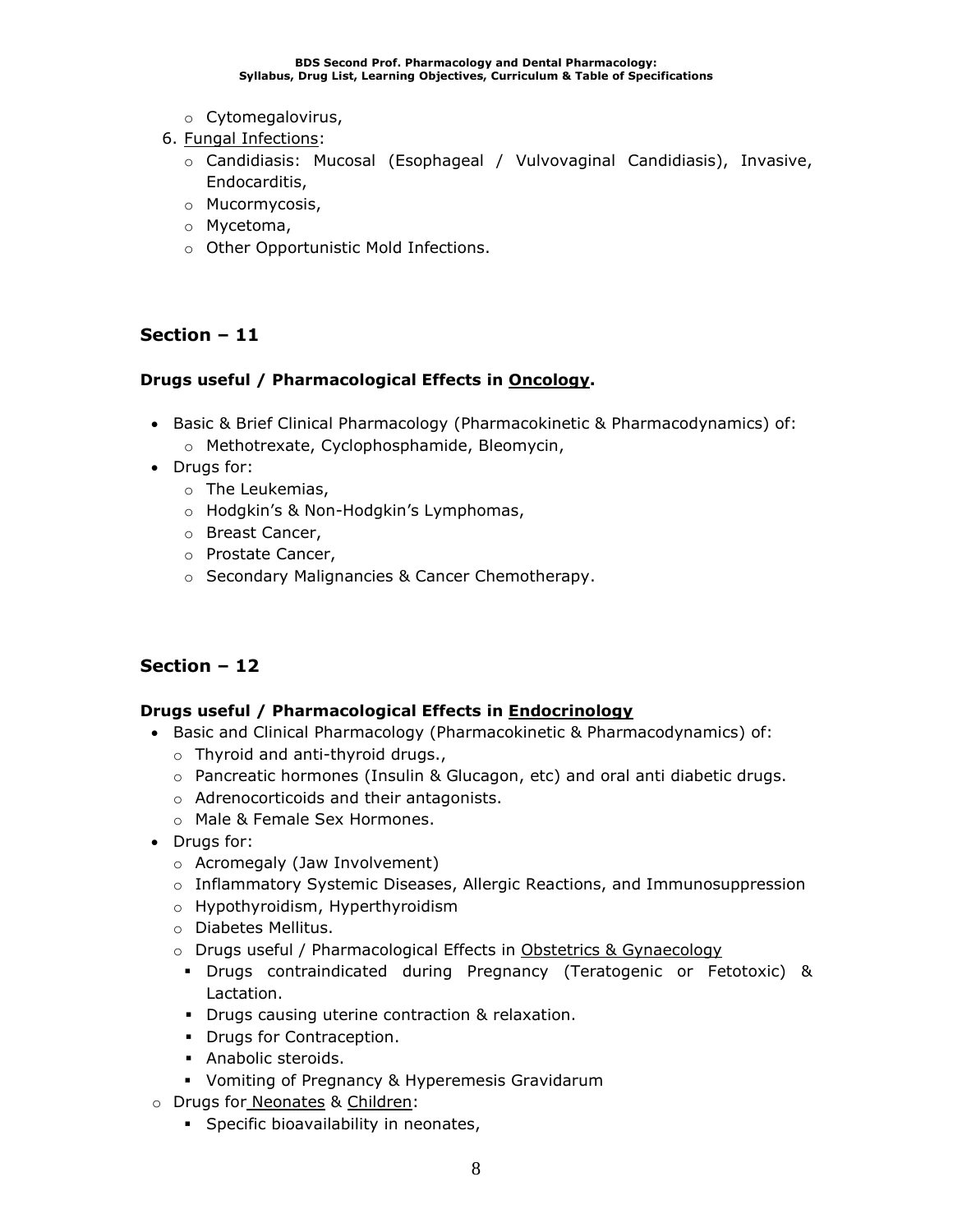- Cytomegalovirus,

6. Fungal Infections:
    - Candidiasis: Mucosal (Esophageal / Vulvovaginal Candidiasis), Invasive, Endocarditis,
    - Mucormycosis,
    - Mycetoma,
    - Other Opportunistic Mold Infections.

## Section – 11

### Drugs useful / Pharmacological Effects in Oncology.

- Basic & Brief Clinical Pharmacology (Pharmacokinetic & Pharmacodynamics) of:
    - Methotrexate, Cyclophosphamide, Bleomycin,
- Drugs for:
    - The Leukemias,
    - Hodgkin's & Non-Hodgkin's Lymphomas,
    - Breast Cancer,
    - Prostate Cancer,
    - Secondary Malignancies & Cancer Chemotherapy.

## Section – 12

### Drugs useful / Pharmacological Effects in Endocrinology

- Basic and Clinical Pharmacology (Pharmacokinetic & Pharmacodynamics) of:
    - Thyroid and anti-thyroid drugs.,
    - Pancreatic hormones (Insulin & Glucagon, etc) and oral anti diabetic drugs.
    - Adrenocorticoids and their antagonists.
    - Male & Female Sex Hormones.
- Drugs for:
    - Acromegaly (Jaw Involvement)
    - Inflammatory Systemic Diseases, Allergic Reactions, and Immunosuppression
    - Hypothyroidism, Hyperthyroidism
    - Diabetes Mellitus.
    - Drugs useful / Pharmacological Effects in Obstetrics & Gynaecology
        - Drugs contraindicated during Pregnancy (Teratogenic or Fetotoxic) & Lactation.
        - Drugs causing uterine contraction & relaxation.
        - Drugs for Contraception.
        - Anabolic steroids.
        - Vomiting of Pregnancy & Hyperemesis Gravidarum
- Drugs for Neonates & Children:
    - Specific bioavailability in neonates,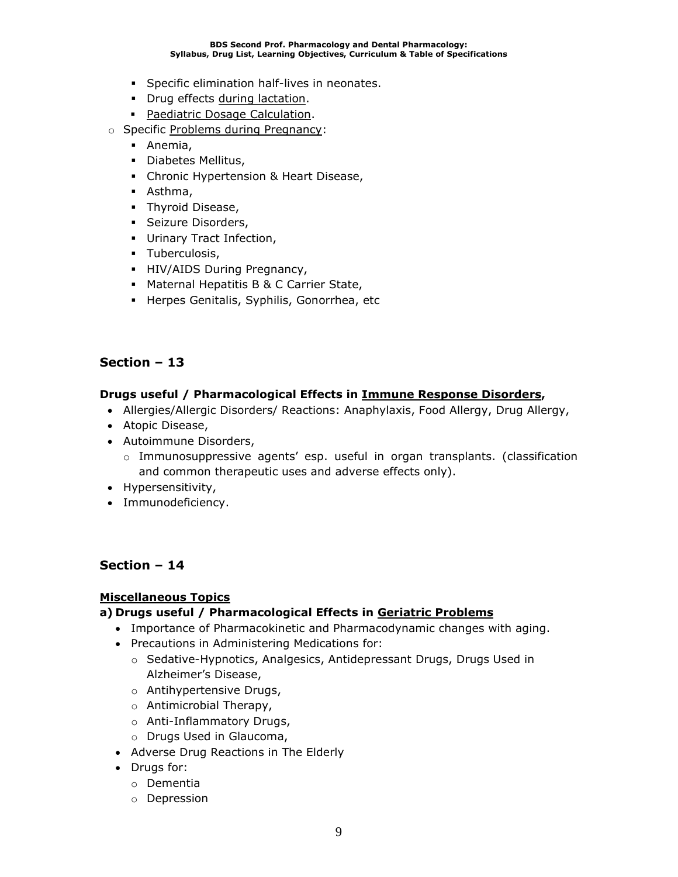- Specific elimination half-lives in neonates.
    - Drug effects <u>during lactation</u>.
    - <u>Paediatric Dosage Calculation</u>.
  - Specific <u>Problems during Pregnancy</u>:
    - Anemia,
    - Diabetes Mellitus,
    - Chronic Hypertension & Heart Disease,
    - Asthma,
    - Thyroid Disease,
    - Seizure Disorders,
    - Urinary Tract Infection,
    - Tuberculosis,
    - HIV/AIDS During Pregnancy,
    - Maternal Hepatitis B & C Carrier State,
    - Herpes Genitalis, Syphilis, Gonorrhea, etc

## Section – 13

**Drugs useful / Pharmacological Effects in <u>Immune Response Disorders</u>,**

- Allergies/Allergic Disorders/ Reactions: Anaphylaxis, Food Allergy, Drug Allergy,
- Atopic Disease,
- Autoimmune Disorders,
  - Immunosuppressive agents' esp. useful in organ transplants. (classification and common therapeutic uses and adverse effects only).
- Hypersensitivity,
- Immunodeficiency.

## Section – 14

**<u>Miscellaneous Topics</u>**

**a) Drugs useful / Pharmacological Effects in <u>Geriatric Problems</u>**

- Importance of Pharmacokinetic and Pharmacodynamic changes with aging.
- Precautions in Administering Medications for:
  - Sedative-Hypnotics, Analgesics, Antidepressant Drugs, Drugs Used in Alzheimer's Disease,
  - Antihypertensive Drugs,
  - Antimicrobial Therapy,
  - Anti-Inflammatory Drugs,
  - Drugs Used in Glaucoma,
- Adverse Drug Reactions in The Elderly
- Drugs for:
  - Dementia
  - Depression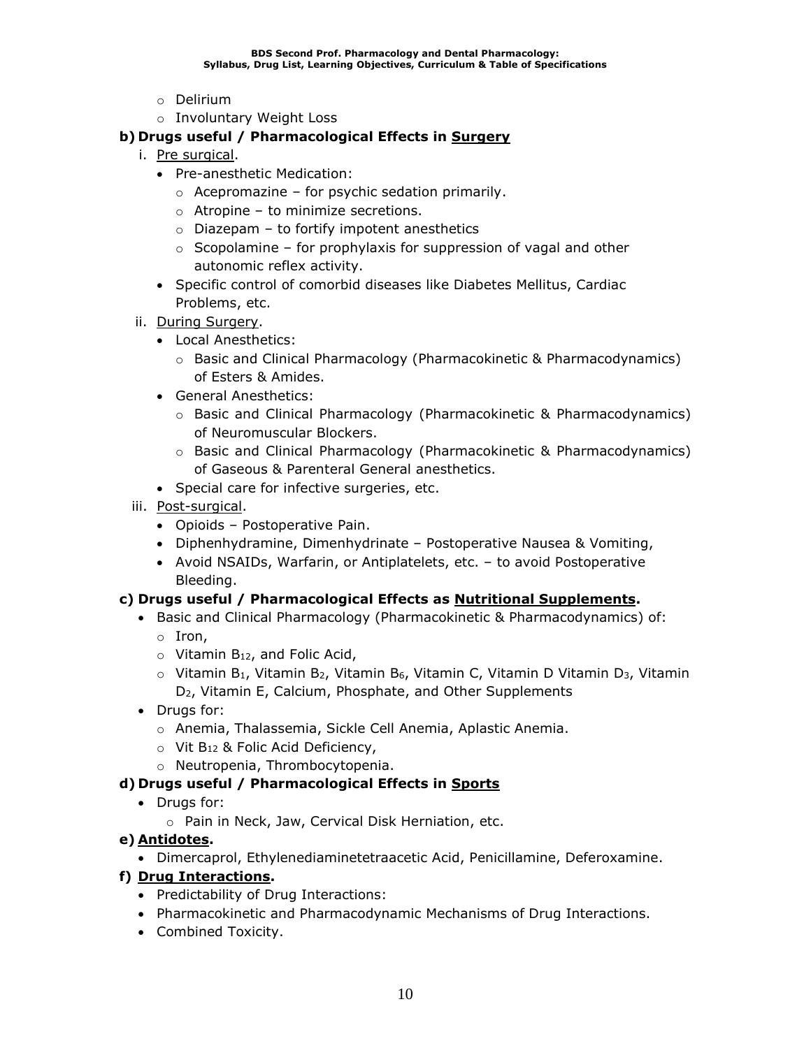- Delirium
- Involuntary Weight Loss

**b) Drugs useful / Pharmacological Effects in Surgery**

i. Pre surgical.
   - Pre-anesthetic Medication:
     - Acepromazine – for psychic sedation primarily.
     - Atropine – to minimize secretions.
     - Diazepam – to fortify impotent anesthetics
     - Scopolamine – for prophylaxis for suppression of vagal and other autonomic reflex activity.
   - Specific control of comorbid diseases like Diabetes Mellitus, Cardiac Problems, etc.

ii. During Surgery.
   - Local Anesthetics:
     - Basic and Clinical Pharmacology (Pharmacokinetic & Pharmacodynamics) of Esters & Amides.
   - General Anesthetics:
     - Basic and Clinical Pharmacology (Pharmacokinetic & Pharmacodynamics) of Neuromuscular Blockers.
     - Basic and Clinical Pharmacology (Pharmacokinetic & Pharmacodynamics) of Gaseous & Parenteral General anesthetics.
   - Special care for infective surgeries, etc.

iii. Post-surgical.
   - Opioids – Postoperative Pain.
   - Diphenhydramine, Dimenhydrinate – Postoperative Nausea & Vomiting,
   - Avoid NSAIDs, Warfarin, or Antiplatelets, etc. – to avoid Postoperative Bleeding.

**c) Drugs useful / Pharmacological Effects as Nutritional Supplements.**

- Basic and Clinical Pharmacology (Pharmacokinetic & Pharmacodynamics) of:
  - Iron,
  - Vitamin $B_{12}$, and Folic Acid,
  - Vitamin $B_1$, Vitamin $B_2$, Vitamin $B_6$, Vitamin C, Vitamin D Vitamin $D_3$, Vitamin $D_2$, Vitamin E, Calcium, Phosphate, and Other Supplements
- Drugs for:
  - Anemia, Thalassemia, Sickle Cell Anemia, Aplastic Anemia.
  - Vit $B_{12}$ & Folic Acid Deficiency,
  - Neutropenia, Thrombocytopenia.

**d) Drugs useful / Pharmacological Effects in Sports**

- Drugs for:
  - Pain in Neck, Jaw, Cervical Disk Herniation, etc.

**e) Antidotes.**

- Dimercaprol, Ethylenediaminetetraacetic Acid, Penicillamine, Deferoxamine.

**f) Drug Interactions.**

- Predictability of Drug Interactions:
- Pharmacokinetic and Pharmacodynamic Mechanisms of Drug Interactions.
- Combined Toxicity.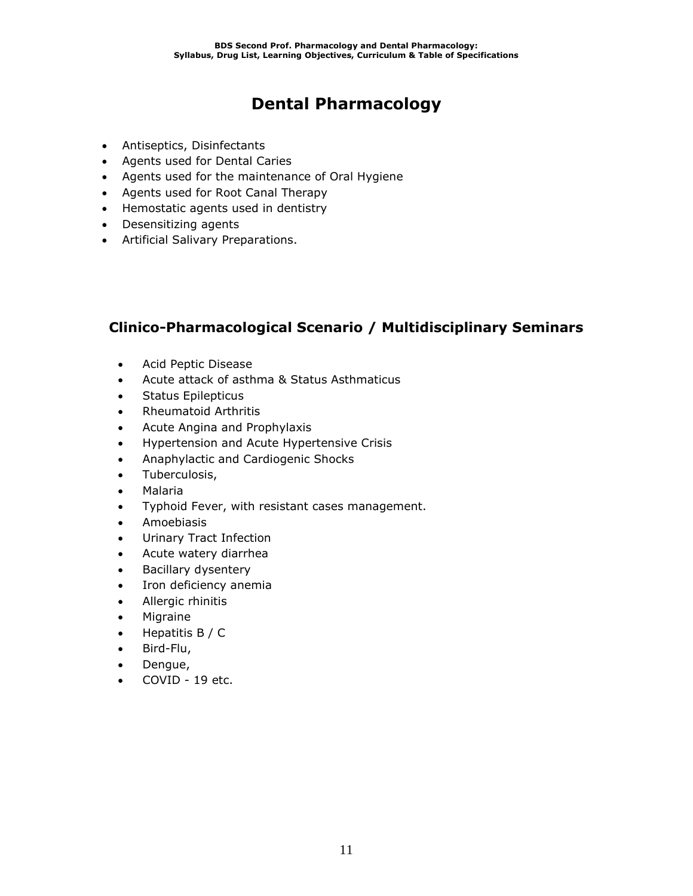# Dental Pharmacology

- Antiseptics, Disinfectants
- Agents used for Dental Caries
- Agents used for the maintenance of Oral Hygiene
- Agents used for Root Canal Therapy
- Hemostatic agents used in dentistry
- Desensitizing agents
- Artificial Salivary Preparations.

## Clinico-Pharmacological Scenario / Multidisciplinary Seminars

- Acid Peptic Disease
- Acute attack of asthma & Status Asthmaticus
- Status Epilepticus
- Rheumatoid Arthritis
- Acute Angina and Prophylaxis
- Hypertension and Acute Hypertensive Crisis
- Anaphylactic and Cardiogenic Shocks
- Tuberculosis,
- Malaria
- Typhoid Fever, with resistant cases management.
- Amoebiasis
- Urinary Tract Infection
- Acute watery diarrhea
- Bacillary dysentery
- Iron deficiency anemia
- Allergic rhinitis
- Migraine
- Hepatitis B / C
- Bird-Flu,
- Dengue,
- COVID - 19 etc.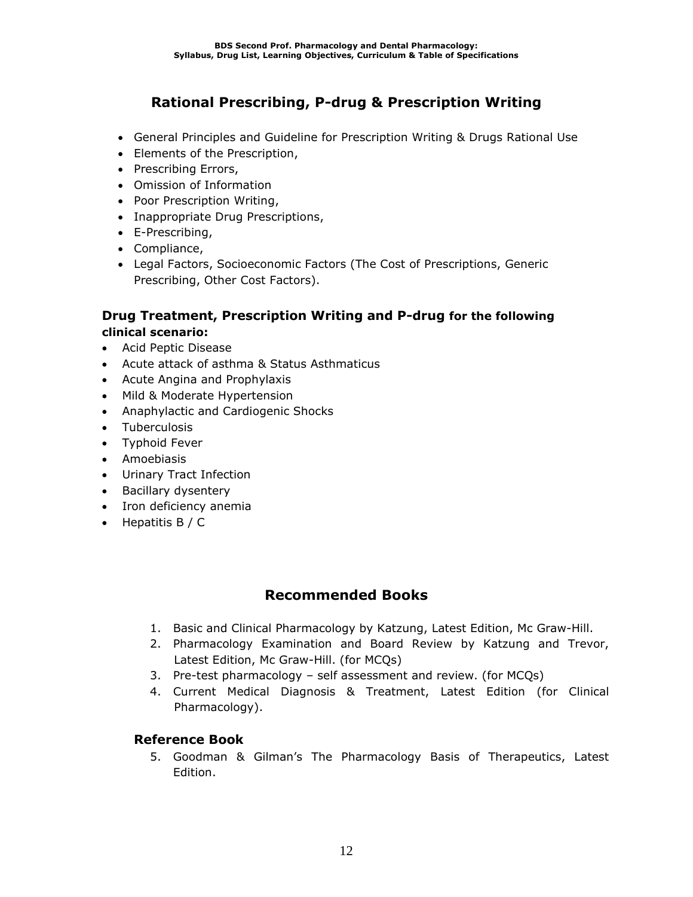## Rational Prescribing, P-drug & Prescription Writing

- General Principles and Guideline for Prescription Writing & Drugs Rational Use
- Elements of the Prescription,
- Prescribing Errors,
- Omission of Information
- Poor Prescription Writing,
- Inappropriate Drug Prescriptions,
- E-Prescribing,
- Compliance,
- Legal Factors, Socioeconomic Factors (The Cost of Prescriptions, Generic Prescribing, Other Cost Factors).

### Drug Treatment, Prescription Writing and P-drug for the following clinical scenario:

- Acid Peptic Disease
- Acute attack of asthma & Status Asthmaticus
- Acute Angina and Prophylaxis
- Mild & Moderate Hypertension
- Anaphylactic and Cardiogenic Shocks
- Tuberculosis
- Typhoid Fever
- Amoebiasis
- Urinary Tract Infection
- Bacillary dysentery
- Iron deficiency anemia
- Hepatitis B / C

## Recommended Books

1. Basic and Clinical Pharmacology by Katzung, Latest Edition, Mc Graw-Hill.
2. Pharmacology Examination and Board Review by Katzung and Trevor, Latest Edition, Mc Graw-Hill. (for MCQs)
3. Pre-test pharmacology – self assessment and review. (for MCQs)
4. Current Medical Diagnosis & Treatment, Latest Edition (for Clinical Pharmacology).

### Reference Book

5. Goodman & Gilman's The Pharmacology Basis of Therapeutics, Latest Edition.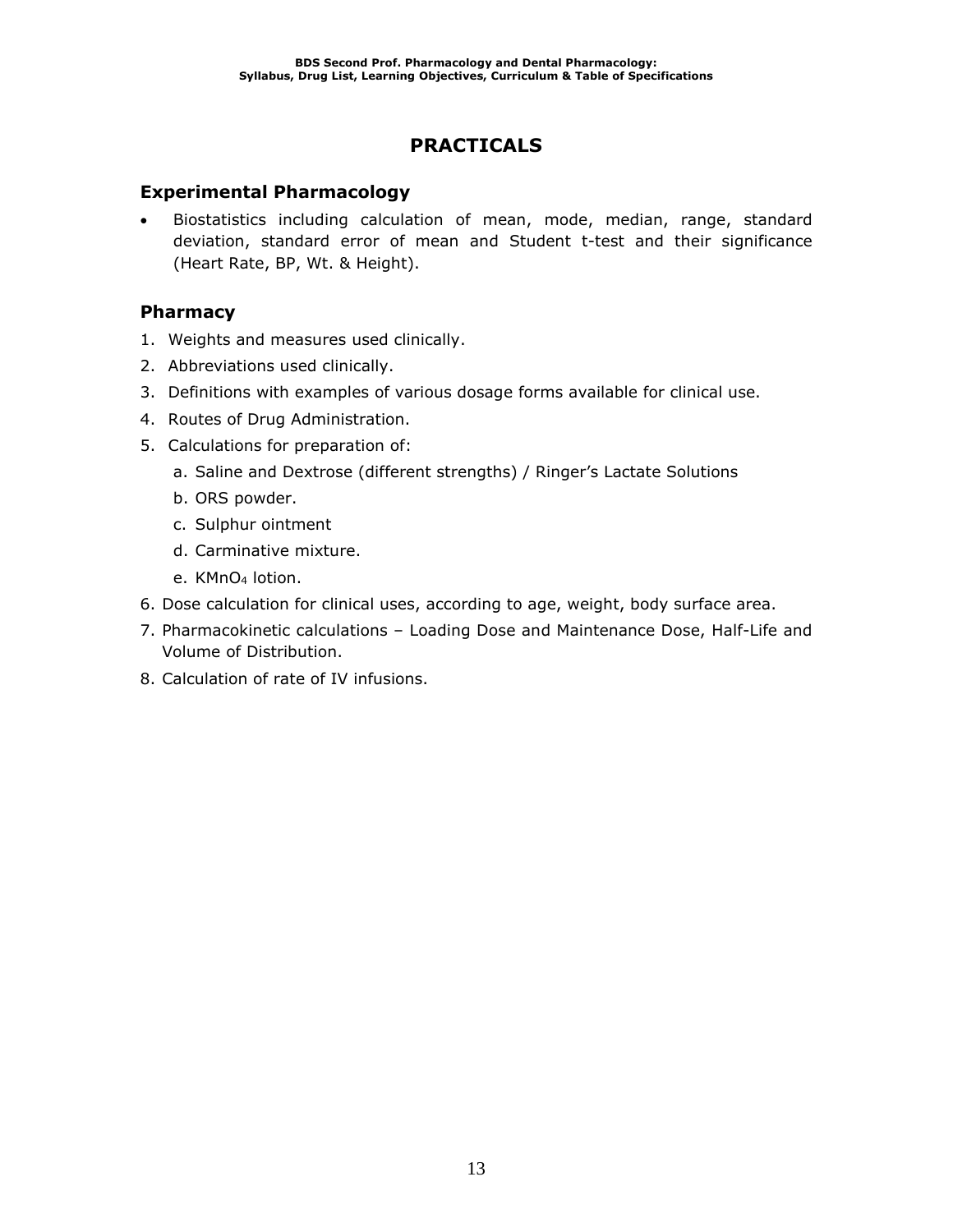# PRACTICALS

## Experimental Pharmacology

- Biostatistics including calculation of mean, mode, median, range, standard deviation, standard error of mean and Student t-test and their significance (Heart Rate, BP, Wt. & Height).

## Pharmacy

1. Weights and measures used clinically.
2. Abbreviations used clinically.
3. Definitions with examples of various dosage forms available for clinical use.
4. Routes of Drug Administration.
5. Calculations for preparation of:
   a. Saline and Dextrose (different strengths) / Ringer's Lactate Solutions
   b. ORS powder.
   c. Sulphur ointment
   d. Carminative mixture.
   e. $KMnO_4$ lotion.
6. Dose calculation for clinical uses, according to age, weight, body surface area.
7. Pharmacokinetic calculations – Loading Dose and Maintenance Dose, Half-Life and Volume of Distribution.
8. Calculation of rate of IV infusions.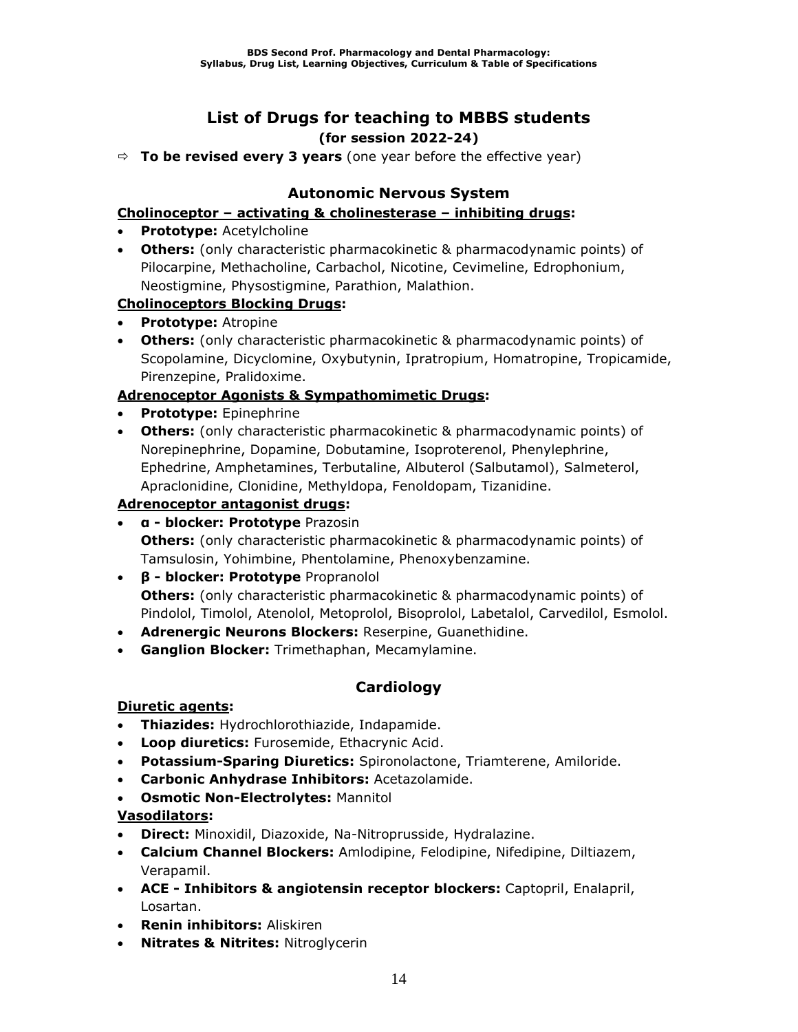# List of Drugs for teaching to MBBS students

**(for session 2022-24)**

⇨ **To be revised every 3 years** (one year before the effective year)

## Autonomic Nervous System

**Cholinoceptor – activating & cholinesterase – inhibiting drugs:**

- **Prototype:** Acetylcholine
- **Others:** (only characteristic pharmacokinetic & pharmacodynamic points) of Pilocarpine, Methacholine, Carbachol, Nicotine, Cevimeline, Edrophonium, Neostigmine, Physostigmine, Parathion, Malathion.

**Cholinoceptors Blocking Drugs:**

- **Prototype:** Atropine
- **Others:** (only characteristic pharmacokinetic & pharmacodynamic points) of Scopolamine, Dicyclomine, Oxybutynin, Ipratropium, Homatropine, Tropicamide, Pirenzepine, Pralidoxime.

**Adrenoceptor Agonists & Sympathomimetic Drugs:**

- **Prototype:** Epinephrine
- **Others:** (only characteristic pharmacokinetic & pharmacodynamic points) of Norepinephrine, Dopamine, Dobutamine, Isoproterenol, Phenylephrine, Ephedrine, Amphetamines, Terbutaline, Albuterol (Salbutamol), Salmeterol, Apraclonidine, Clonidine, Methyldopa, Fenoldopam, Tizanidine.

**Adrenoceptor antagonist drugs:**

- **α - blocker: Prototype** Prazosin
  **Others:** (only characteristic pharmacokinetic & pharmacodynamic points) of Tamsulosin, Yohimbine, Phentolamine, Phenoxybenzamine.
- **β - blocker: Prototype** Propranolol
  **Others:** (only characteristic pharmacokinetic & pharmacodynamic points) of Pindolol, Timolol, Atenolol, Metoprolol, Bisoprolol, Labetalol, Carvedilol, Esmolol.
- **Adrenergic Neurons Blockers:** Reserpine, Guanethidine.
- **Ganglion Blocker:** Trimethaphan, Mecamylamine.

## Cardiology

**Diuretic agents:**

- **Thiazides:** Hydrochlorothiazide, Indapamide.
- **Loop diuretics:** Furosemide, Ethacrynic Acid.
- **Potassium-Sparing Diuretics:** Spironolactone, Triamterene, Amiloride.
- **Carbonic Anhydrase Inhibitors:** Acetazolamide.
- **Osmotic Non-Electrolytes:** Mannitol

**Vasodilators:**

- **Direct:** Minoxidil, Diazoxide, Na-Nitroprusside, Hydralazine.
- **Calcium Channel Blockers:** Amlodipine, Felodipine, Nifedipine, Diltiazem, Verapamil.
- **ACE - Inhibitors & angiotensin receptor blockers:** Captopril, Enalapril, Losartan.
- **Renin inhibitors:** Aliskiren
- **Nitrates & Nitrites:** Nitroglycerin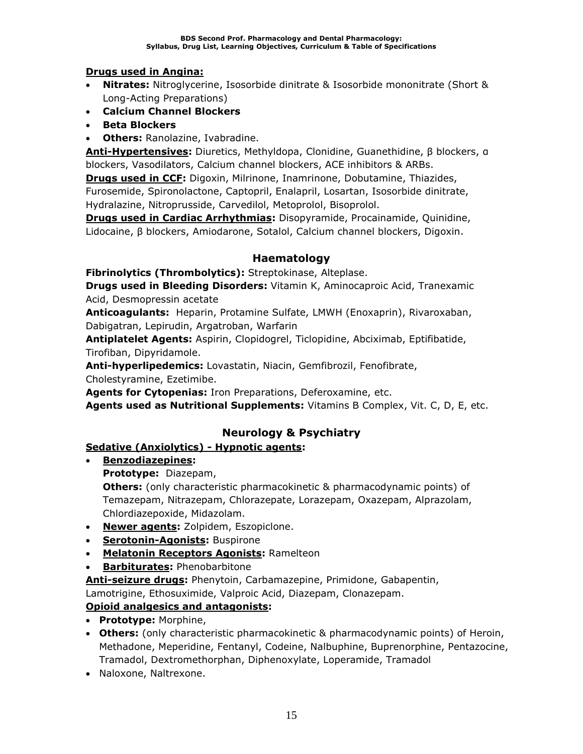**<u>Drugs used in Angina:</u>**

- **Nitrates:** Nitroglycerine, Isosorbide dinitrate & Isosorbide mononitrate (Short & Long-Acting Preparations)
- **Calcium Channel Blockers**
- **Beta Blockers**
- **Others:** Ranolazine, Ivabradine.

**<u>Anti-Hypertensives</u>:** Diuretics, Methyldopa, Clonidine, Guanethidine, β blockers, α blockers, Vasodilators, Calcium channel blockers, ACE inhibitors & ARBs.

**<u>Drugs used in CCF</u>:** Digoxin, Milrinone, Inamrinone, Dobutamine, Thiazides, Furosemide, Spironolactone, Captopril, Enalapril, Losartan, Isosorbide dinitrate, Hydralazine, Nitroprusside, Carvedilol, Metoprolol, Bisoprolol.

**<u>Drugs used in Cardiac Arrhythmias</u>:** Disopyramide, Procainamide, Quinidine, Lidocaine, β blockers, Amiodarone, Sotalol, Calcium channel blockers, Digoxin.

## Haematology

**Fibrinolytics (Thrombolytics):** Streptokinase, Alteplase.

**Drugs used in Bleeding Disorders:** Vitamin K, Aminocaproic Acid, Tranexamic Acid, Desmopressin acetate

**Anticoagulants:** Heparin, Protamine Sulfate, LMWH (Enoxaprin), Rivaroxaban, Dabigatran, Lepirudin, Argatroban, Warfarin

**Antiplatelet Agents:** Aspirin, Clopidogrel, Ticlopidine, Abciximab, Eptifibatide, Tirofiban, Dipyridamole.

**Anti-hyperlipedemics:** Lovastatin, Niacin, Gemfibrozil, Fenofibrate, Cholestyramine, Ezetimibe.

**Agents for Cytopenias:** Iron Preparations, Deferoxamine, etc.

**Agents used as Nutritional Supplements:** Vitamins B Complex, Vit. C, D, E, etc.

## Neurology & Psychiatry

**<u>Sedative (Anxiolytics) - Hypnotic agents</u>:**

- **<u>Benzodiazepines</u>:**
  **Prototype:** Diazepam,
  **Others:** (only characteristic pharmacokinetic & pharmacodynamic points) of Temazepam, Nitrazepam, Chlorazepate, Lorazepam, Oxazepam, Alprazolam, Chlordiazepoxide, Midazolam.
- **<u>Newer agents</u>:** Zolpidem, Eszopiclone.
- **<u>Serotonin-Agonists</u>:** Buspirone
- **<u>Melatonin Receptors Agonists</u>:** Ramelteon
- **<u>Barbiturates</u>:** Phenobarbitone

**<u>Anti-seizure drugs</u>:** Phenytoin, Carbamazepine, Primidone, Gabapentin, Lamotrigine, Ethosuximide, Valproic Acid, Diazepam, Clonazepam.

**<u>Opioid analgesics and antagonists</u>:**

- **Prototype:** Morphine,
- **Others:** (only characteristic pharmacokinetic & pharmacodynamic points) of Heroin, Methadone, Meperidine, Fentanyl, Codeine, Nalbuphine, Buprenorphine, Pentazocine, Tramadol, Dextromethorphan, Diphenoxylate, Loperamide, Tramadol
- Naloxone, Naltrexone.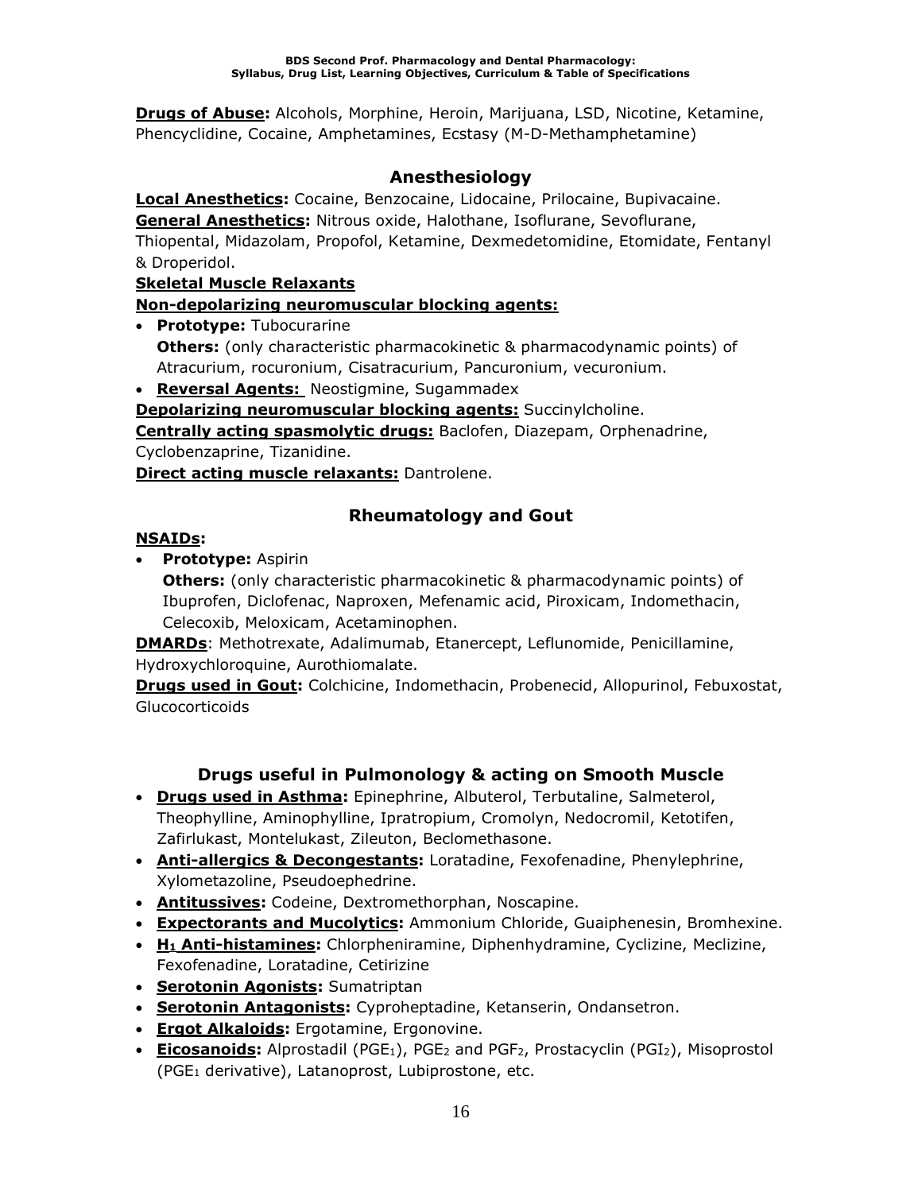**Drugs of Abuse:** Alcohols, Morphine, Heroin, Marijuana, LSD, Nicotine, Ketamine, Phencyclidine, Cocaine, Amphetamines, Ecstasy (M-D-Methamphetamine)

## Anesthesiology

**Local Anesthetics:** Cocaine, Benzocaine, Lidocaine, Prilocaine, Bupivacaine.

**General Anesthetics:** Nitrous oxide, Halothane, Isoflurane, Sevoflurane, Thiopental, Midazolam, Propofol, Ketamine, Dexmedetomidine, Etomidate, Fentanyl & Droperidol.

**Skeletal Muscle Relaxants**

**Non-depolarizing neuromuscular blocking agents:**

- **Prototype:** Tubocurarine
  **Others:** (only characteristic pharmacokinetic & pharmacodynamic points) of Atracurium, rocuronium, Cisatracurium, Pancuronium, vecuronium.
- **Reversal Agents:** Neostigmine, Sugammadex

**Depolarizing neuromuscular blocking agents:** Succinylcholine.

**Centrally acting spasmolytic drugs:** Baclofen, Diazepam, Orphenadrine, Cyclobenzaprine, Tizanidine.

**Direct acting muscle relaxants:** Dantrolene.

## Rheumatology and Gout

**NSAIDs:**

- **Prototype:** Aspirin
  **Others:** (only characteristic pharmacokinetic & pharmacodynamic points) of Ibuprofen, Diclofenac, Naproxen, Mefenamic acid, Piroxicam, Indomethacin, Celecoxib, Meloxicam, Acetaminophen.

**DMARDs**: Methotrexate, Adalimumab, Etanercept, Leflunomide, Penicillamine, Hydroxychloroquine, Aurothiomalate.

**Drugs used in Gout:** Colchicine, Indomethacin, Probenecid, Allopurinol, Febuxostat, Glucocorticoids

## Drugs useful in Pulmonology & acting on Smooth Muscle

- **Drugs used in Asthma:** Epinephrine, Albuterol, Terbutaline, Salmeterol, Theophylline, Aminophylline, Ipratropium, Cromolyn, Nedocromil, Ketotifen, Zafirlukast, Montelukast, Zileuton, Beclomethasone.
- **Anti-allergics & Decongestants:** Loratadine, Fexofenadine, Phenylephrine, Xylometazoline, Pseudoephedrine.
- **Antitussives:** Codeine, Dextromethorphan, Noscapine.
- **Expectorants and Mucolytics:** Ammonium Chloride, Guaiphenesin, Bromhexine.
- **$H_1$ Anti-histamines:** Chlorpheniramine, Diphenhydramine, Cyclizine, Meclizine, Fexofenadine, Loratadine, Cetirizine
- **Serotonin Agonists:** Sumatriptan
- **Serotonin Antagonists:** Cyproheptadine, Ketanserin, Ondansetron.
- **Ergot Alkaloids:** Ergotamine, Ergonovine.
- **Eicosanoids:** Alprostadil ($PGE_1$), $PGE_2$ and $PGF_2$, Prostacyclin ($PGI_2$), Misoprostol ($PGE_1$ derivative), Latanoprost, Lubiprostone, etc.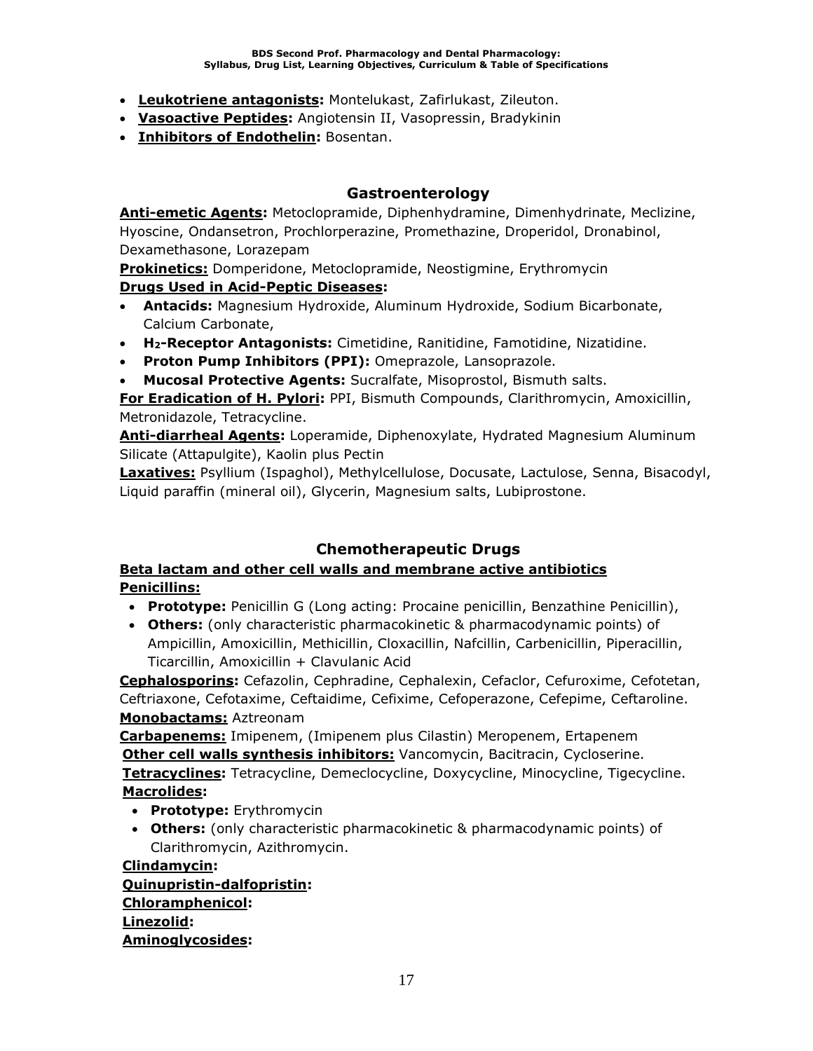- **Leukotriene antagonists:** Montelukast, Zafirlukast, Zileuton.
- **Vasoactive Peptides:** Angiotensin II, Vasopressin, Bradykinin
- **Inhibitors of Endothelin:** Bosentan.

## Gastroenterology

**Anti-emetic Agents:** Metoclopramide, Diphenhydramine, Dimenhydrinate, Meclizine, Hyoscine, Ondansetron, Prochlorperazine, Promethazine, Droperidol, Dronabinol, Dexamethasone, Lorazepam

**Prokinetics:** Domperidone, Metoclopramide, Neostigmine, Erythromycin

**Drugs Used in Acid-Peptic Diseases:**

- **Antacids:** Magnesium Hydroxide, Aluminum Hydroxide, Sodium Bicarbonate, Calcium Carbonate,
- **$H_2$-Receptor Antagonists:** Cimetidine, Ranitidine, Famotidine, Nizatidine.
- **Proton Pump Inhibitors (PPI):** Omeprazole, Lansoprazole.
- **Mucosal Protective Agents:** Sucralfate, Misoprostol, Bismuth salts.

**For Eradication of H. Pylori:** PPI, Bismuth Compounds, Clarithromycin, Amoxicillin, Metronidazole, Tetracycline.

**Anti-diarrheal Agents:** Loperamide, Diphenoxylate, Hydrated Magnesium Aluminum Silicate (Attapulgite), Kaolin plus Pectin

**Laxatives:** Psyllium (Ispaghol), Methylcellulose, Docusate, Lactulose, Senna, Bisacodyl, Liquid paraffin (mineral oil), Glycerin, Magnesium salts, Lubiprostone.

## Chemotherapeutic Drugs

**Beta lactam and other cell walls and membrane active antibiotics**

**Penicillins:**

- **Prototype:** Penicillin G (Long acting: Procaine penicillin, Benzathine Penicillin),
- **Others:** (only characteristic pharmacokinetic & pharmacodynamic points) of Ampicillin, Amoxicillin, Methicillin, Cloxacillin, Nafcillin, Carbenicillin, Piperacillin, Ticarcillin, Amoxicillin + Clavulanic Acid

**Cephalosporins:** Cefazolin, Cephradine, Cephalexin, Cefaclor, Cefuroxime, Cefotetan, Ceftriaxone, Cefotaxime, Ceftaidime, Cefixime, Cefoperazone, Cefepime, Ceftaroline.

**Monobactams:** Aztreonam

**Carbapenems:** Imipenem, (Imipenem plus Cilastin) Meropenem, Ertapenem

**Other cell walls synthesis inhibitors:** Vancomycin, Bacitracin, Cycloserine.

**Tetracyclines:** Tetracycline, Demeclocycline, Doxycycline, Minocycline, Tigecycline.

**Macrolides:**

- **Prototype:** Erythromycin
- **Others:** (only characteristic pharmacokinetic & pharmacodynamic points) of Clarithromycin, Azithromycin.

**Clindamycin:**

**Quinupristin-dalfopristin:**

**Chloramphenicol:**

**Linezolid:**

**Aminoglycosides:**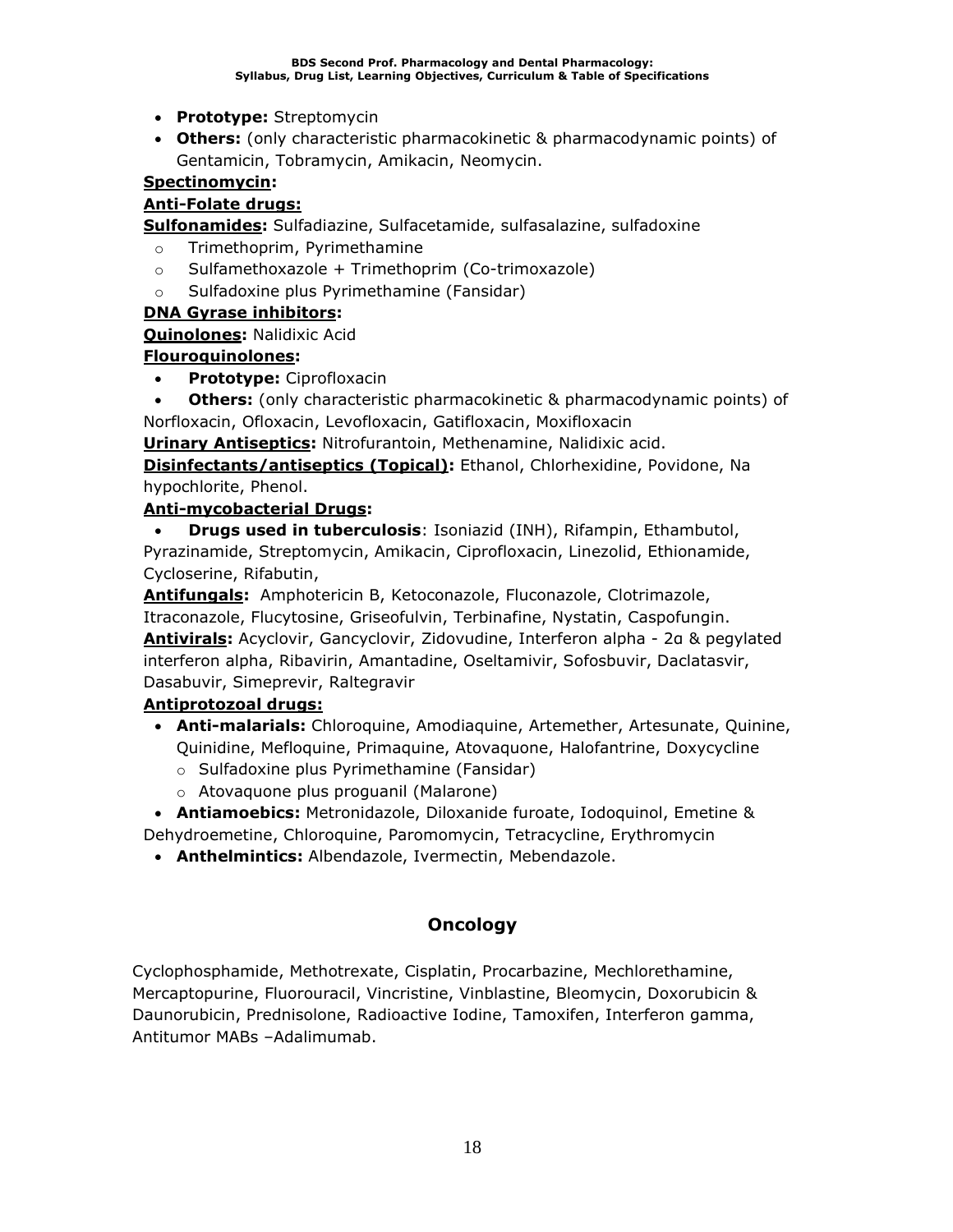- **Prototype:** Streptomycin
- **Others:** (only characteristic pharmacokinetic & pharmacodynamic points) of Gentamicin, Tobramycin, Amikacin, Neomycin.

**Spectinomycin:**

**Anti-Folate drugs:**

**Sulfonamides:** Sulfadiazine, Sulfacetamide, sulfasalazine, sulfadoxine

- Trimethoprim, Pyrimethamine
- Sulfamethoxazole + Trimethoprim (Co-trimoxazole)
- Sulfadoxine plus Pyrimethamine (Fansidar)

**DNA Gyrase inhibitors:**

**Quinolones:** Nalidixic Acid

**Flouroquinolones:**

- **Prototype:** Ciprofloxacin
- **Others:** (only characteristic pharmacokinetic & pharmacodynamic points) of Norfloxacin, Ofloxacin, Levofloxacin, Gatifloxacin, Moxifloxacin

**Urinary Antiseptics:** Nitrofurantoin, Methenamine, Nalidixic acid.

**Disinfectants/antiseptics (Topical):** Ethanol, Chlorhexidine, Povidone, Na hypochlorite, Phenol.

**Anti-mycobacterial Drugs:**

- **Drugs used in tuberculosis**: Isoniazid (INH), Rifampin, Ethambutol, Pyrazinamide, Streptomycin, Amikacin, Ciprofloxacin, Linezolid, Ethionamide, Cycloserine, Rifabutin,

**Antifungals:** Amphotericin B, Ketoconazole, Fluconazole, Clotrimazole, Itraconazole, Flucytosine, Griseofulvin, Terbinafine, Nystatin, Caspofungin.

**Antivirals:** Acyclovir, Gancyclovir, Zidovudine, Interferon alpha - 2α & pegylated interferon alpha, Ribavirin, Amantadine, Oseltamivir, Sofosbuvir, Daclatasvir, Dasabuvir, Simeprevir, Raltegravir

**Antiprotozoal drugs:**

- **Anti-malarials:** Chloroquine, Amodiaquine, Artemether, Artesunate, Quinine, Quinidine, Mefloquine, Primaquine, Atovaquone, Halofantrine, Doxycycline
  - Sulfadoxine plus Pyrimethamine (Fansidar)
  - Atovaquone plus proguanil (Malarone)
- **Antiamoebics:** Metronidazole, Diloxanide furoate, Iodoquinol, Emetine & Dehydroemetine, Chloroquine, Paromomycin, Tetracycline, Erythromycin
- **Anthelmintics:** Albendazole, Ivermectin, Mebendazole.

## Oncology

Cyclophosphamide, Methotrexate, Cisplatin, Procarbazine, Mechlorethamine, Mercaptopurine, Fluorouracil, Vincristine, Vinblastine, Bleomycin, Doxorubicin & Daunorubicin, Prednisolone, Radioactive Iodine, Tamoxifen, Interferon gamma, Antitumor MABs –Adalimumab.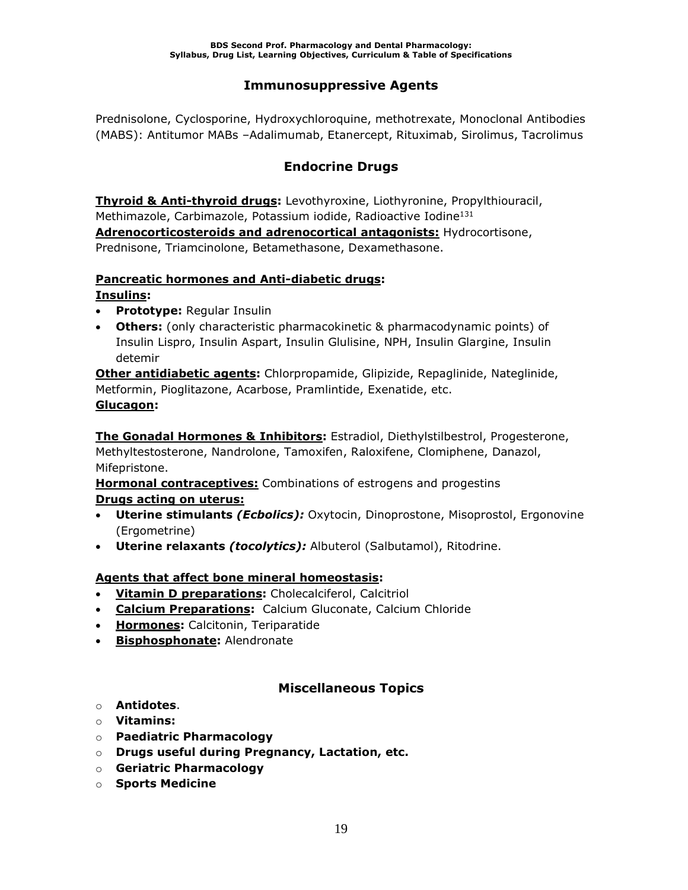## Immunosuppressive Agents

Prednisolone, Cyclosporine, Hydroxychloroquine, methotrexate, Monoclonal Antibodies (MABS): Antitumor MABs –Adalimumab, Etanercept, Rituximab, Sirolimus, Tacrolimus

## Endocrine Drugs

**Thyroid & Anti-thyroid drugs:** Levothyroxine, Liothyronine, Propylthiouracil, Methimazole, Carbimazole, Potassium iodide, Radioactive Iodine$^{131}$
**Adrenocorticosteroids and adrenocortical antagonists:** Hydrocortisone, Prednisone, Triamcinolone, Betamethasone, Dexamethasone.

**Pancreatic hormones and Anti-diabetic drugs:**
**Insulins:**

- **Prototype:** Regular Insulin
- **Others:** (only characteristic pharmacokinetic & pharmacodynamic points) of Insulin Lispro, Insulin Aspart, Insulin Glulisine, NPH, Insulin Glargine, Insulin detemir

**Other antidiabetic agents:** Chlorpropamide, Glipizide, Repaglinide, Nateglinide, Metformin, Pioglitazone, Acarbose, Pramlintide, Exenatide, etc.
**Glucagon:**

**The Gonadal Hormones & Inhibitors:** Estradiol, Diethylstilbestrol, Progesterone, Methyltestosterone, Nandrolone, Tamoxifen, Raloxifene, Clomiphene, Danazol, Mifepristone.
**Hormonal contraceptives:** Combinations of estrogens and progestins
**Drugs acting on uterus:**

- **Uterine stimulants *(Ecbolics):*** Oxytocin, Dinoprostone, Misoprostol, Ergonovine (Ergometrine)
- **Uterine relaxants *(tocolytics):*** Albuterol (Salbutamol), Ritodrine.

**Agents that affect bone mineral homeostasis:**

- **Vitamin D preparations:** Cholecalciferol, Calcitriol
- **Calcium Preparations:** Calcium Gluconate, Calcium Chloride
- **Hormones:** Calcitonin, Teriparatide
- **Bisphosphonate:** Alendronate

## Miscellaneous Topics

- **Antidotes**.
- **Vitamins:**
- **Paediatric Pharmacology**
- **Drugs useful during Pregnancy, Lactation, etc.**
- **Geriatric Pharmacology**
- **Sports Medicine**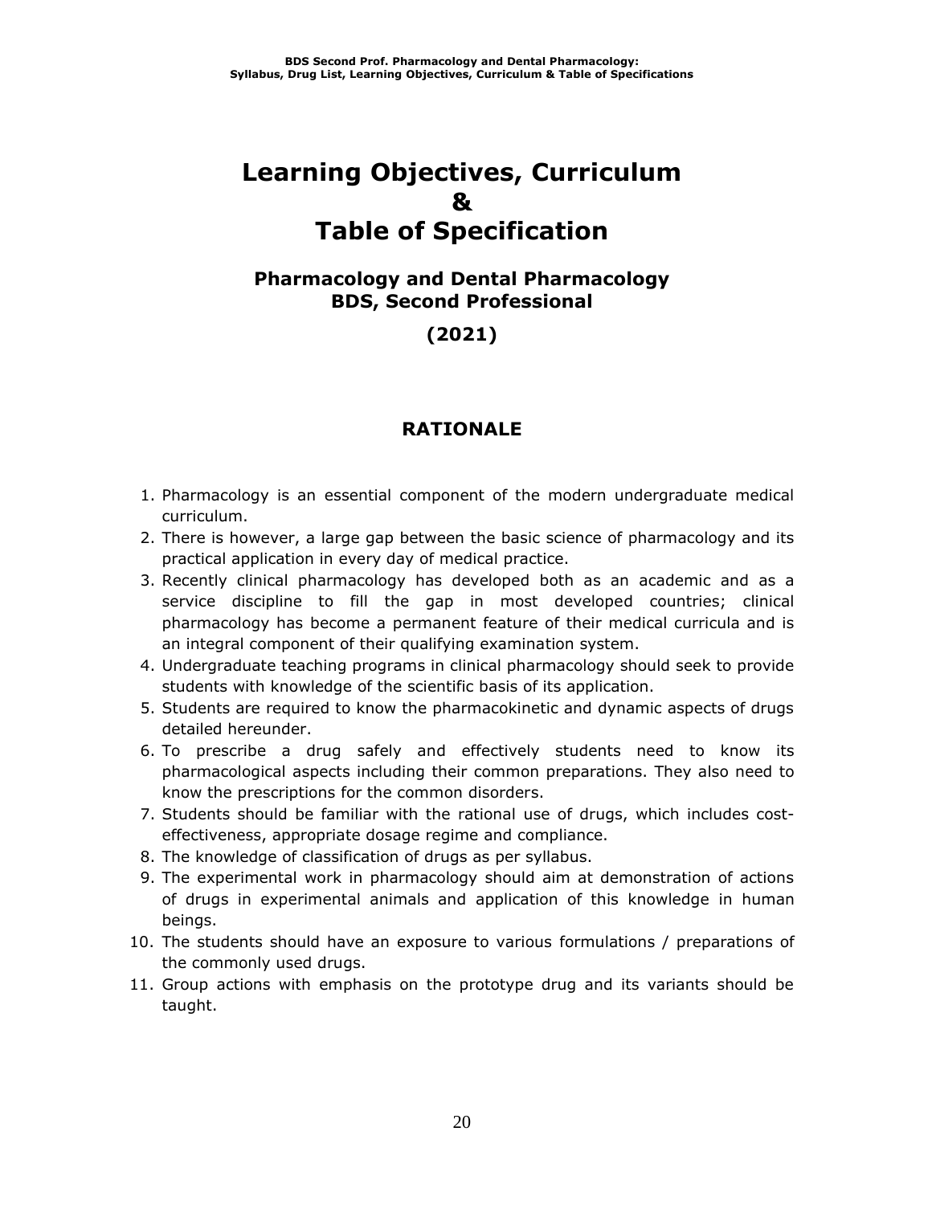# Learning Objectives, Curriculum & Table of Specification

## Pharmacology and Dental Pharmacology BDS, Second Professional

## (2021)

## RATIONALE

1. Pharmacology is an essential component of the modern undergraduate medical curriculum.
2. There is however, a large gap between the basic science of pharmacology and its practical application in every day of medical practice.
3. Recently clinical pharmacology has developed both as an academic and as a service discipline to fill the gap in most developed countries; clinical pharmacology has become a permanent feature of their medical curricula and is an integral component of their qualifying examination system.
4. Undergraduate teaching programs in clinical pharmacology should seek to provide students with knowledge of the scientific basis of its application.
5. Students are required to know the pharmacokinetic and dynamic aspects of drugs detailed hereunder.
6. To prescribe a drug safely and effectively students need to know its pharmacological aspects including their common preparations. They also need to know the prescriptions for the common disorders.
7. Students should be familiar with the rational use of drugs, which includes cost-effectiveness, appropriate dosage regime and compliance.
8. The knowledge of classification of drugs as per syllabus.
9. The experimental work in pharmacology should aim at demonstration of actions of drugs in experimental animals and application of this knowledge in human beings.
10. The students should have an exposure to various formulations / preparations of the commonly used drugs.
11. Group actions with emphasis on the prototype drug and its variants should be taught.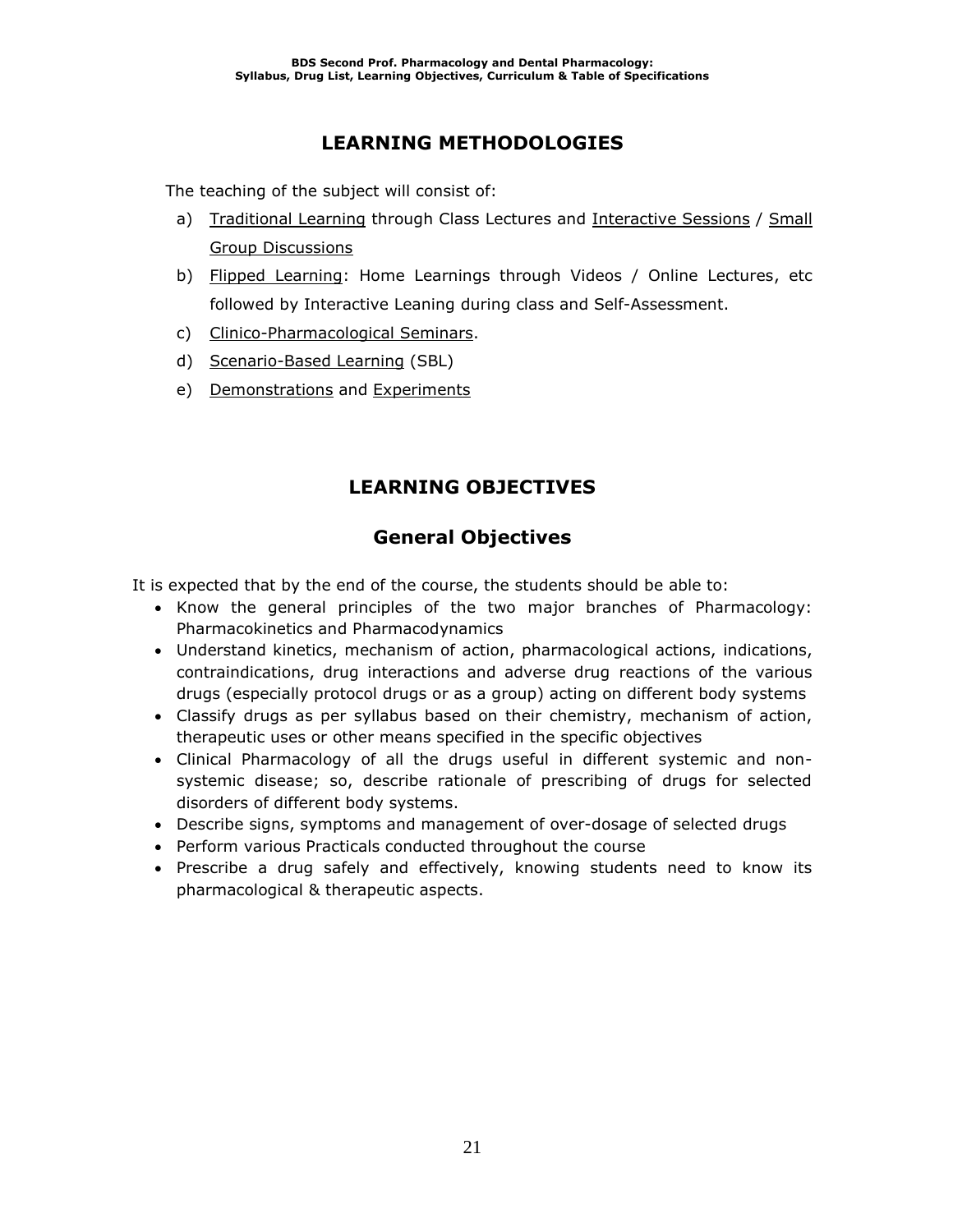## LEARNING METHODOLOGIES

The teaching of the subject will consist of:

a) <u>Traditional Learning</u> through Class Lectures and <u>Interactive Sessions</u> / <u>Small Group Discussions</u>
b) <u>Flipped Learning</u>: Home Learnings through Videos / Online Lectures, etc followed by Interactive Leaning during class and Self-Assessment.
c) <u>Clinico-Pharmacological Seminars</u>.
d) <u>Scenario-Based Learning</u> (SBL)
e) <u>Demonstrations</u> and <u>Experiments</u>

## LEARNING OBJECTIVES

### General Objectives

It is expected that by the end of the course, the students should be able to:

- Know the general principles of the two major branches of Pharmacology: Pharmacokinetics and Pharmacodynamics
- Understand kinetics, mechanism of action, pharmacological actions, indications, contraindications, drug interactions and adverse drug reactions of the various drugs (especially protocol drugs or as a group) acting on different body systems
- Classify drugs as per syllabus based on their chemistry, mechanism of action, therapeutic uses or other means specified in the specific objectives
- Clinical Pharmacology of all the drugs useful in different systemic and non-systemic disease; so, describe rationale of prescribing of drugs for selected disorders of different body systems.
- Describe signs, symptoms and management of over-dosage of selected drugs
- Perform various Practicals conducted throughout the course
- Prescribe a drug safely and effectively, knowing students need to know its pharmacological & therapeutic aspects.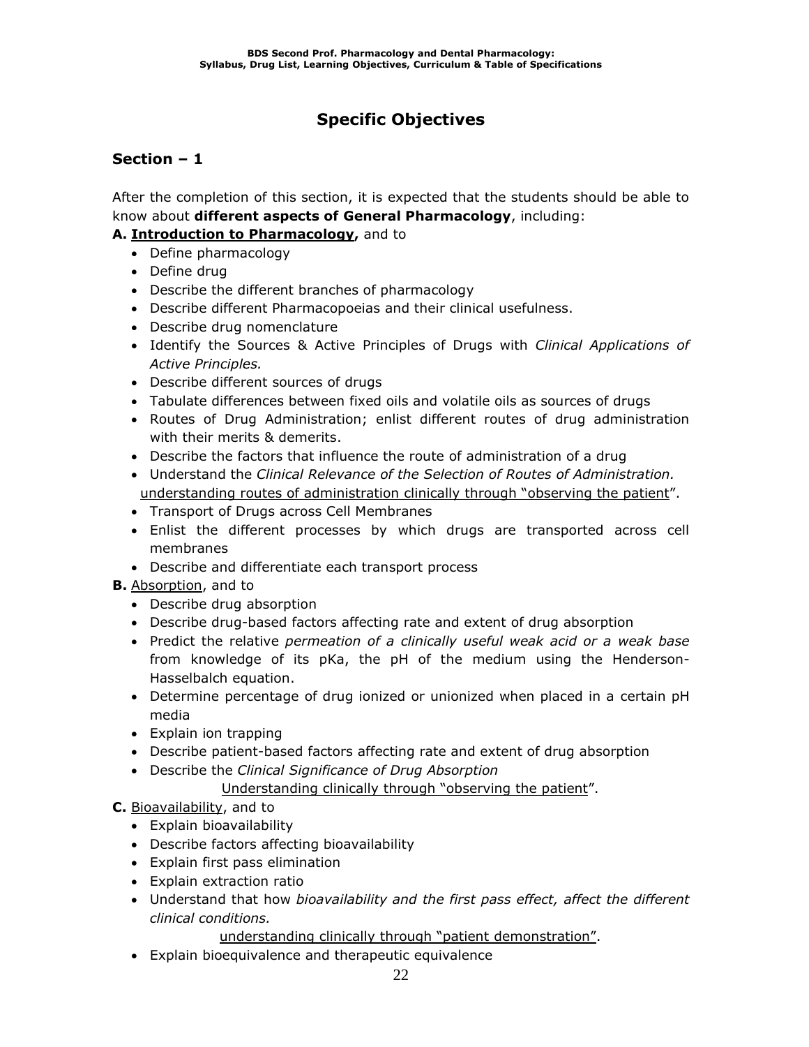# Specific Objectives

## Section – 1

After the completion of this section, it is expected that the students should be able to know about **different aspects of General Pharmacology**, including:

**A. <u>Introduction to Pharmacology</u>,** and to

- Define pharmacology
- Define drug
- Describe the different branches of pharmacology
- Describe different Pharmacopoeias and their clinical usefulness.
- Describe drug nomenclature
- Identify the Sources & Active Principles of Drugs with *Clinical Applications of Active Principles.*
- Describe different sources of drugs
- Tabulate differences between fixed oils and volatile oils as sources of drugs
- Routes of Drug Administration; enlist different routes of drug administration with their merits & demerits.
- Describe the factors that influence the route of administration of a drug
- Understand the *Clinical Relevance of the Selection of Routes of Administration.* <u>understanding routes of administration clinically through "observing the patient</u>".
- Transport of Drugs across Cell Membranes
- Enlist the different processes by which drugs are transported across cell membranes
- Describe and differentiate each transport process

**B.** <u>Absorption</u>, and to

- Describe drug absorption
- Describe drug-based factors affecting rate and extent of drug absorption
- Predict the relative *permeation of a clinically useful weak acid or a weak base* from knowledge of its pKa, the pH of the medium using the Henderson-Hasselbalch equation.
- Determine percentage of drug ionized or unionized when placed in a certain pH media
- Explain ion trapping
- Describe patient-based factors affecting rate and extent of drug absorption
- Describe the *Clinical Significance of Drug Absorption*
  <u>Understanding clinically through "observing the patient</u>".

**C.** <u>Bioavailability</u>, and to

- Explain bioavailability
- Describe factors affecting bioavailability
- Explain first pass elimination
- Explain extraction ratio
- Understand that how *bioavailability and the first pass effect, affect the different clinical conditions.*
  <u>understanding clinically through "patient demonstration</u>".
- Explain bioequivalence and therapeutic equivalence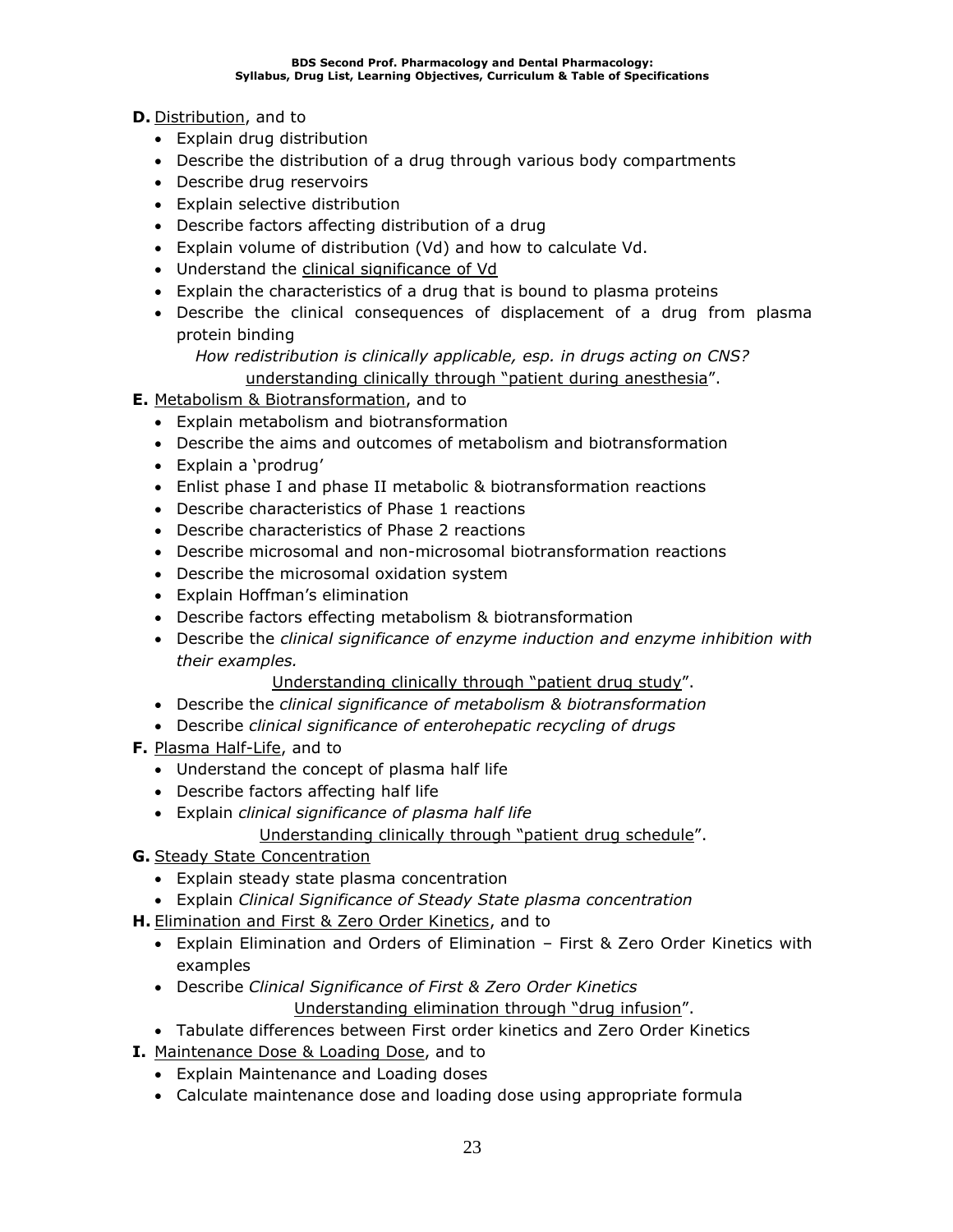**D.** <u>Distribution</u>, and to

- Explain drug distribution
- Describe the distribution of a drug through various body compartments
- Describe drug reservoirs
- Explain selective distribution
- Describe factors affecting distribution of a drug
- Explain volume of distribution (Vd) and how to calculate Vd.
- Understand the <u>clinical significance of Vd</u>
- Explain the characteristics of a drug that is bound to plasma proteins
- Describe the clinical consequences of displacement of a drug from plasma protein binding

*How redistribution is clinically applicable, esp. in drugs acting on CNS?*
<u>understanding clinically through "patient during anesthesia</u>".

**E.** <u>Metabolism & Biotransformation</u>, and to

- Explain metabolism and biotransformation
- Describe the aims and outcomes of metabolism and biotransformation
- Explain a 'prodrug'
- Enlist phase I and phase II metabolic & biotransformation reactions
- Describe characteristics of Phase 1 reactions
- Describe characteristics of Phase 2 reactions
- Describe microsomal and non-microsomal biotransformation reactions
- Describe the microsomal oxidation system
- Explain Hoffman's elimination
- Describe factors effecting metabolism & biotransformation
- Describe the *clinical significance of enzyme induction and enzyme inhibition with their examples.*

  <u>Understanding clinically through "patient drug study</u>".
- Describe the *clinical significance of metabolism & biotransformation*
- Describe *clinical significance of enterohepatic recycling of drugs*

**F.** <u>Plasma Half-Life</u>, and to

- Understand the concept of plasma half life
- Describe factors affecting half life
- Explain *clinical significance of plasma half life*

  <u>Understanding clinically through "patient drug schedule</u>".

**G.** <u>Steady State Concentration</u>

- Explain steady state plasma concentration
- Explain *Clinical Significance of Steady State plasma concentration*

**H.** <u>Elimination and First & Zero Order Kinetics</u>, and to

- Explain Elimination and Orders of Elimination – First & Zero Order Kinetics with examples
- Describe *Clinical Significance of First & Zero Order Kinetics*

  <u>Understanding elimination through "drug infusion</u>".
- Tabulate differences between First order kinetics and Zero Order Kinetics

**I.** <u>Maintenance Dose & Loading Dose</u>, and to

- Explain Maintenance and Loading doses
- Calculate maintenance dose and loading dose using appropriate formula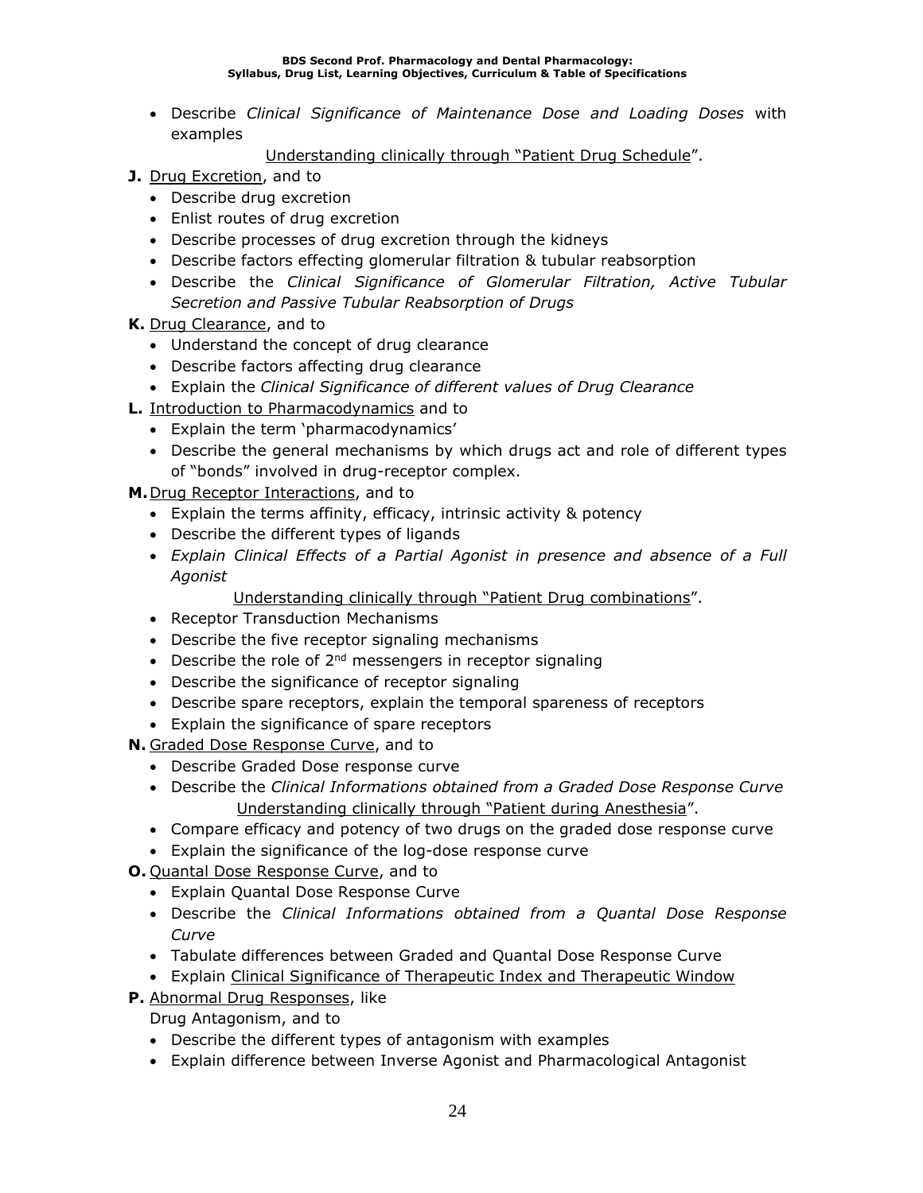- Describe *Clinical Significance of Maintenance Dose and Loading Doses* with examples

  <u>Understanding clinically through "Patient Drug Schedule</u>".

**J.** <u>Drug Excretion</u>, and to

- Describe drug excretion
- Enlist routes of drug excretion
- Describe processes of drug excretion through the kidneys
- Describe factors effecting glomerular filtration & tubular reabsorption
- Describe the *Clinical Significance of Glomerular Filtration, Active Tubular Secretion and Passive Tubular Reabsorption of Drugs*

**K.** <u>Drug Clearance</u>, and to

- Understand the concept of drug clearance
- Describe factors affecting drug clearance
- Explain the *Clinical Significance of different values of Drug Clearance*

**L.** <u>Introduction to Pharmacodynamics</u> and to

- Explain the term 'pharmacodynamics'
- Describe the general mechanisms by which drugs act and role of different types of "bonds" involved in drug-receptor complex.

**M.** <u>Drug Receptor Interactions</u>, and to

- Explain the terms affinity, efficacy, intrinsic activity & potency
- Describe the different types of ligands
- *Explain Clinical Effects of a Partial Agonist in presence and absence of a Full Agonist*

  <u>Understanding clinically through "Patient Drug combinations</u>".
- Receptor Transduction Mechanisms
- Describe the five receptor signaling mechanisms
- Describe the role of 2nd messengers in receptor signaling
- Describe the significance of receptor signaling
- Describe spare receptors, explain the temporal spareness of receptors
- Explain the significance of spare receptors

**N.** <u>Graded Dose Response Curve</u>, and to

- Describe Graded Dose response curve
- Describe the *Clinical Informations obtained from a Graded Dose Response Curve*

  <u>Understanding clinically through "Patient during Anesthesia</u>".
- Compare efficacy and potency of two drugs on the graded dose response curve
- Explain the significance of the log-dose response curve

**O.** <u>Quantal Dose Response Curve</u>, and to

- Explain Quantal Dose Response Curve
- Describe the *Clinical Informations obtained from a Quantal Dose Response Curve*
- Tabulate differences between Graded and Quantal Dose Response Curve
- Explain <u>Clinical Significance of Therapeutic Index and Therapeutic Window</u>

**P.** <u>Abnormal Drug Responses</u>, like

Drug Antagonism, and to

- Describe the different types of antagonism with examples
- Explain difference between Inverse Agonist and Pharmacological Antagonist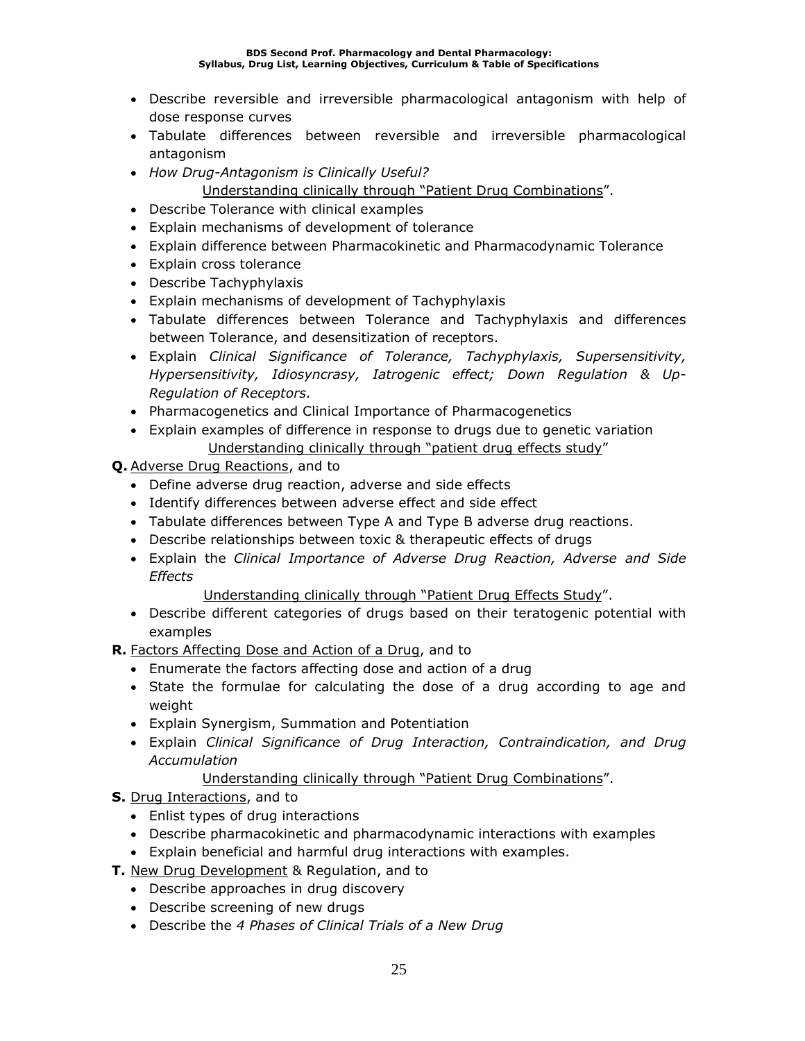- Describe reversible and irreversible pharmacological antagonism with help of dose response curves
- Tabulate differences between reversible and irreversible pharmacological antagonism
- *How Drug-Antagonism is Clinically Useful?*

  <u>Understanding clinically through "Patient Drug Combinations</u>".
- Describe Tolerance with clinical examples
- Explain mechanisms of development of tolerance
- Explain difference between Pharmacokinetic and Pharmacodynamic Tolerance
- Explain cross tolerance
- Describe Tachyphylaxis
- Explain mechanisms of development of Tachyphylaxis
- Tabulate differences between Tolerance and Tachyphylaxis and differences between Tolerance, and desensitization of receptors.
- Explain *Clinical Significance of Tolerance, Tachyphylaxis, Supersensitivity, Hypersensitivity, Idiosyncrasy, Iatrogenic effect; Down Regulation & Up-Regulation of Receptors.*
- Pharmacogenetics and Clinical Importance of Pharmacogenetics
- Explain examples of difference in response to drugs due to genetic variation

  <u>Understanding clinically through "patient drug effects study</u>"

**Q.** <u>Adverse Drug Reactions</u>, and to

- Define adverse drug reaction, adverse and side effects
- Identify differences between adverse effect and side effect
- Tabulate differences between Type A and Type B adverse drug reactions.
- Describe relationships between toxic & therapeutic effects of drugs
- Explain the *Clinical Importance of Adverse Drug Reaction, Adverse and Side Effects*

  <u>Understanding clinically through "Patient Drug Effects Study</u>".
- Describe different categories of drugs based on their teratogenic potential with examples

**R.** <u>Factors Affecting Dose and Action of a Drug</u>, and to

- Enumerate the factors affecting dose and action of a drug
- State the formulae for calculating the dose of a drug according to age and weight
- Explain Synergism, Summation and Potentiation
- Explain *Clinical Significance of Drug Interaction, Contraindication, and Drug Accumulation*

  <u>Understanding clinically through "Patient Drug Combinations</u>".

**S.** <u>Drug Interactions</u>, and to

- Enlist types of drug interactions
- Describe pharmacokinetic and pharmacodynamic interactions with examples
- Explain beneficial and harmful drug interactions with examples.

**T.** <u>New Drug Development</u> & Regulation, and to

- Describe approaches in drug discovery
- Describe screening of new drugs
- Describe the *4 Phases of Clinical Trials of a New Drug*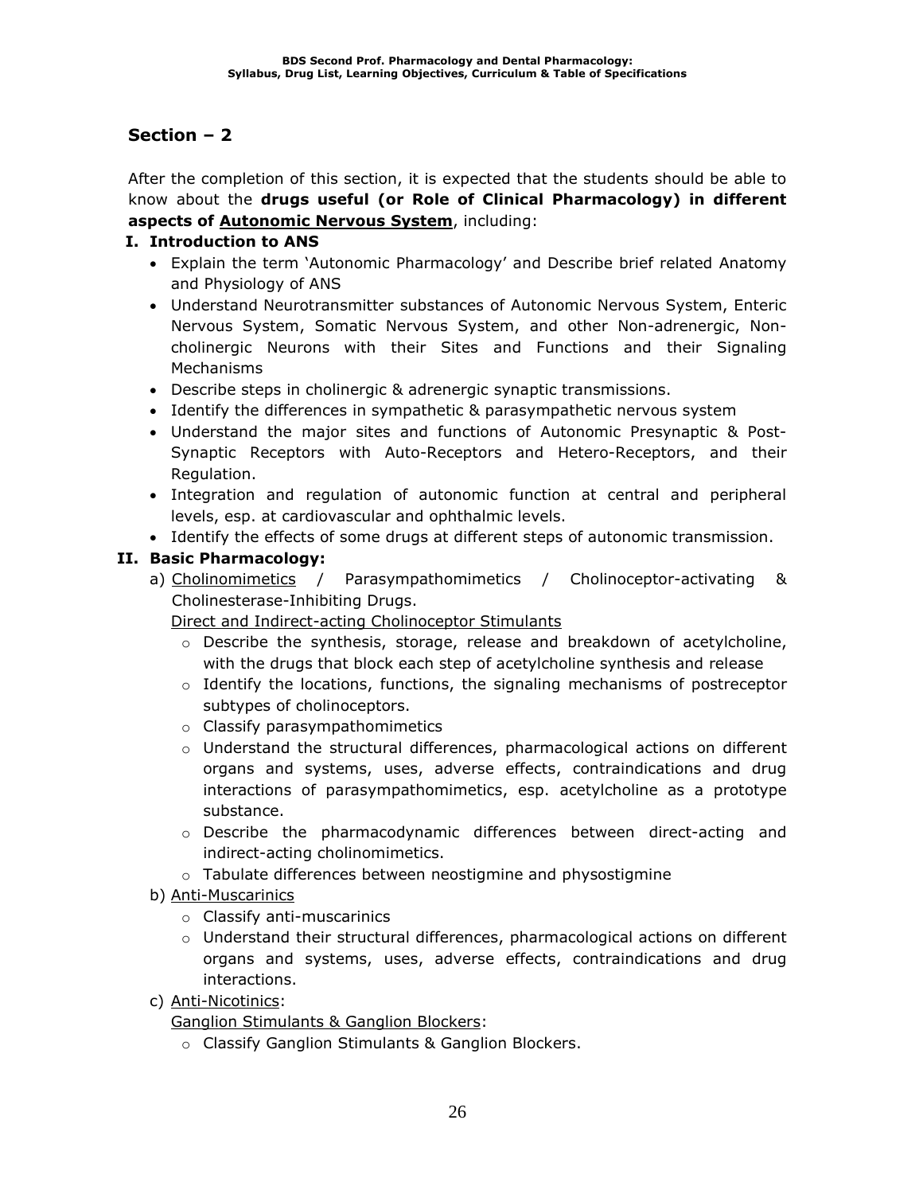## Section – 2

After the completion of this section, it is expected that the students should be able to know about the **drugs useful (or Role of Clinical Pharmacology) in different aspects of <u>Autonomic Nervous System</u>**, including:

### I. Introduction to ANS

- Explain the term 'Autonomic Pharmacology' and Describe brief related Anatomy and Physiology of ANS
- Understand Neurotransmitter substances of Autonomic Nervous System, Enteric Nervous System, Somatic Nervous System, and other Non-adrenergic, Non-cholinergic Neurons with their Sites and Functions and their Signaling Mechanisms
- Describe steps in cholinergic & adrenergic synaptic transmissions.
- Identify the differences in sympathetic & parasympathetic nervous system
- Understand the major sites and functions of Autonomic Presynaptic & Post-Synaptic Receptors with Auto-Receptors and Hetero-Receptors, and their Regulation.
- Integration and regulation of autonomic function at central and peripheral levels, esp. at cardiovascular and ophthalmic levels.
- Identify the effects of some drugs at different steps of autonomic transmission.

### II. Basic Pharmacology:

a) <u>Cholinomimetics</u> / Parasympathomimetics / Cholinoceptor-activating & Cholinesterase-Inhibiting Drugs.

<u>Direct and Indirect-acting Cholinoceptor Stimulants</u>

- Describe the synthesis, storage, release and breakdown of acetylcholine, with the drugs that block each step of acetylcholine synthesis and release
- Identify the locations, functions, the signaling mechanisms of postreceptor subtypes of cholinoceptors.
- Classify parasympathomimetics
- Understand the structural differences, pharmacological actions on different organs and systems, uses, adverse effects, contraindications and drug interactions of parasympathomimetics, esp. acetylcholine as a prototype substance.
- Describe the pharmacodynamic differences between direct-acting and indirect-acting cholinomimetics.
- Tabulate differences between neostigmine and physostigmine

b) <u>Anti-Muscarinics</u>

- Classify anti-muscarinics
- Understand their structural differences, pharmacological actions on different organs and systems, uses, adverse effects, contraindications and drug interactions.

c) <u>Anti-Nicotinics</u>:

<u>Ganglion Stimulants & Ganglion Blockers</u>:

- Classify Ganglion Stimulants & Ganglion Blockers.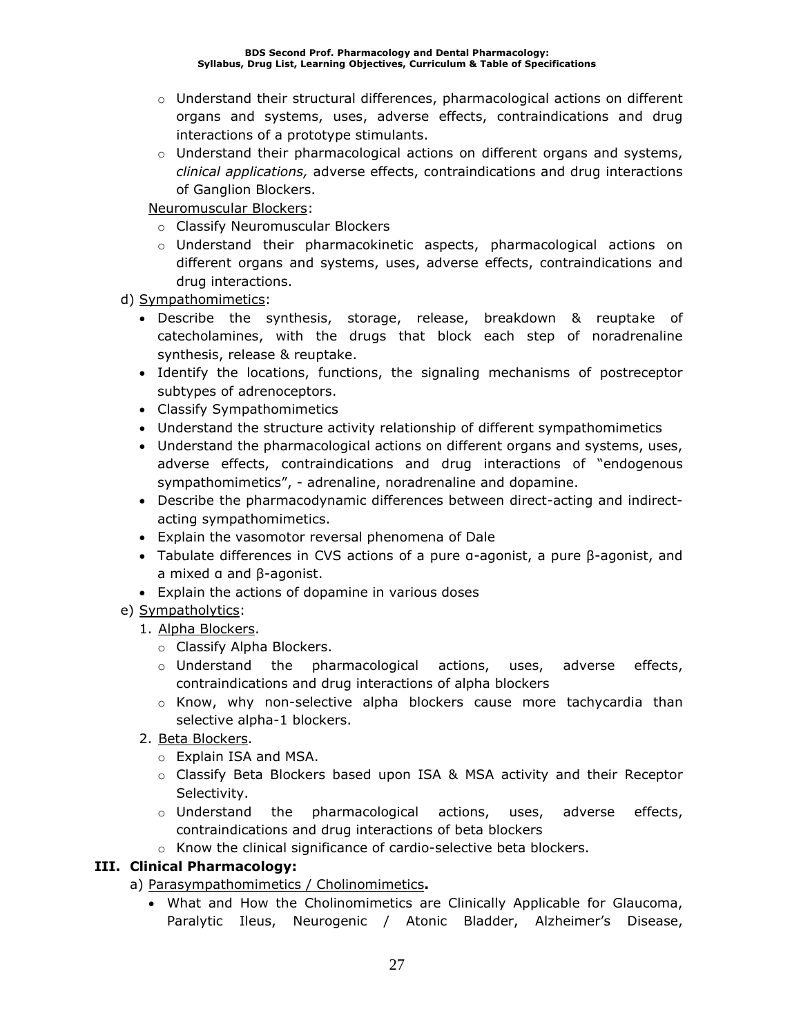- Understand their structural differences, pharmacological actions on different organs and systems, uses, adverse effects, contraindications and drug interactions of a prototype stimulants.
- Understand their pharmacological actions on different organs and systems, *clinical applications,* adverse effects, contraindications and drug interactions of Ganglion Blockers.

Neuromuscular Blockers:

- Classify Neuromuscular Blockers
- Understand their pharmacokinetic aspects, pharmacological actions on different organs and systems, uses, adverse effects, contraindications and drug interactions.

d) Sympathomimetics:

- Describe the synthesis, storage, release, breakdown & reuptake of catecholamines, with the drugs that block each step of noradrenaline synthesis, release & reuptake.
- Identify the locations, functions, the signaling mechanisms of postreceptor subtypes of adrenoceptors.
- Classify Sympathomimetics
- Understand the structure activity relationship of different sympathomimetics
- Understand the pharmacological actions on different organs and systems, uses, adverse effects, contraindications and drug interactions of "endogenous sympathomimetics", - adrenaline, noradrenaline and dopamine.
- Describe the pharmacodynamic differences between direct-acting and indirect-acting sympathomimetics.
- Explain the vasomotor reversal phenomena of Dale
- Tabulate differences in CVS actions of a pure α-agonist, a pure β-agonist, and a mixed α and β-agonist.
- Explain the actions of dopamine in various doses

e) Sympatholytics:

1. Alpha Blockers.
   - Classify Alpha Blockers.
   - Understand the pharmacological actions, uses, adverse effects, contraindications and drug interactions of alpha blockers
   - Know, why non-selective alpha blockers cause more tachycardia than selective alpha-1 blockers.
2. Beta Blockers.
   - Explain ISA and MSA.
   - Classify Beta Blockers based upon ISA & MSA activity and their Receptor Selectivity.
   - Understand the pharmacological actions, uses, adverse effects, contraindications and drug interactions of beta blockers
   - Know the clinical significance of cardio-selective beta blockers.

**III. Clinical Pharmacology:**

a) Parasympathomimetics / Cholinomimetics**.**

- What and How the Cholinomimetics are Clinically Applicable for Glaucoma, Paralytic Ileus, Neurogenic / Atonic Bladder, Alzheimer's Disease,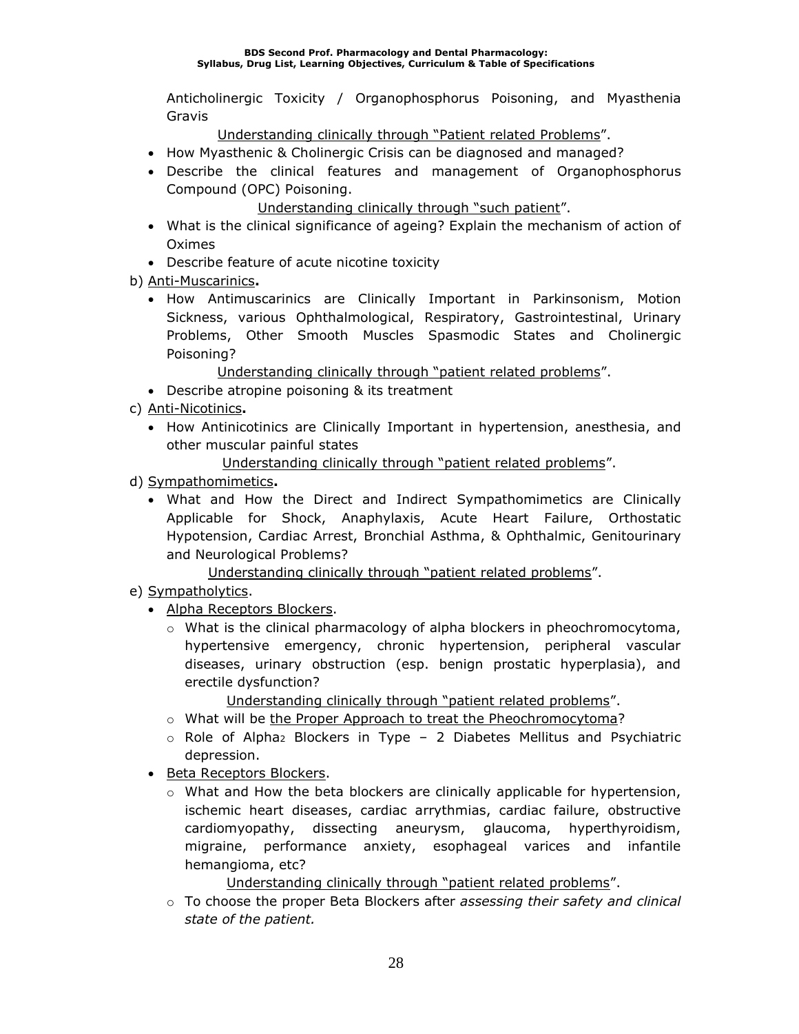Anticholinergic Toxicity / Organophosphorus Poisoning, and Myasthenia Gravis

<u>Understanding clinically through "Patient related Problems</u>".

- How Myasthenic & Cholinergic Crisis can be diagnosed and managed?
- Describe the clinical features and management of Organophosphorus Compound (OPC) Poisoning.

<u>Understanding clinically through "such patient</u>".

- What is the clinical significance of ageing? Explain the mechanism of action of Oximes
- Describe feature of acute nicotine toxicity

b) <u>Anti-Muscarinics</u>**.**

- How Antimuscarinics are Clinically Important in Parkinsonism, Motion Sickness, various Ophthalmological, Respiratory, Gastrointestinal, Urinary Problems, Other Smooth Muscles Spasmodic States and Cholinergic Poisoning?

<u>Understanding clinically through "patient related problems</u>".

- Describe atropine poisoning & its treatment

c) <u>Anti-Nicotinics</u>**.**

- How Antinicotinics are Clinically Important in hypertension, anesthesia, and other muscular painful states

<u>Understanding clinically through "patient related problems</u>".

d) <u>Sympathomimetics</u>**.**

- What and How the Direct and Indirect Sympathomimetics are Clinically Applicable for Shock, Anaphylaxis, Acute Heart Failure, Orthostatic Hypotension, Cardiac Arrest, Bronchial Asthma, & Ophthalmic, Genitourinary and Neurological Problems?

<u>Understanding clinically through "patient related problems</u>".

e) <u>Sympatholytics</u>.

- <u>Alpha Receptors Blockers</u>.
  - What is the clinical pharmacology of alpha blockers in pheochromocytoma, hypertensive emergency, chronic hypertension, peripheral vascular diseases, urinary obstruction (esp. benign prostatic hyperplasia), and erectile dysfunction?

    <u>Understanding clinically through "patient related problems</u>".
  - What will be <u>the Proper Approach to treat the Pheochromocytoma</u>?
  - Role of $Alpha_2$ Blockers in Type – 2 Diabetes Mellitus and Psychiatric depression.
- <u>Beta Receptors Blockers</u>.
  - What and How the beta blockers are clinically applicable for hypertension, ischemic heart diseases, cardiac arrythmias, cardiac failure, obstructive cardiomyopathy, dissecting aneurysm, glaucoma, hyperthyroidism, migraine, performance anxiety, esophageal varices and infantile hemangioma, etc?

    <u>Understanding clinically through "patient related problems</u>".
  - To choose the proper Beta Blockers after *assessing their safety and clinical state of the patient.*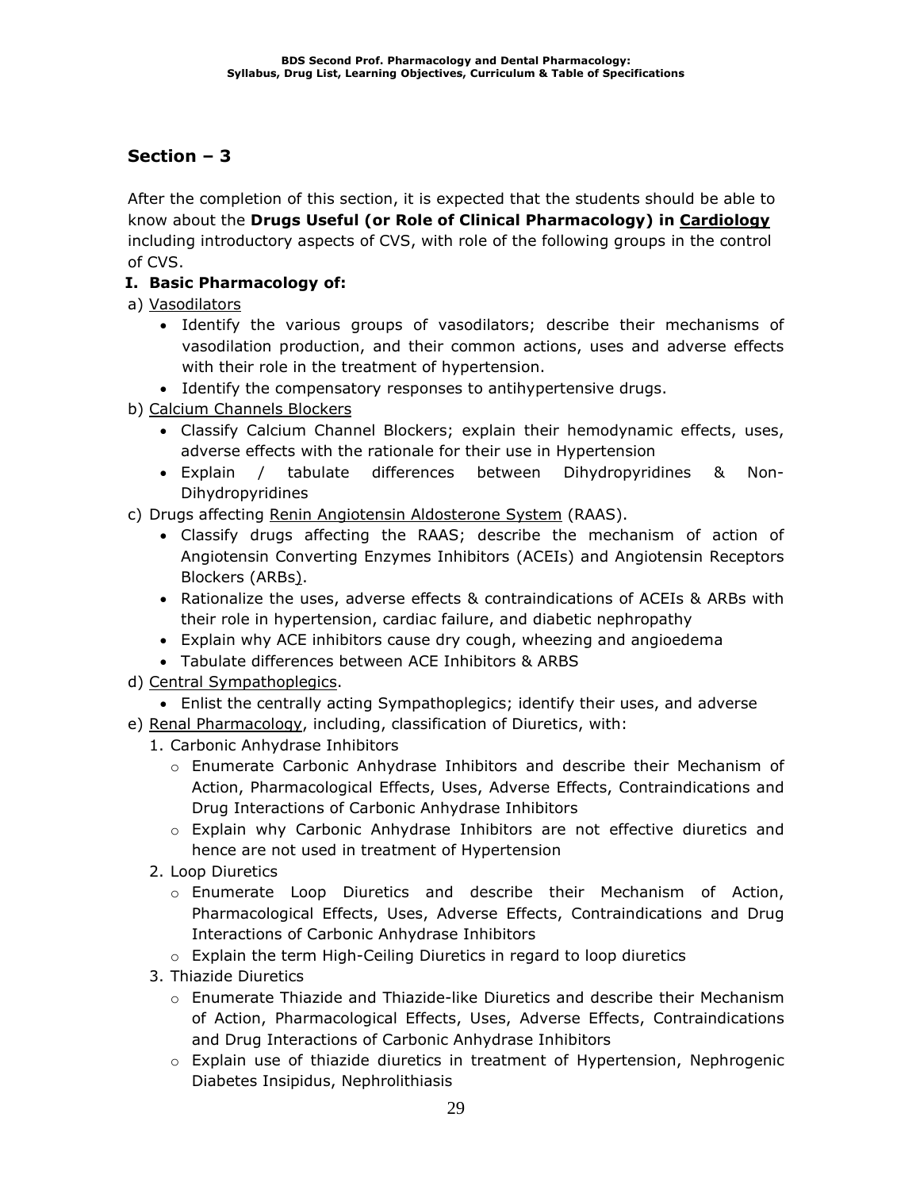## Section – 3

After the completion of this section, it is expected that the students should be able to know about the **Drugs Useful (or Role of Clinical Pharmacology) in Cardiology** including introductory aspects of CVS, with role of the following groups in the control of CVS.

**I. Basic Pharmacology of:**

a) Vasodilators

- Identify the various groups of vasodilators; describe their mechanisms of vasodilation production, and their common actions, uses and adverse effects with their role in the treatment of hypertension.
- Identify the compensatory responses to antihypertensive drugs.

b) Calcium Channels Blockers

- Classify Calcium Channel Blockers; explain their hemodynamic effects, uses, adverse effects with the rationale for their use in Hypertension
- Explain / tabulate differences between Dihydropyridines & Non-Dihydropyridines

c) Drugs affecting Renin Angiotensin Aldosterone System (RAAS).

- Classify drugs affecting the RAAS; describe the mechanism of action of Angiotensin Converting Enzymes Inhibitors (ACEIs) and Angiotensin Receptors Blockers (ARBs).
- Rationalize the uses, adverse effects & contraindications of ACEIs & ARBs with their role in hypertension, cardiac failure, and diabetic nephropathy
- Explain why ACE inhibitors cause dry cough, wheezing and angioedema
- Tabulate differences between ACE Inhibitors & ARBS

d) Central Sympathoplegics.

- Enlist the centrally acting Sympathoplegics; identify their uses, and adverse

e) Renal Pharmacology, including, classification of Diuretics, with:

1. Carbonic Anhydrase Inhibitors
   - Enumerate Carbonic Anhydrase Inhibitors and describe their Mechanism of Action, Pharmacological Effects, Uses, Adverse Effects, Contraindications and Drug Interactions of Carbonic Anhydrase Inhibitors
   - Explain why Carbonic Anhydrase Inhibitors are not effective diuretics and hence are not used in treatment of Hypertension
2. Loop Diuretics
   - Enumerate Loop Diuretics and describe their Mechanism of Action, Pharmacological Effects, Uses, Adverse Effects, Contraindications and Drug Interactions of Carbonic Anhydrase Inhibitors
   - Explain the term High-Ceiling Diuretics in regard to loop diuretics
3. Thiazide Diuretics
   - Enumerate Thiazide and Thiazide-like Diuretics and describe their Mechanism of Action, Pharmacological Effects, Uses, Adverse Effects, Contraindications and Drug Interactions of Carbonic Anhydrase Inhibitors
   - Explain use of thiazide diuretics in treatment of Hypertension, Nephrogenic Diabetes Insipidus, Nephrolithiasis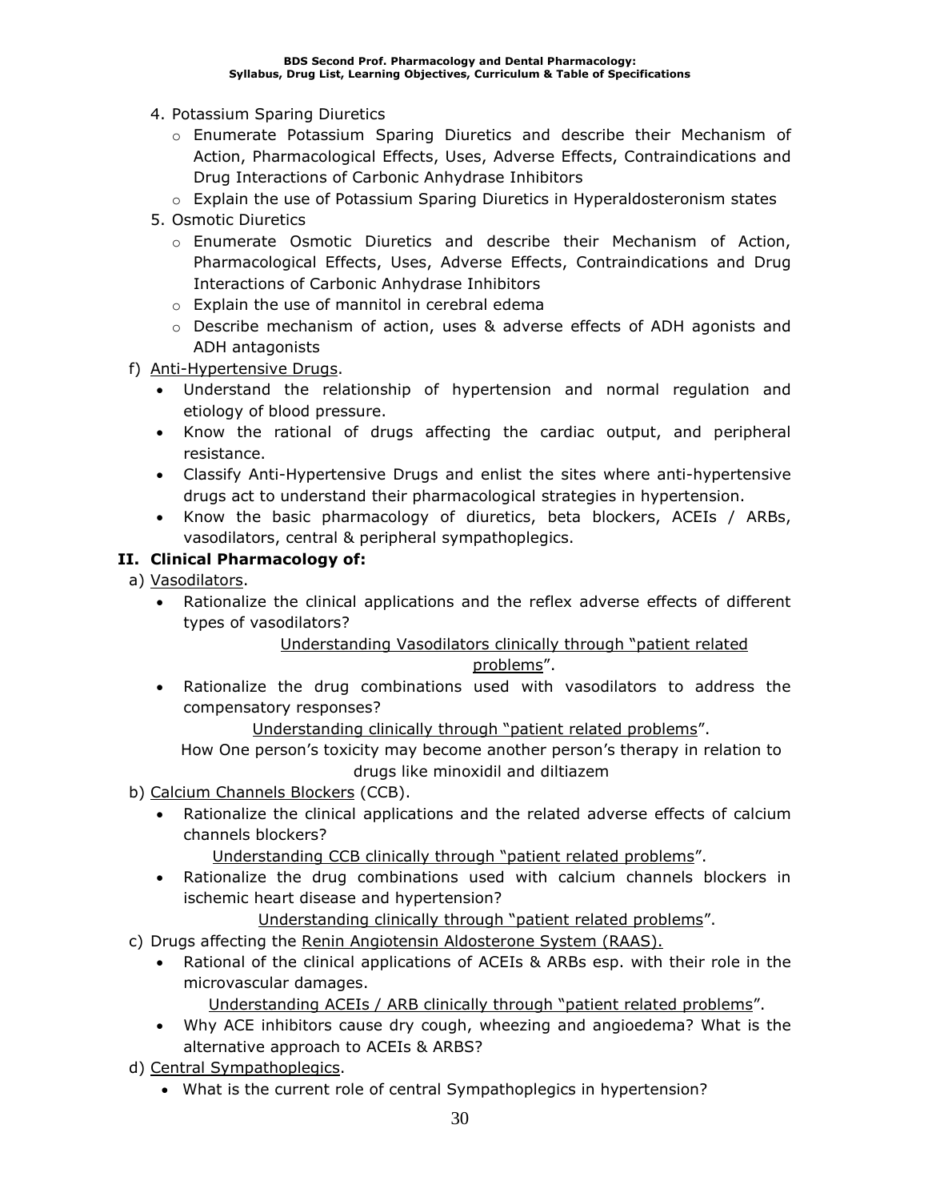4. Potassium Sparing Diuretics
   - Enumerate Potassium Sparing Diuretics and describe their Mechanism of Action, Pharmacological Effects, Uses, Adverse Effects, Contraindications and Drug Interactions of Carbonic Anhydrase Inhibitors
   - Explain the use of Potassium Sparing Diuretics in Hyperaldosteronism states
5. Osmotic Diuretics
   - Enumerate Osmotic Diuretics and describe their Mechanism of Action, Pharmacological Effects, Uses, Adverse Effects, Contraindications and Drug Interactions of Carbonic Anhydrase Inhibitors
   - Explain the use of mannitol in cerebral edema
   - Describe mechanism of action, uses & adverse effects of ADH agonists and ADH antagonists

f) Anti-Hypertensive Drugs.
   - Understand the relationship of hypertension and normal regulation and etiology of blood pressure.
   - Know the rational of drugs affecting the cardiac output, and peripheral resistance.
   - Classify Anti-Hypertensive Drugs and enlist the sites where anti-hypertensive drugs act to understand their pharmacological strategies in hypertension.
   - Know the basic pharmacology of diuretics, beta blockers, ACEIs / ARBs, vasodilators, central & peripheral sympathoplegics.

**II. Clinical Pharmacology of:**

a) Vasodilators.
   - Rationalize the clinical applications and the reflex adverse effects of different types of vasodilators?

     Understanding Vasodilators clinically through "patient related problems".
   - Rationalize the drug combinations used with vasodilators to address the compensatory responses?

     Understanding clinically through "patient related problems".

     How One person's toxicity may become another person's therapy in relation to drugs like minoxidil and diltiazem

b) Calcium Channels Blockers (CCB).
   - Rationalize the clinical applications and the related adverse effects of calcium channels blockers?

     Understanding CCB clinically through "patient related problems".
   - Rationalize the drug combinations used with calcium channels blockers in ischemic heart disease and hypertension?

     Understanding clinically through "patient related problems".

c) Drugs affecting the Renin Angiotensin Aldosterone System (RAAS).
   - Rational of the clinical applications of ACEIs & ARBs esp. with their role in the microvascular damages.

     Understanding ACEIs / ARB clinically through "patient related problems".
   - Why ACE inhibitors cause dry cough, wheezing and angioedema? What is the alternative approach to ACEIs & ARBS?

d) Central Sympathoplegics.
   - What is the current role of central Sympathoplegics in hypertension?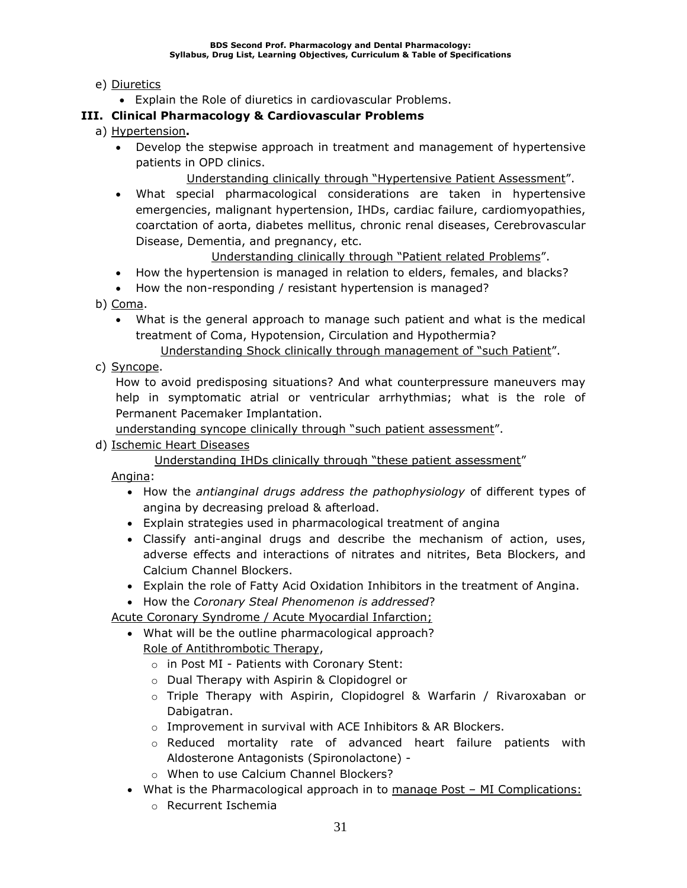e) <u>Diuretics</u>

- Explain the Role of diuretics in cardiovascular Problems.

### III. Clinical Pharmacology & Cardiovascular Problems

a) <u>Hypertension</u>**.**

- Develop the stepwise approach in treatment and management of hypertensive patients in OPD clinics.

  <u>Understanding clinically through "Hypertensive Patient Assessment</u>".

- What special pharmacological considerations are taken in hypertensive emergencies, malignant hypertension, IHDs, cardiac failure, cardiomyopathies, coarctation of aorta, diabetes mellitus, chronic renal diseases, Cerebrovascular Disease, Dementia, and pregnancy, etc.

  <u>Understanding clinically through "Patient related Problems</u>".

- How the hypertension is managed in relation to elders, females, and blacks?
- How the non-responding / resistant hypertension is managed?

b) <u>Coma</u>.

- What is the general approach to manage such patient and what is the medical treatment of Coma, Hypotension, Circulation and Hypothermia?

  <u>Understanding Shock clinically through management of "such Patient</u>".

c) <u>Syncope</u>.

How to avoid predisposing situations? And what counterpressure maneuvers may help in symptomatic atrial or ventricular arrhythmias; what is the role of Permanent Pacemaker Implantation.

<u>understanding syncope clinically through "such patient assessment</u>".

d) <u>Ischemic Heart Diseases</u>

<u>Understanding IHDs clinically through "these patient assessment</u>"

<u>Angina</u>:

- How the *antianginal drugs address the pathophysiology* of different types of angina by decreasing preload & afterload.
- Explain strategies used in pharmacological treatment of angina
- Classify anti-anginal drugs and describe the mechanism of action, uses, adverse effects and interactions of nitrates and nitrites, Beta Blockers, and Calcium Channel Blockers.
- Explain the role of Fatty Acid Oxidation Inhibitors in the treatment of Angina.
- How the *Coronary Steal Phenomenon is addressed*?

<u>Acute Coronary Syndrome / Acute Myocardial Infarction;</u>

- What will be the outline pharmacological approach?

  <u>Role of Antithrombotic Therapy</u>,
  - in Post MI - Patients with Coronary Stent:
  - Dual Therapy with Aspirin & Clopidogrel or
  - Triple Therapy with Aspirin, Clopidogrel & Warfarin / Rivaroxaban or Dabigatran.
  - Improvement in survival with ACE Inhibitors & AR Blockers.
  - Reduced mortality rate of advanced heart failure patients with Aldosterone Antagonists (Spironolactone) -
  - When to use Calcium Channel Blockers?
- What is the Pharmacological approach in to <u>manage Post – MI Complications:</u>
  - Recurrent Ischemia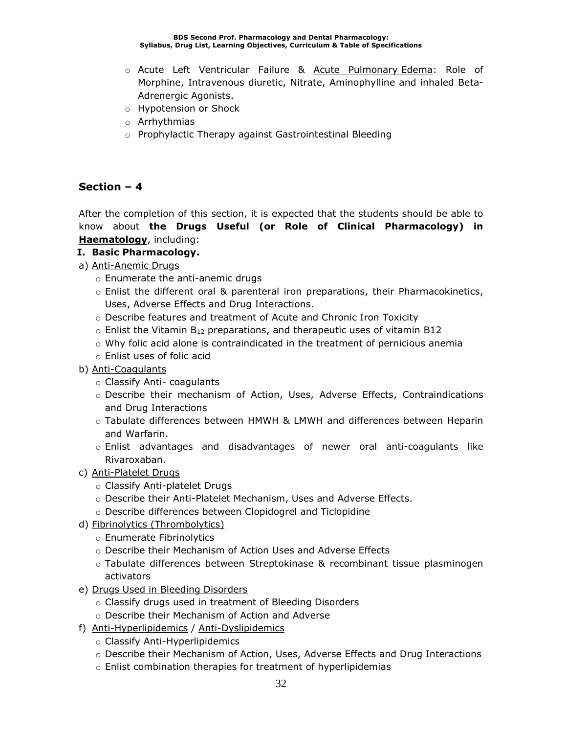- Acute Left Ventricular Failure & Acute Pulmonary Edema: Role of Morphine, Intravenous diuretic, Nitrate, Aminophylline and inhaled Beta-Adrenergic Agonists.
- Hypotension or Shock
- Arrhythmias
- Prophylactic Therapy against Gastrointestinal Bleeding

## Section – 4

After the completion of this section, it is expected that the students should be able to know about **the Drugs Useful (or Role of Clinical Pharmacology) in Haematology**, including:

**I. Basic Pharmacology.**

a) Anti-Anemic Drugs
- Enumerate the anti-anemic drugs
- Enlist the different oral & parenteral iron preparations, their Pharmacokinetics, Uses, Adverse Effects and Drug Interactions.
- Describe features and treatment of Acute and Chronic Iron Toxicity
- Enlist the Vitamin $B_{12}$ preparations, and therapeutic uses of vitamin B12
- Why folic acid alone is contraindicated in the treatment of pernicious anemia
- Enlist uses of folic acid

b) Anti-Coagulants
- Classify Anti- coagulants
- Describe their mechanism of Action, Uses, Adverse Effects, Contraindications and Drug Interactions
- Tabulate differences between HMWH & LMWH and differences between Heparin and Warfarin.
- Enlist advantages and disadvantages of newer oral anti-coagulants like Rivaroxaban.

c) Anti-Platelet Drugs
- Classify Anti-platelet Drugs
- Describe their Anti-Platelet Mechanism, Uses and Adverse Effects.
- Describe differences between Clopidogrel and Ticlopidine

d) Fibrinolytics (Thrombolytics)
- Enumerate Fibrinolytics
- Describe their Mechanism of Action Uses and Adverse Effects
- Tabulate differences between Streptokinase & recombinant tissue plasminogen activators

e) Drugs Used in Bleeding Disorders
- Classify drugs used in treatment of Bleeding Disorders
- Describe their Mechanism of Action and Adverse

f) Anti-Hyperlipidemics / Anti-Dyslipidemics
- Classify Anti-Hyperlipidemics
- Describe their Mechanism of Action, Uses, Adverse Effects and Drug Interactions
- Enlist combination therapies for treatment of hyperlipidemias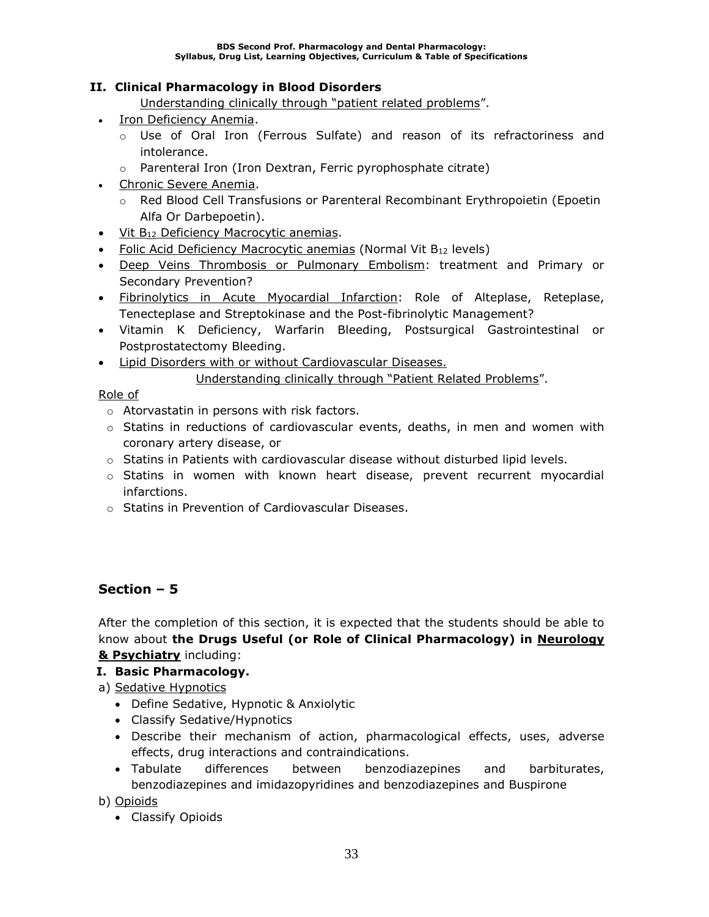## II. Clinical Pharmacology in Blood Disorders

Understanding clinically through "patient related problems".

- Iron Deficiency Anemia.
  - Use of Oral Iron (Ferrous Sulfate) and reason of its refractoriness and intolerance.
  - Parenteral Iron (Iron Dextran, Ferric pyrophosphate citrate)
- Chronic Severe Anemia.
  - Red Blood Cell Transfusions or Parenteral Recombinant Erythropoietin (Epoetin Alfa Or Darbepoetin).
- Vit $B_{12}$ Deficiency Macrocytic anemias.
- Folic Acid Deficiency Macrocytic anemias (Normal Vit $B_{12}$ levels)
- Deep Veins Thrombosis or Pulmonary Embolism: treatment and Primary or Secondary Prevention?
- Fibrinolytics in Acute Myocardial Infarction: Role of Alteplase, Reteplase, Tenecteplase and Streptokinase and the Post-fibrinolytic Management?
- Vitamin K Deficiency, Warfarin Bleeding, Postsurgical Gastrointestinal or Postprostatectomy Bleeding.
- Lipid Disorders with or without Cardiovascular Diseases.

Understanding clinically through "Patient Related Problems".

Role of

- Atorvastatin in persons with risk factors.
- Statins in reductions of cardiovascular events, deaths, in men and women with coronary artery disease, or
- Statins in Patients with cardiovascular disease without disturbed lipid levels.
- Statins in women with known heart disease, prevent recurrent myocardial infarctions.
- Statins in Prevention of Cardiovascular Diseases.

# Section – 5

After the completion of this section, it is expected that the students should be able to know about **the Drugs Useful (or Role of Clinical Pharmacology) in Neurology & Psychiatry** including:

## I. Basic Pharmacology.

a) Sedative Hypnotics

- Define Sedative, Hypnotic & Anxiolytic
- Classify Sedative/Hypnotics
- Describe their mechanism of action, pharmacological effects, uses, adverse effects, drug interactions and contraindications.
- Tabulate differences between benzodiazepines and barbiturates, benzodiazepines and imidazopyridines and benzodiazepines and Buspirone

b) Opioids

- Classify Opioids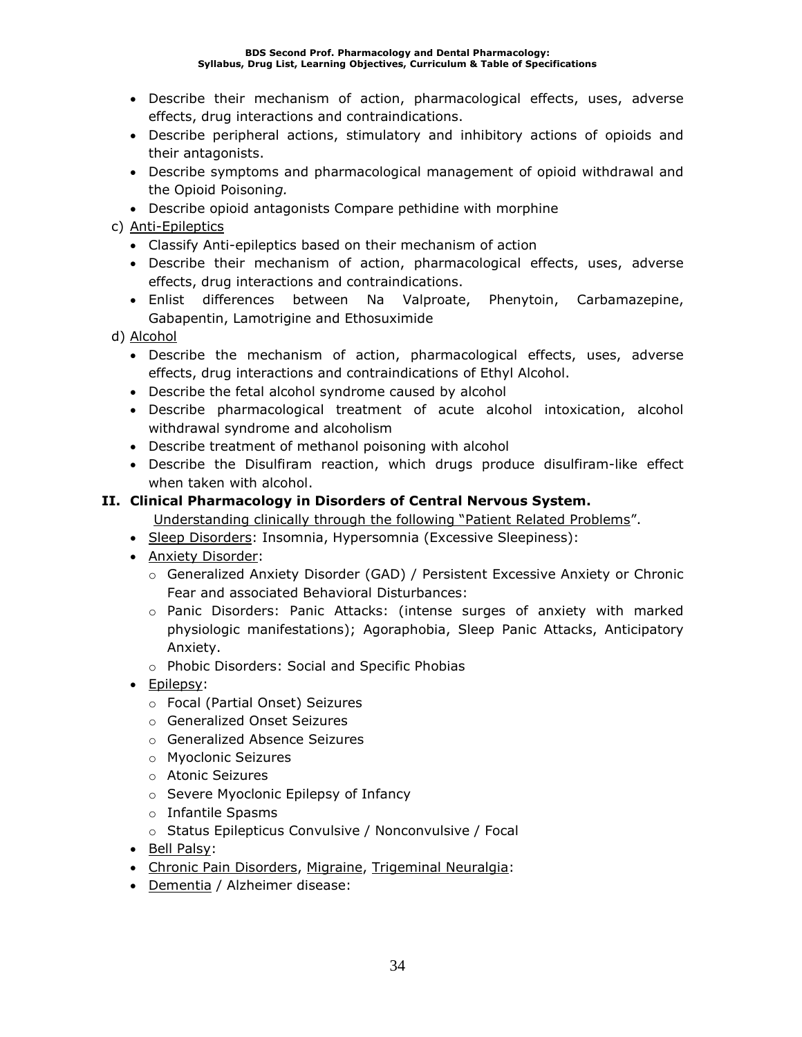- Describe their mechanism of action, pharmacological effects, uses, adverse effects, drug interactions and contraindications.
- Describe peripheral actions, stimulatory and inhibitory actions of opioids and their antagonists.
- Describe symptoms and pharmacological management of opioid withdrawal and the Opioid Poisonin*g.*
- Describe opioid antagonists Compare pethidine with morphine

c) <u>Anti-Epileptics</u>

- Classify Anti-epileptics based on their mechanism of action
- Describe their mechanism of action, pharmacological effects, uses, adverse effects, drug interactions and contraindications.
- Enlist differences between Na Valproate, Phenytoin, Carbamazepine, Gabapentin, Lamotrigine and Ethosuximide

d) <u>Alcohol</u>

- Describe the mechanism of action, pharmacological effects, uses, adverse effects, drug interactions and contraindications of Ethyl Alcohol.
- Describe the fetal alcohol syndrome caused by alcohol
- Describe pharmacological treatment of acute alcohol intoxication, alcohol withdrawal syndrome and alcoholism
- Describe treatment of methanol poisoning with alcohol
- Describe the Disulfiram reaction, which drugs produce disulfiram-like effect when taken with alcohol.

## II. Clinical Pharmacology in Disorders of Central Nervous System.

<u>Understanding clinically through the following "Patient Related Problems</u>".

- <u>Sleep Disorders</u>: Insomnia, Hypersomnia (Excessive Sleepiness):
- <u>Anxiety Disorder</u>:
  - Generalized Anxiety Disorder (GAD) / Persistent Excessive Anxiety or Chronic Fear and associated Behavioral Disturbances:
  - Panic Disorders: Panic Attacks: (intense surges of anxiety with marked physiologic manifestations); Agoraphobia, Sleep Panic Attacks, Anticipatory Anxiety.
  - Phobic Disorders: Social and Specific Phobias
- <u>Epilepsy</u>:
  - Focal (Partial Onset) Seizures
  - Generalized Onset Seizures
  - Generalized Absence Seizures
  - Myoclonic Seizures
  - Atonic Seizures
  - Severe Myoclonic Epilepsy of Infancy
  - Infantile Spasms
  - Status Epilepticus Convulsive / Nonconvulsive / Focal
- <u>Bell Palsy</u>:
- <u>Chronic Pain Disorders</u>, <u>Migraine</u>, <u>Trigeminal Neuralgia</u>:
- <u>Dementia</u> / Alzheimer disease: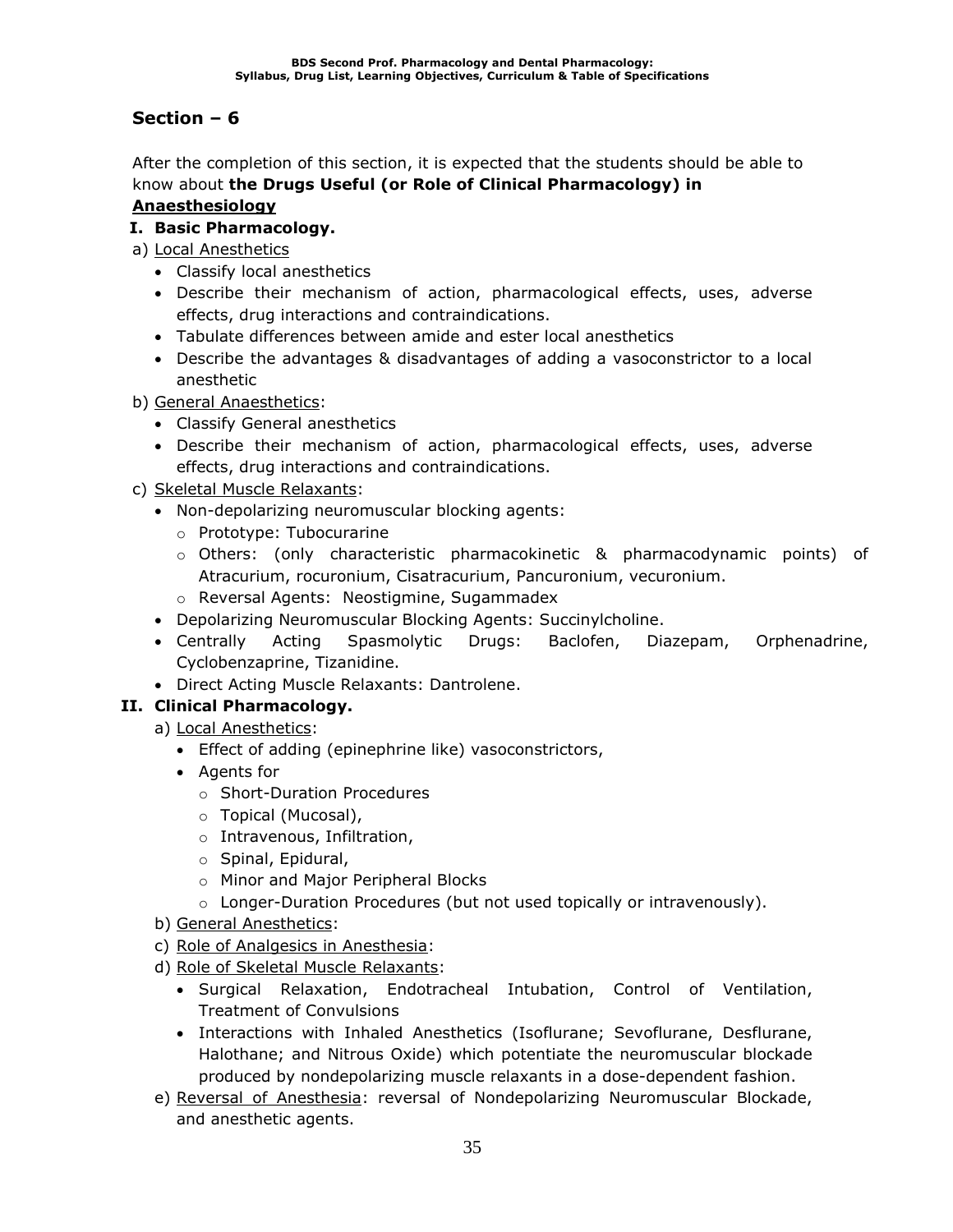## Section – 6

After the completion of this section, it is expected that the students should be able to know about **the Drugs Useful (or Role of Clinical Pharmacology) in <u>Anaesthesiology</u>**

**I. Basic Pharmacology.**

a) <u>Local Anesthetics</u>

- Classify local anesthetics
- Describe their mechanism of action, pharmacological effects, uses, adverse effects, drug interactions and contraindications.
- Tabulate differences between amide and ester local anesthetics
- Describe the advantages & disadvantages of adding a vasoconstrictor to a local anesthetic

b) <u>General Anaesthetics</u>:

- Classify General anesthetics
- Describe their mechanism of action, pharmacological effects, uses, adverse effects, drug interactions and contraindications.

c) <u>Skeletal Muscle Relaxants</u>:

- Non-depolarizing neuromuscular blocking agents:
  - Prototype: Tubocurarine
  - Others: (only characteristic pharmacokinetic & pharmacodynamic points) of Atracurium, rocuronium, Cisatracurium, Pancuronium, vecuronium.
  - Reversal Agents: Neostigmine, Sugammadex
- Depolarizing Neuromuscular Blocking Agents: Succinylcholine.
- Centrally Acting Spasmolytic Drugs: Baclofen, Diazepam, Orphenadrine, Cyclobenzaprine, Tizanidine.
- Direct Acting Muscle Relaxants: Dantrolene.

**II. Clinical Pharmacology.**

a) <u>Local Anesthetics</u>:

- Effect of adding (epinephrine like) vasoconstrictors,
- Agents for
  - Short-Duration Procedures
  - Topical (Mucosal),
  - Intravenous, Infiltration,
  - Spinal, Epidural,
  - Minor and Major Peripheral Blocks
  - Longer-Duration Procedures (but not used topically or intravenously).

b) <u>General Anesthetics</u>:

c) <u>Role of Analgesics in Anesthesia</u>:

d) <u>Role of Skeletal Muscle Relaxants</u>:

- Surgical Relaxation, Endotracheal Intubation, Control of Ventilation, Treatment of Convulsions
- Interactions with Inhaled Anesthetics (Isoflurane; Sevoflurane, Desflurane, Halothane; and Nitrous Oxide) which potentiate the neuromuscular blockade produced by nondepolarizing muscle relaxants in a dose-dependent fashion.

e) <u>Reversal of Anesthesia</u>: reversal of Nondepolarizing Neuromuscular Blockade, and anesthetic agents.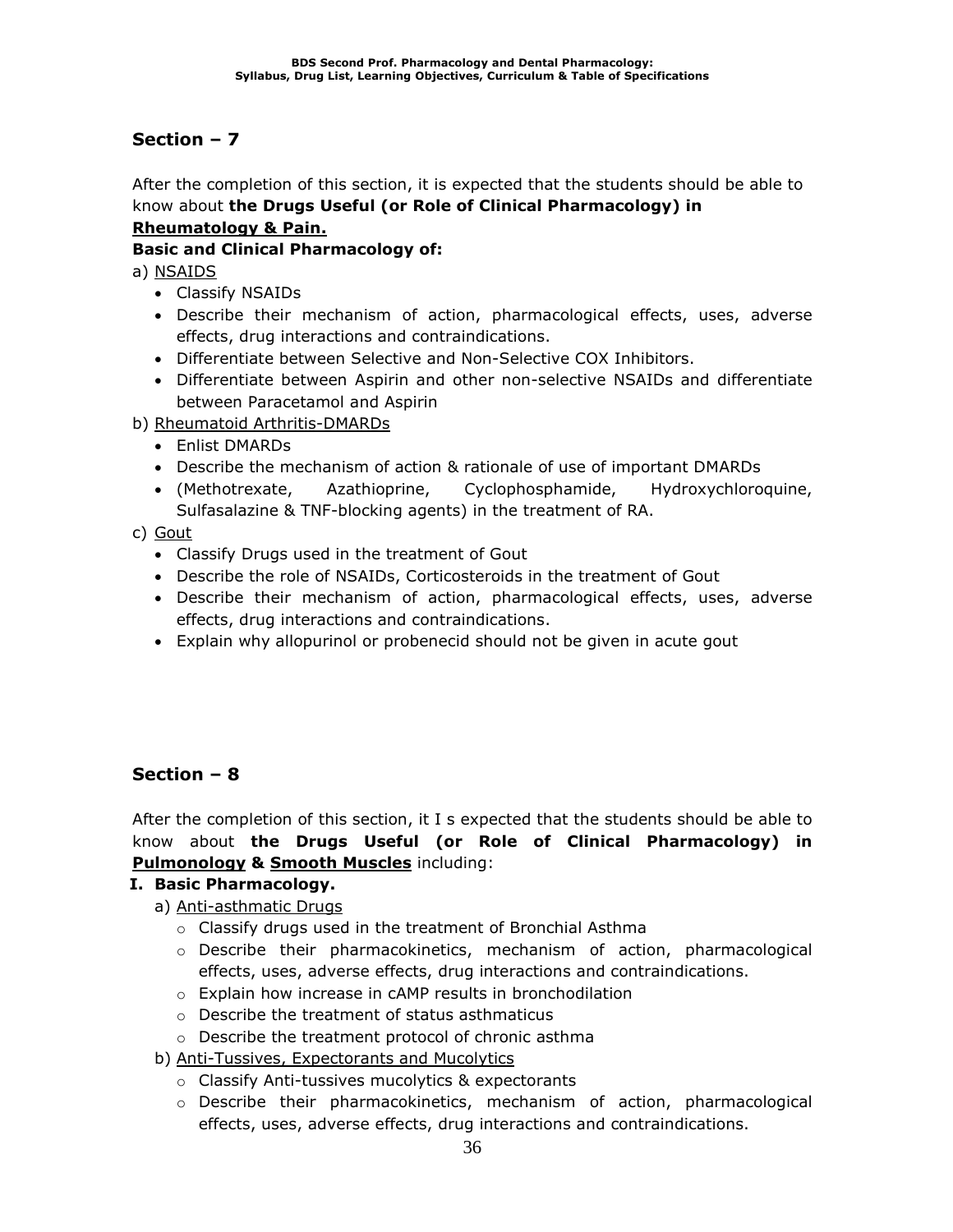## Section – 7

After the completion of this section, it is expected that the students should be able to know about **the Drugs Useful (or Role of Clinical Pharmacology) in Rheumatology & Pain.**

**Basic and Clinical Pharmacology of:**

a) NSAIDS

- Classify NSAIDs
- Describe their mechanism of action, pharmacological effects, uses, adverse effects, drug interactions and contraindications.
- Differentiate between Selective and Non-Selective COX Inhibitors.
- Differentiate between Aspirin and other non-selective NSAIDs and differentiate between Paracetamol and Aspirin

b) Rheumatoid Arthritis-DMARDs

- Enlist DMARDs
- Describe the mechanism of action & rationale of use of important DMARDs
- (Methotrexate, Azathioprine, Cyclophosphamide, Hydroxychloroquine, Sulfasalazine & TNF-blocking agents) in the treatment of RA.

c) Gout

- Classify Drugs used in the treatment of Gout
- Describe the role of NSAIDs, Corticosteroids in the treatment of Gout
- Describe their mechanism of action, pharmacological effects, uses, adverse effects, drug interactions and contraindications.
- Explain why allopurinol or probenecid should not be given in acute gout

## Section – 8

After the completion of this section, it I s expected that the students should be able to know about **the Drugs Useful (or Role of Clinical Pharmacology) in Pulmonology & Smooth Muscles** including:

**I. Basic Pharmacology.**

a) Anti-asthmatic Drugs

- Classify drugs used in the treatment of Bronchial Asthma
- Describe their pharmacokinetics, mechanism of action, pharmacological effects, uses, adverse effects, drug interactions and contraindications.
- Explain how increase in cAMP results in bronchodilation
- Describe the treatment of status asthmaticus
- Describe the treatment protocol of chronic asthma

b) Anti-Tussives, Expectorants and Mucolytics

- Classify Anti-tussives mucolytics & expectorants
- Describe their pharmacokinetics, mechanism of action, pharmacological effects, uses, adverse effects, drug interactions and contraindications.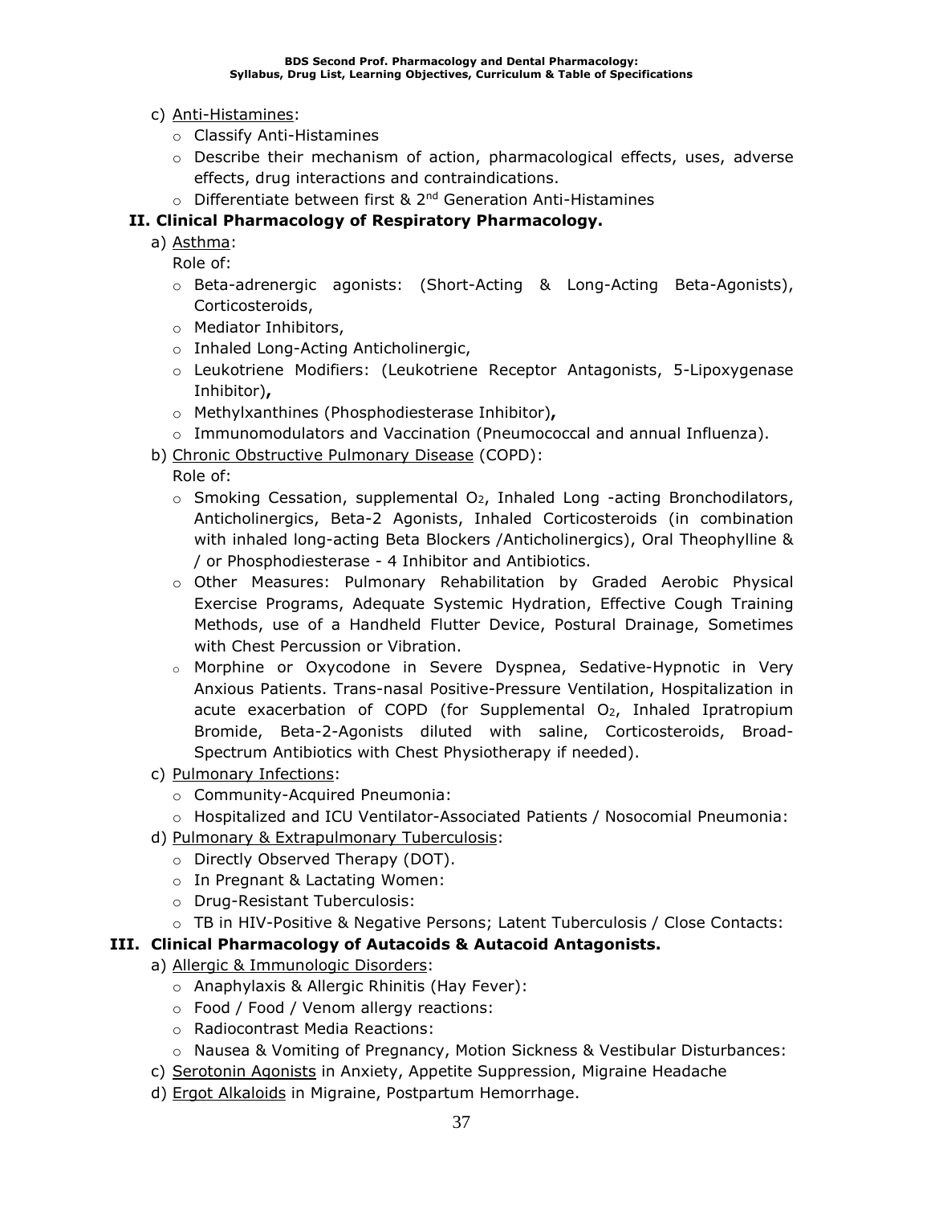c) Anti-Histamines:
- Classify Anti-Histamines
- Describe their mechanism of action, pharmacological effects, uses, adverse effects, drug interactions and contraindications.
- Differentiate between first & 2nd Generation Anti-Histamines

**II. Clinical Pharmacology of Respiratory Pharmacology.**

a) Asthma:

Role of:
- Beta-adrenergic agonists: (Short-Acting & Long-Acting Beta-Agonists), Corticosteroids,
- Mediator Inhibitors,
- Inhaled Long-Acting Anticholinergic,
- Leukotriene Modifiers: (Leukotriene Receptor Antagonists, 5-Lipoxygenase Inhibitor)**,**
- Methylxanthines (Phosphodiesterase Inhibitor)**,**
- Immunomodulators and Vaccination (Pneumococcal and annual Influenza).

b) Chronic Obstructive Pulmonary Disease (COPD):

Role of:
- Smoking Cessation, supplemental $O_2$, Inhaled Long -acting Bronchodilators, Anticholinergics, Beta-2 Agonists, Inhaled Corticosteroids (in combination with inhaled long-acting Beta Blockers /Anticholinergics), Oral Theophylline & / or Phosphodiesterase - 4 Inhibitor and Antibiotics.
- Other Measures: Pulmonary Rehabilitation by Graded Aerobic Physical Exercise Programs, Adequate Systemic Hydration, Effective Cough Training Methods, use of a Handheld Flutter Device, Postural Drainage, Sometimes with Chest Percussion or Vibration.
- Morphine or Oxycodone in Severe Dyspnea, Sedative-Hypnotic in Very Anxious Patients. Trans-nasal Positive-Pressure Ventilation, Hospitalization in acute exacerbation of COPD (for Supplemental $O_2$, Inhaled Ipratropium Bromide, Beta-2-Agonists diluted with saline, Corticosteroids, Broad-Spectrum Antibiotics with Chest Physiotherapy if needed).

c) Pulmonary Infections:
- Community-Acquired Pneumonia:
- Hospitalized and ICU Ventilator-Associated Patients / Nosocomial Pneumonia:

d) Pulmonary & Extrapulmonary Tuberculosis:
- Directly Observed Therapy (DOT).
- In Pregnant & Lactating Women:
- Drug-Resistant Tuberculosis:
- TB in HIV-Positive & Negative Persons; Latent Tuberculosis / Close Contacts:

**III. Clinical Pharmacology of Autacoids & Autacoid Antagonists.**

a) Allergic & Immunologic Disorders:
- Anaphylaxis & Allergic Rhinitis (Hay Fever):
- Food / Food / Venom allergy reactions:
- Radiocontrast Media Reactions:
- Nausea & Vomiting of Pregnancy, Motion Sickness & Vestibular Disturbances:

c) Serotonin Agonists in Anxiety, Appetite Suppression, Migraine Headache

d) Ergot Alkaloids in Migraine, Postpartum Hemorrhage.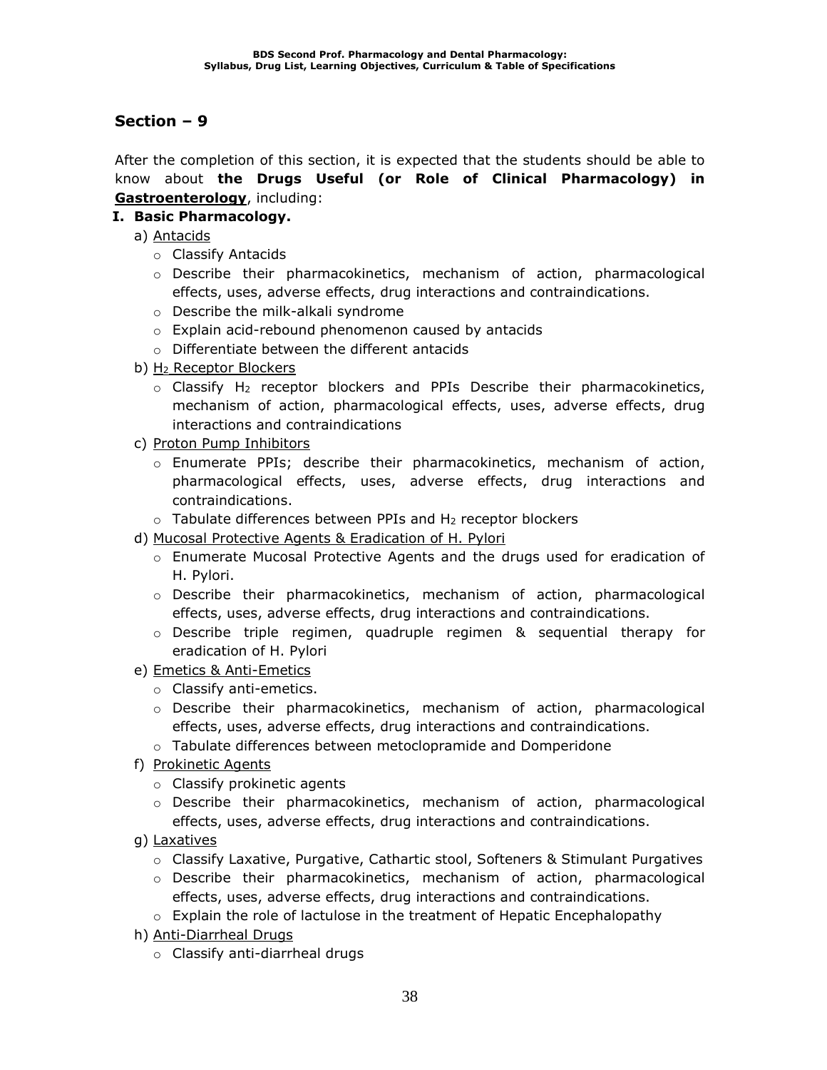## Section – 9

After the completion of this section, it is expected that the students should be able to know about **the Drugs Useful (or Role of Clinical Pharmacology) in <u>Gastroenterology</u>**, including:

**I. Basic Pharmacology.**

a) <u>Antacids</u>
   - Classify Antacids
   - Describe their pharmacokinetics, mechanism of action, pharmacological effects, uses, adverse effects, drug interactions and contraindications.
   - Describe the milk-alkali syndrome
   - Explain acid-rebound phenomenon caused by antacids
   - Differentiate between the different antacids

b) <u>$H_2$ Receptor Blockers</u>
   - Classify $H_2$ receptor blockers and PPIs Describe their pharmacokinetics, mechanism of action, pharmacological effects, uses, adverse effects, drug interactions and contraindications

c) <u>Proton Pump Inhibitors</u>
   - Enumerate PPIs; describe their pharmacokinetics, mechanism of action, pharmacological effects, uses, adverse effects, drug interactions and contraindications.
   - Tabulate differences between PPIs and $H_2$ receptor blockers

d) <u>Mucosal Protective Agents & Eradication of H. Pylori</u>
   - Enumerate Mucosal Protective Agents and the drugs used for eradication of H. Pylori.
   - Describe their pharmacokinetics, mechanism of action, pharmacological effects, uses, adverse effects, drug interactions and contraindications.
   - Describe triple regimen, quadruple regimen & sequential therapy for eradication of H. Pylori

e) <u>Emetics & Anti-Emetics</u>
   - Classify anti-emetics.
   - Describe their pharmacokinetics, mechanism of action, pharmacological effects, uses, adverse effects, drug interactions and contraindications.
   - Tabulate differences between metoclopramide and Domperidone

f) <u>Prokinetic Agents</u>
   - Classify prokinetic agents
   - Describe their pharmacokinetics, mechanism of action, pharmacological effects, uses, adverse effects, drug interactions and contraindications.

g) <u>Laxatives</u>
   - Classify Laxative, Purgative, Cathartic stool, Softeners & Stimulant Purgatives
   - Describe their pharmacokinetics, mechanism of action, pharmacological effects, uses, adverse effects, drug interactions and contraindications.
   - Explain the role of lactulose in the treatment of Hepatic Encephalopathy

h) <u>Anti-Diarrheal Drugs</u>
   - Classify anti-diarrheal drugs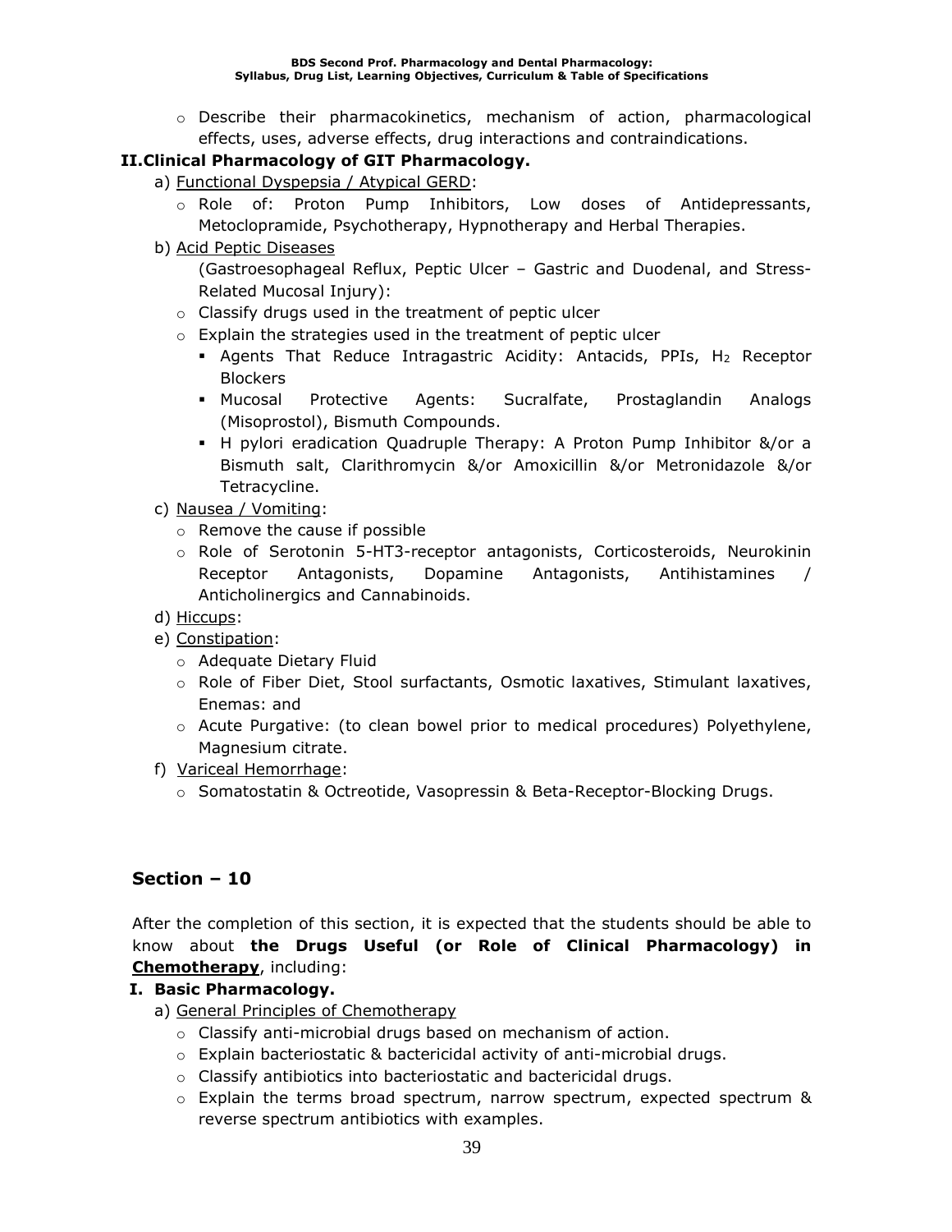- Describe their pharmacokinetics, mechanism of action, pharmacological effects, uses, adverse effects, drug interactions and contraindications.

**II. Clinical Pharmacology of GIT Pharmacology.**

a) Functional Dyspepsia / Atypical GERD:
   - Role of: Proton Pump Inhibitors, Low doses of Antidepressants, Metoclopramide, Psychotherapy, Hypnotherapy and Herbal Therapies.

b) Acid Peptic Diseases

   (Gastroesophageal Reflux, Peptic Ulcer – Gastric and Duodenal, and Stress-Related Mucosal Injury):
   - Classify drugs used in the treatment of peptic ulcer
   - Explain the strategies used in the treatment of peptic ulcer
     - Agents That Reduce Intragastric Acidity: Antacids, PPIs, $H_2$ Receptor Blockers
     - Mucosal Protective Agents: Sucralfate, Prostaglandin Analogs (Misoprostol), Bismuth Compounds.
     - H pylori eradication Quadruple Therapy: A Proton Pump Inhibitor &/or a Bismuth salt, Clarithromycin &/or Amoxicillin &/or Metronidazole &/or Tetracycline.

c) Nausea / Vomiting:
   - Remove the cause if possible
   - Role of Serotonin 5-HT3-receptor antagonists, Corticosteroids, Neurokinin Receptor Antagonists, Dopamine Antagonists, Antihistamines / Anticholinergics and Cannabinoids.

d) Hiccups:

e) Constipation:
   - Adequate Dietary Fluid
   - Role of Fiber Diet, Stool surfactants, Osmotic laxatives, Stimulant laxatives, Enemas: and
   - Acute Purgative: (to clean bowel prior to medical procedures) Polyethylene, Magnesium citrate.

f) Variceal Hemorrhage:
   - Somatostatin & Octreotide, Vasopressin & Beta-Receptor-Blocking Drugs.

## Section – 10

After the completion of this section, it is expected that the students should be able to know about **the Drugs Useful (or Role of Clinical Pharmacology) in Chemotherapy**, including:

**I. Basic Pharmacology.**

a) General Principles of Chemotherapy
   - Classify anti-microbial drugs based on mechanism of action.
   - Explain bacteriostatic & bactericidal activity of anti-microbial drugs.
   - Classify antibiotics into bacteriostatic and bactericidal drugs.
   - Explain the terms broad spectrum, narrow spectrum, expected spectrum & reverse spectrum antibiotics with examples.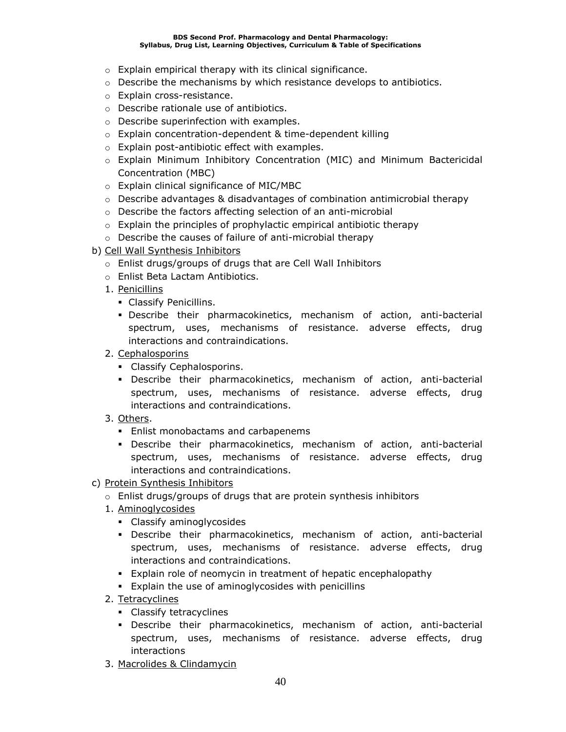- Explain empirical therapy with its clinical significance.
- Describe the mechanisms by which resistance develops to antibiotics.
- Explain cross-resistance.
- Describe rationale use of antibiotics.
- Describe superinfection with examples.
- Explain concentration-dependent & time-dependent killing
- Explain post-antibiotic effect with examples.
- Explain Minimum Inhibitory Concentration (MIC) and Minimum Bactericidal Concentration (MBC)
- Explain clinical significance of MIC/MBC
- Describe advantages & disadvantages of combination antimicrobial therapy
- Describe the factors affecting selection of an anti-microbial
- Explain the principles of prophylactic empirical antibiotic therapy
- Describe the causes of failure of anti-microbial therapy

b) Cell Wall Synthesis Inhibitors

- Enlist drugs/groups of drugs that are Cell Wall Inhibitors
- Enlist Beta Lactam Antibiotics.

1. Penicillins
   - Classify Penicillins.
   - Describe their pharmacokinetics, mechanism of action, anti-bacterial spectrum, uses, mechanisms of resistance. adverse effects, drug interactions and contraindications.
2. Cephalosporins
   - Classify Cephalosporins.
   - Describe their pharmacokinetics, mechanism of action, anti-bacterial spectrum, uses, mechanisms of resistance. adverse effects, drug interactions and contraindications.
3. Others.
   - Enlist monobactams and carbapenems
   - Describe their pharmacokinetics, mechanism of action, anti-bacterial spectrum, uses, mechanisms of resistance. adverse effects, drug interactions and contraindications.

c) Protein Synthesis Inhibitors

- Enlist drugs/groups of drugs that are protein synthesis inhibitors

1. Aminoglycosides
   - Classify aminoglycosides
   - Describe their pharmacokinetics, mechanism of action, anti-bacterial spectrum, uses, mechanisms of resistance. adverse effects, drug interactions and contraindications.
   - Explain role of neomycin in treatment of hepatic encephalopathy
   - Explain the use of aminoglycosides with penicillins
2. Tetracyclines
   - Classify tetracyclines
   - Describe their pharmacokinetics, mechanism of action, anti-bacterial spectrum, uses, mechanisms of resistance. adverse effects, drug interactions
3. Macrolides & Clindamycin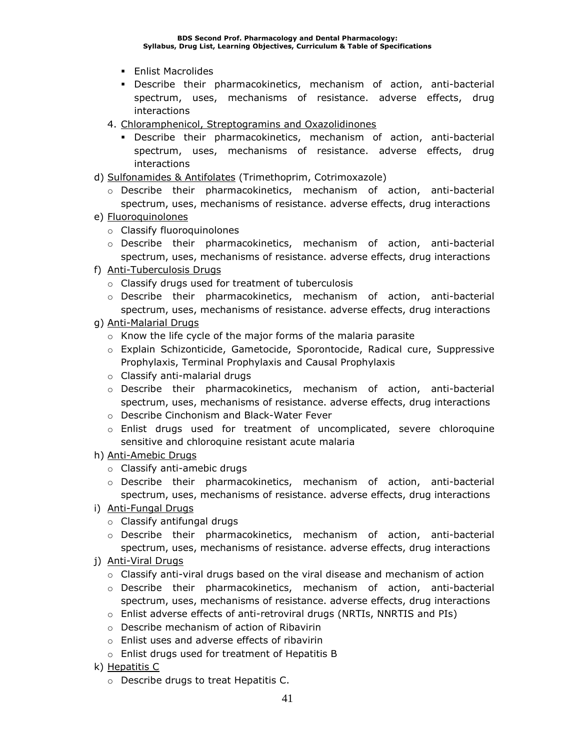- Enlist Macrolides
- Describe their pharmacokinetics, mechanism of action, anti-bacterial spectrum, uses, mechanisms of resistance. adverse effects, drug interactions

4. <u>Chloramphenicol, Streptogramins and Oxazolidinones</u>
   - Describe their pharmacokinetics, mechanism of action, anti-bacterial spectrum, uses, mechanisms of resistance. adverse effects, drug interactions

d) <u>Sulfonamides & Antifolates</u> (Trimethoprim, Cotrimoxazole)
   - Describe their pharmacokinetics, mechanism of action, anti-bacterial spectrum, uses, mechanisms of resistance. adverse effects, drug interactions

e) <u>Fluoroquinolones</u>
   - Classify fluoroquinolones
   - Describe their pharmacokinetics, mechanism of action, anti-bacterial spectrum, uses, mechanisms of resistance. adverse effects, drug interactions

f) <u>Anti-Tuberculosis Drugs</u>
   - Classify drugs used for treatment of tuberculosis
   - Describe their pharmacokinetics, mechanism of action, anti-bacterial spectrum, uses, mechanisms of resistance. adverse effects, drug interactions

g) <u>Anti-Malarial Drugs</u>
   - Know the life cycle of the major forms of the malaria parasite
   - Explain Schizonticide, Gametocide, Sporontocide, Radical cure, Suppressive Prophylaxis, Terminal Prophylaxis and Causal Prophylaxis
   - Classify anti-malarial drugs
   - Describe their pharmacokinetics, mechanism of action, anti-bacterial spectrum, uses, mechanisms of resistance. adverse effects, drug interactions
   - Describe Cinchonism and Black-Water Fever
   - Enlist drugs used for treatment of uncomplicated, severe chloroquine sensitive and chloroquine resistant acute malaria

h) <u>Anti-Amebic Drugs</u>
   - Classify anti-amebic drugs
   - Describe their pharmacokinetics, mechanism of action, anti-bacterial spectrum, uses, mechanisms of resistance. adverse effects, drug interactions

i) <u>Anti-Fungal Drugs</u>
   - Classify antifungal drugs
   - Describe their pharmacokinetics, mechanism of action, anti-bacterial spectrum, uses, mechanisms of resistance. adverse effects, drug interactions

j) <u>Anti-Viral Drugs</u>
   - Classify anti-viral drugs based on the viral disease and mechanism of action
   - Describe their pharmacokinetics, mechanism of action, anti-bacterial spectrum, uses, mechanisms of resistance. adverse effects, drug interactions
   - Enlist adverse effects of anti-retroviral drugs (NRTIs, NNRTIS and PIs)
   - Describe mechanism of action of Ribavirin
   - Enlist uses and adverse effects of ribavirin
   - Enlist drugs used for treatment of Hepatitis B

k) <u>Hepatitis C</u>
   - Describe drugs to treat Hepatitis C.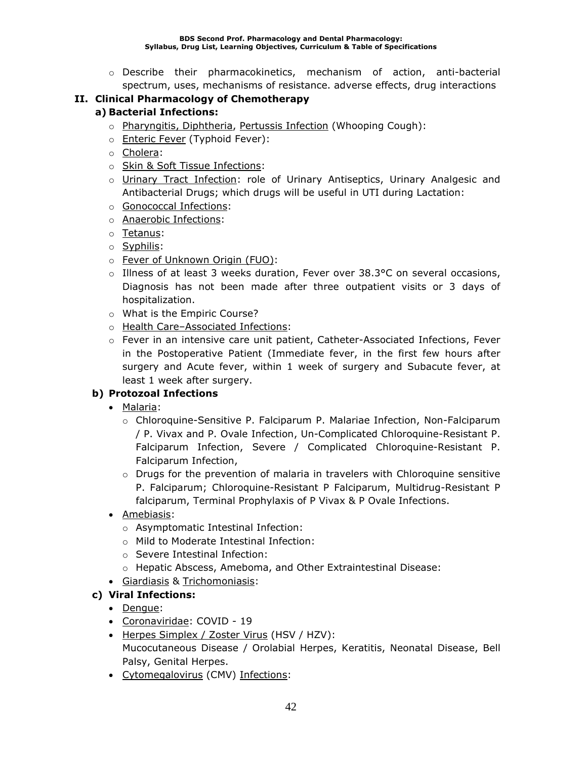- Describe their pharmacokinetics, mechanism of action, anti-bacterial spectrum, uses, mechanisms of resistance. adverse effects, drug interactions

## II. Clinical Pharmacology of Chemotherapy

### a) Bacterial Infections:

- Pharyngitis, Diphtheria, Pertussis Infection (Whooping Cough):
- Enteric Fever (Typhoid Fever):
- Cholera:
- Skin & Soft Tissue Infections:
- Urinary Tract Infection: role of Urinary Antiseptics, Urinary Analgesic and Antibacterial Drugs; which drugs will be useful in UTI during Lactation:
- Gonococcal Infections:
- Anaerobic Infections:
- Tetanus:
- Syphilis:
- Fever of Unknown Origin (FUO):
- Illness of at least 3 weeks duration, Fever over 38.3°C on several occasions, Diagnosis has not been made after three outpatient visits or 3 days of hospitalization.
- What is the Empiric Course?
- Health Care–Associated Infections:
- Fever in an intensive care unit patient, Catheter-Associated Infections, Fever in the Postoperative Patient (Immediate fever, in the first few hours after surgery and Acute fever, within 1 week of surgery and Subacute fever, at least 1 week after surgery.

### b) Protozoal Infections

- Malaria:
  - Chloroquine-Sensitive P. Falciparum P. Malariae Infection, Non-Falciparum / P. Vivax and P. Ovale Infection, Un-Complicated Chloroquine-Resistant P. Falciparum Infection, Severe / Complicated Chloroquine-Resistant P. Falciparum Infection,
  - Drugs for the prevention of malaria in travelers with Chloroquine sensitive P. Falciparum; Chloroquine-Resistant P Falciparum, Multidrug-Resistant P falciparum, Terminal Prophylaxis of P Vivax & P Ovale Infections.
- Amebiasis:
  - Asymptomatic Intestinal Infection:
  - Mild to Moderate Intestinal Infection:
  - Severe Intestinal Infection:
  - Hepatic Abscess, Ameboma, and Other Extraintestinal Disease:
- Giardiasis & Trichomoniasis:

### c) Viral Infections:

- Dengue:
- Coronaviridae: COVID - 19
- Herpes Simplex / Zoster Virus (HSV / HZV):
  Mucocutaneous Disease / Orolabial Herpes, Keratitis, Neonatal Disease, Bell Palsy, Genital Herpes.
- Cytomegalovirus (CMV) Infections: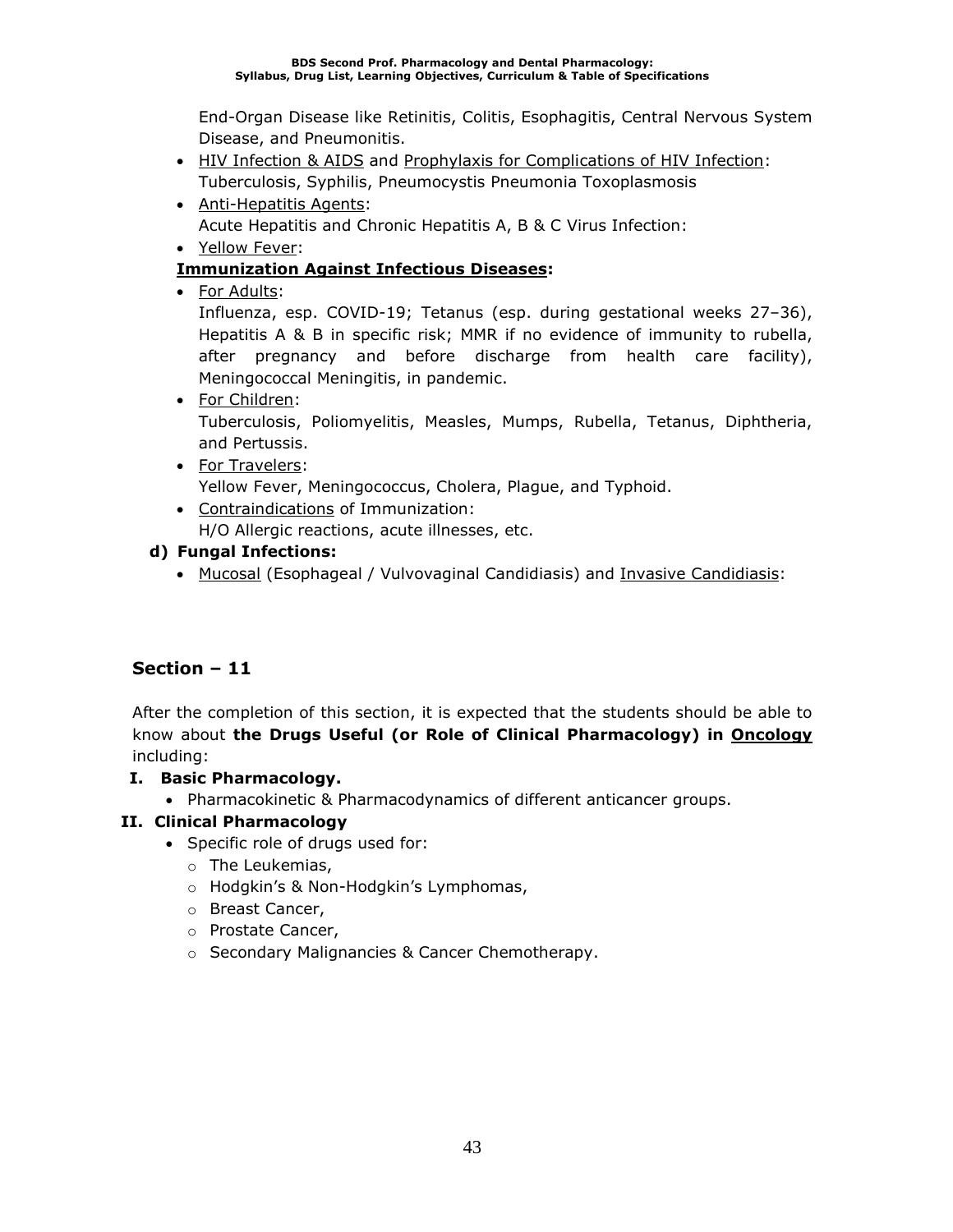End-Organ Disease like Retinitis, Colitis, Esophagitis, Central Nervous System Disease, and Pneumonitis.

- HIV Infection & AIDS and Prophylaxis for Complications of HIV Infection: Tuberculosis, Syphilis, Pneumocystis Pneumonia Toxoplasmosis
- Anti-Hepatitis Agents: Acute Hepatitis and Chronic Hepatitis A, B & C Virus Infection:
- Yellow Fever:

**Immunization Against Infectious Diseases:**

- For Adults: Influenza, esp. COVID-19; Tetanus (esp. during gestational weeks 27–36), Hepatitis A & B in specific risk; MMR if no evidence of immunity to rubella, after pregnancy and before discharge from health care facility), Meningococcal Meningitis, in pandemic.
- For Children: Tuberculosis, Poliomyelitis, Measles, Mumps, Rubella, Tetanus, Diphtheria, and Pertussis.
- For Travelers: Yellow Fever, Meningococcus, Cholera, Plague, and Typhoid.
- Contraindications of Immunization: H/O Allergic reactions, acute illnesses, etc.

**d) Fungal Infections:**

- Mucosal (Esophageal / Vulvovaginal Candidiasis) and Invasive Candidiasis:

## Section – 11

After the completion of this section, it is expected that the students should be able to know about **the Drugs Useful (or Role of Clinical Pharmacology) in Oncology** including:

**I. Basic Pharmacology.**

- Pharmacokinetic & Pharmacodynamics of different anticancer groups.

**II. Clinical Pharmacology**

- Specific role of drugs used for:
  - The Leukemias,
  - Hodgkin's & Non-Hodgkin's Lymphomas,
  - Breast Cancer,
  - Prostate Cancer,
  - Secondary Malignancies & Cancer Chemotherapy.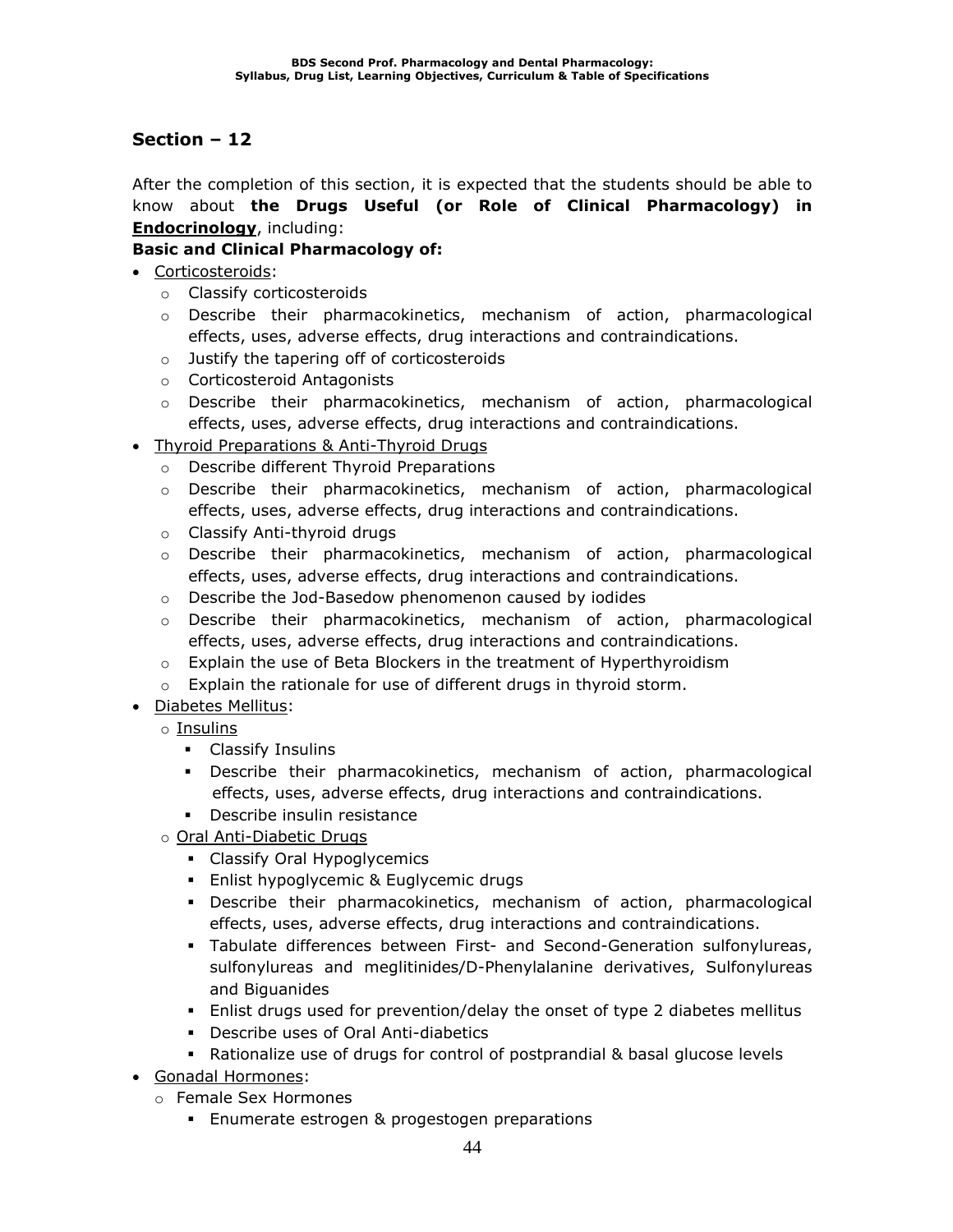## Section – 12

After the completion of this section, it is expected that the students should be able to know about **the Drugs Useful (or Role of Clinical Pharmacology) in Endocrinology**, including:

**Basic and Clinical Pharmacology of:**

- Corticosteroids:
  - Classify corticosteroids
  - Describe their pharmacokinetics, mechanism of action, pharmacological effects, uses, adverse effects, drug interactions and contraindications.
  - Justify the tapering off of corticosteroids
  - Corticosteroid Antagonists
  - Describe their pharmacokinetics, mechanism of action, pharmacological effects, uses, adverse effects, drug interactions and contraindications.
- Thyroid Preparations & Anti-Thyroid Drugs
  - Describe different Thyroid Preparations
  - Describe their pharmacokinetics, mechanism of action, pharmacological effects, uses, adverse effects, drug interactions and contraindications.
  - Classify Anti-thyroid drugs
  - Describe their pharmacokinetics, mechanism of action, pharmacological effects, uses, adverse effects, drug interactions and contraindications.
  - Describe the Jod-Basedow phenomenon caused by iodides
  - Describe their pharmacokinetics, mechanism of action, pharmacological effects, uses, adverse effects, drug interactions and contraindications.
  - Explain the use of Beta Blockers in the treatment of Hyperthyroidism
  - Explain the rationale for use of different drugs in thyroid storm.
- Diabetes Mellitus:
  - Insulins
    - Classify Insulins
    - Describe their pharmacokinetics, mechanism of action, pharmacological effects, uses, adverse effects, drug interactions and contraindications.
    - Describe insulin resistance
  - Oral Anti-Diabetic Drugs
    - Classify Oral Hypoglycemics
    - Enlist hypoglycemic & Euglycemic drugs
    - Describe their pharmacokinetics, mechanism of action, pharmacological effects, uses, adverse effects, drug interactions and contraindications.
    - Tabulate differences between First- and Second-Generation sulfonylureas, sulfonylureas and meglitinides/D-Phenylalanine derivatives, Sulfonylureas and Biguanides
    - Enlist drugs used for prevention/delay the onset of type 2 diabetes mellitus
    - Describe uses of Oral Anti-diabetics
    - Rationalize use of drugs for control of postprandial & basal glucose levels
- Gonadal Hormones:
  - Female Sex Hormones
    - Enumerate estrogen & progestogen preparations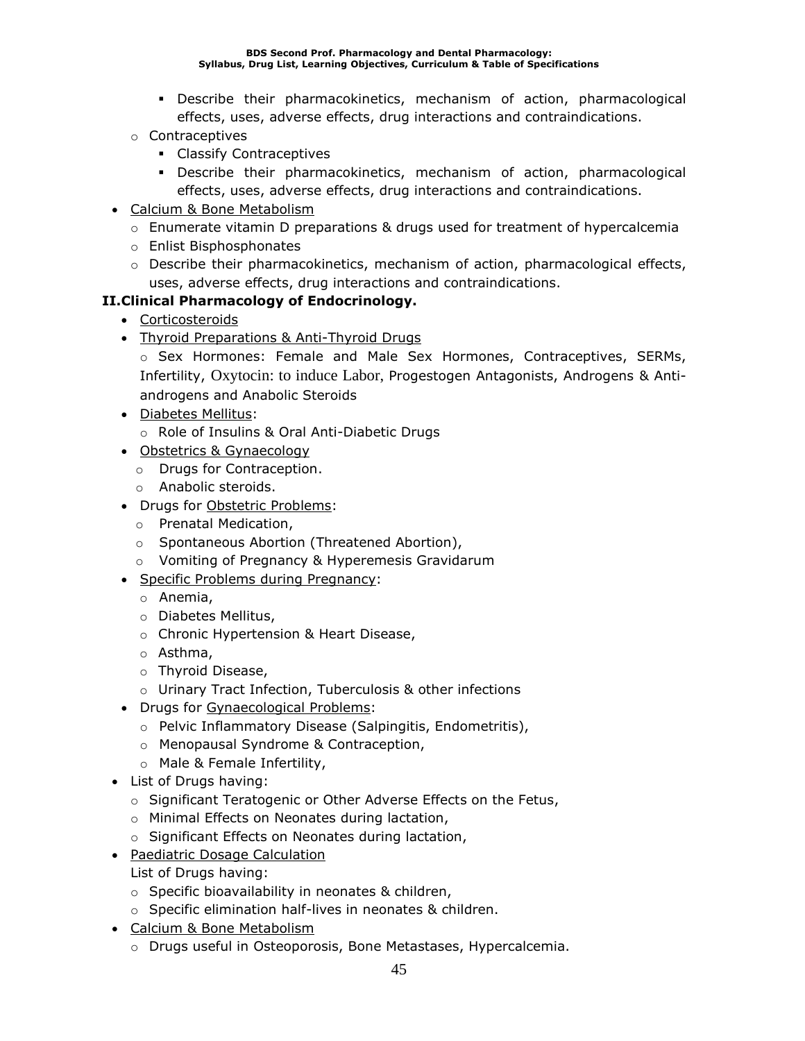- Describe their pharmacokinetics, mechanism of action, pharmacological effects, uses, adverse effects, drug interactions and contraindications.
  - Contraceptives
    - Classify Contraceptives
    - Describe their pharmacokinetics, mechanism of action, pharmacological effects, uses, adverse effects, drug interactions and contraindications.
- Calcium & Bone Metabolism
  - Enumerate vitamin D preparations & drugs used for treatment of hypercalcemia
  - Enlist Bisphosphonates
  - Describe their pharmacokinetics, mechanism of action, pharmacological effects, uses, adverse effects, drug interactions and contraindications.

**II.Clinical Pharmacology of Endocrinology.**

- Corticosteroids
- Thyroid Preparations & Anti-Thyroid Drugs
  - Sex Hormones: Female and Male Sex Hormones, Contraceptives, SERMs, Infertility, Oxytocin: to induce Labor, Progestogen Antagonists, Androgens & Anti-androgens and Anabolic Steroids
- Diabetes Mellitus:
  - Role of Insulins & Oral Anti-Diabetic Drugs
- Obstetrics & Gynaecology
  - Drugs for Contraception.
  - Anabolic steroids.
- Drugs for Obstetric Problems:
  - Prenatal Medication,
  - Spontaneous Abortion (Threatened Abortion),
  - Vomiting of Pregnancy & Hyperemesis Gravidarum
- Specific Problems during Pregnancy:
  - Anemia,
  - Diabetes Mellitus,
  - Chronic Hypertension & Heart Disease,
  - Asthma,
  - Thyroid Disease,
  - Urinary Tract Infection, Tuberculosis & other infections
- Drugs for Gynaecological Problems:
  - Pelvic Inflammatory Disease (Salpingitis, Endometritis),
  - Menopausal Syndrome & Contraception,
  - Male & Female Infertility,
- List of Drugs having:
  - Significant Teratogenic or Other Adverse Effects on the Fetus,
  - Minimal Effects on Neonates during lactation,
  - Significant Effects on Neonates during lactation,
- Paediatric Dosage Calculation

  List of Drugs having:
  - Specific bioavailability in neonates & children,
  - Specific elimination half-lives in neonates & children.
- Calcium & Bone Metabolism
  - Drugs useful in Osteoporosis, Bone Metastases, Hypercalcemia.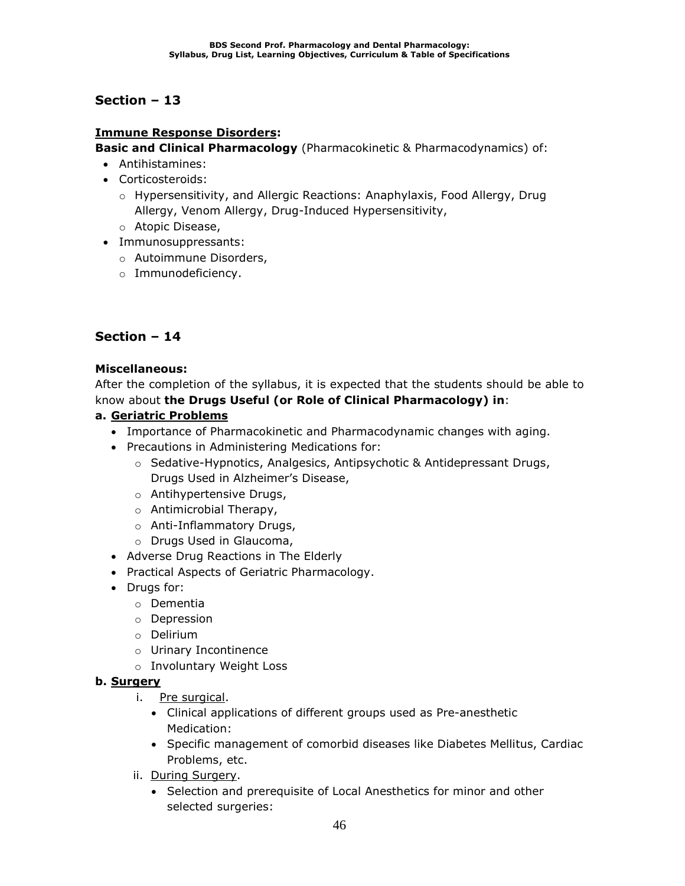## Section – 13

**<u>Immune Response Disorders</u>:**

**Basic and Clinical Pharmacology** (Pharmacokinetic & Pharmacodynamics) of:

- Antihistamines:
- Corticosteroids:
  - Hypersensitivity, and Allergic Reactions: Anaphylaxis, Food Allergy, Drug Allergy, Venom Allergy, Drug-Induced Hypersensitivity,
  - Atopic Disease,
- Immunosuppressants:
  - Autoimmune Disorders,
  - Immunodeficiency.

## Section – 14

**Miscellaneous:**

After the completion of the syllabus, it is expected that the students should be able to know about **the Drugs Useful (or Role of Clinical Pharmacology) in**:

**a. <u>Geriatric Problems</u>**

- Importance of Pharmacokinetic and Pharmacodynamic changes with aging.
- Precautions in Administering Medications for:
  - Sedative-Hypnotics, Analgesics, Antipsychotic & Antidepressant Drugs, Drugs Used in Alzheimer's Disease,
  - Antihypertensive Drugs,
  - Antimicrobial Therapy,
  - Anti-Inflammatory Drugs,
  - Drugs Used in Glaucoma,
- Adverse Drug Reactions in The Elderly
- Practical Aspects of Geriatric Pharmacology.
- Drugs for:
  - Dementia
  - Depression
  - Delirium
  - Urinary Incontinence
  - Involuntary Weight Loss

**b. <u>Surgery</u>**

i. <u>Pre surgical</u>.
   - Clinical applications of different groups used as Pre-anesthetic Medication:
   - Specific management of comorbid diseases like Diabetes Mellitus, Cardiac Problems, etc.

ii. <u>During Surgery</u>.
   - Selection and prerequisite of Local Anesthetics for minor and other selected surgeries: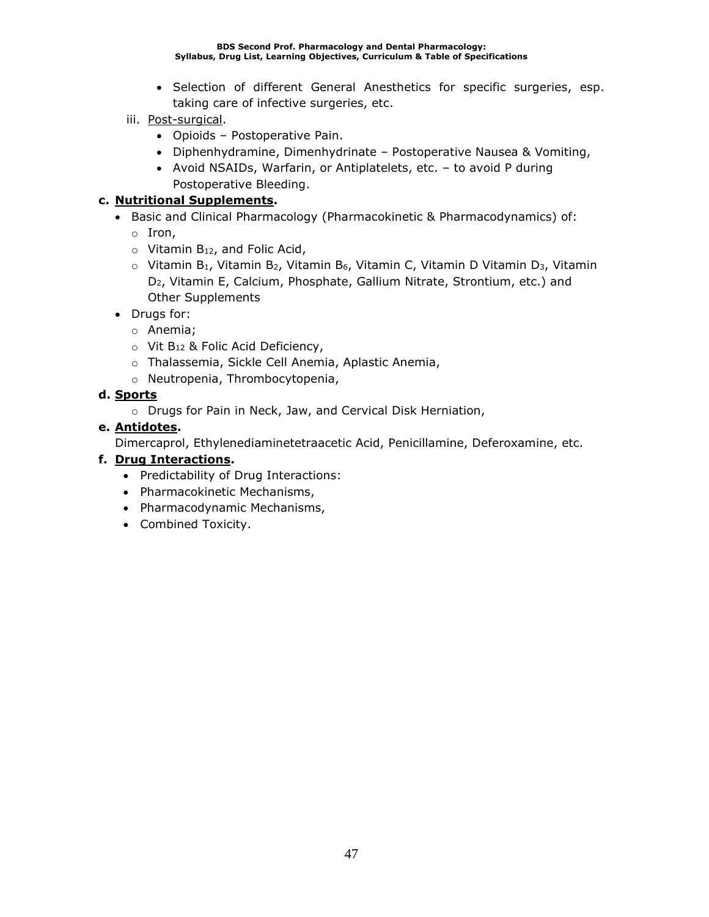- Selection of different General Anesthetics for specific surgeries, esp. taking care of infective surgeries, etc.

iii. Post-surgical.
   - Opioids – Postoperative Pain.
   - Diphenhydramine, Dimenhydrinate – Postoperative Nausea & Vomiting,
   - Avoid NSAIDs, Warfarin, or Antiplatelets, etc. – to avoid P during Postoperative Bleeding.

**c. Nutritional Supplements.**

- Basic and Clinical Pharmacology (Pharmacokinetic & Pharmacodynamics) of:
  - Iron,
  - Vitamin $B_{12}$, and Folic Acid,
  - Vitamin $B_1$, Vitamin $B_2$, Vitamin $B_6$, Vitamin C, Vitamin D Vitamin $D_3$, Vitamin $D_2$, Vitamin E, Calcium, Phosphate, Gallium Nitrate, Strontium, etc.) and Other Supplements
- Drugs for:
  - Anemia;
  - Vit $B_{12}$ & Folic Acid Deficiency,
  - Thalassemia, Sickle Cell Anemia, Aplastic Anemia,
  - Neutropenia, Thrombocytopenia,

**d. Sports**

- Drugs for Pain in Neck, Jaw, and Cervical Disk Herniation,

**e. Antidotes.**

Dimercaprol, Ethylenediaminetetraacetic Acid, Penicillamine, Deferoxamine, etc.

**f. Drug Interactions.**

- Predictability of Drug Interactions:
- Pharmacokinetic Mechanisms,
- Pharmacodynamic Mechanisms,
- Combined Toxicity.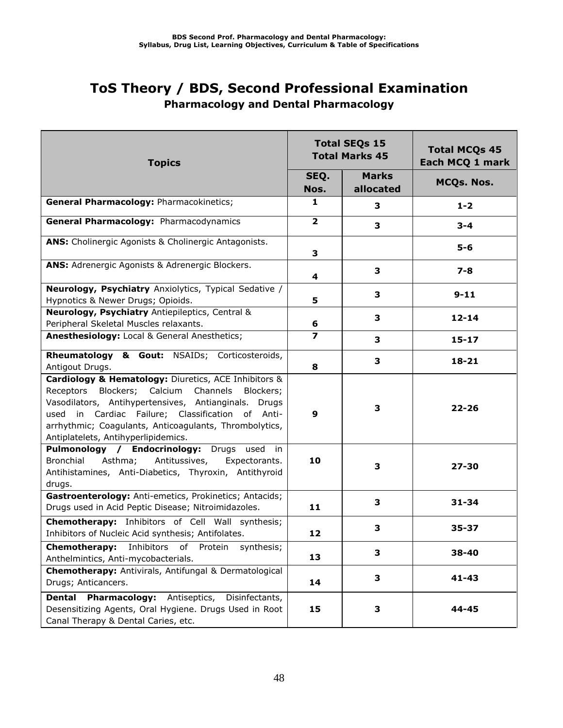# ToS Theory / BDS, Second Professional Examination

## Pharmacology and Dental Pharmacology

| Topics | Total SEQs 15 Total Marks 45 | | Total MCQs 45 Each MCQ 1 mark |
|---|---|---|---|
| | **SEQ. Nos.** | **Marks allocated** | **MCQs. Nos.** |
| **General Pharmacology:** Pharmacokinetics; | **1** | **3** | **1-2** |
| **General Pharmacology:** Pharmacodynamics | **2** | **3** | **3-4** |
| **ANS:** Cholinergic Agonists & Cholinergic Antagonists. | **3** | | **5-6** |
| **ANS:** Adrenergic Agonists & Adrenergic Blockers. | **4** | **3** | **7-8** |
| **Neurology, Psychiatry** Anxiolytics, Typical Sedative / Hypnotics & Newer Drugs; Opioids. | **5** | **3** | **9-11** |
| **Neurology, Psychiatry** Antiepileptics, Central & Peripheral Skeletal Muscles relaxants. | **6** | **3** | **12-14** |
| **Anesthesiology:** Local & General Anesthetics; | **7** | **3** | **15-17** |
| **Rheumatology & Gout:** NSAIDs; Corticosteroids, Antigout Drugs. | **8** | **3** | **18-21** |
| **Cardiology & Hematology:** Diuretics, ACE Inhibitors & Receptors Blockers; Calcium Channels Blockers; Vasodilators, Antihypertensives, Antianginals. Drugs used in Cardiac Failure; Classification of Anti-arrhythmic; Coagulants, Anticoagulants, Thrombolytics, Antiplatelets, Antihyperlipidemics. | **9** | **3** | **22-26** |
| **Pulmonology / Endocrinology:** Drugs used in Bronchial Asthma; Antitussives, Expectorants. Antihistamines, Anti-Diabetics, Thyroxin, Antithyroid drugs. | **10** | **3** | **27-30** |
| **Gastroenterology:** Anti-emetics, Prokinetics; Antacids; Drugs used in Acid Peptic Disease; Nitroimidazoles. | **11** | **3** | **31-34** |
| **Chemotherapy:** Inhibitors of Cell Wall synthesis; Inhibitors of Nucleic Acid synthesis; Antifolates. | **12** | **3** | **35-37** |
| **Chemotherapy:** Inhibitors of Protein synthesis; Anthelmintics, Anti-mycobacterials. | **13** | **3** | **38-40** |
| **Chemotherapy:** Antivirals, Antifungal & Dermatological Drugs; Anticancers. | **14** | **3** | **41-43** |
| **Dental Pharmacology:** Antiseptics, Disinfectants, Desensitizing Agents, Oral Hygiene. Drugs Used in Root Canal Therapy & Dental Caries, etc. | **15** | **3** | **44-45** |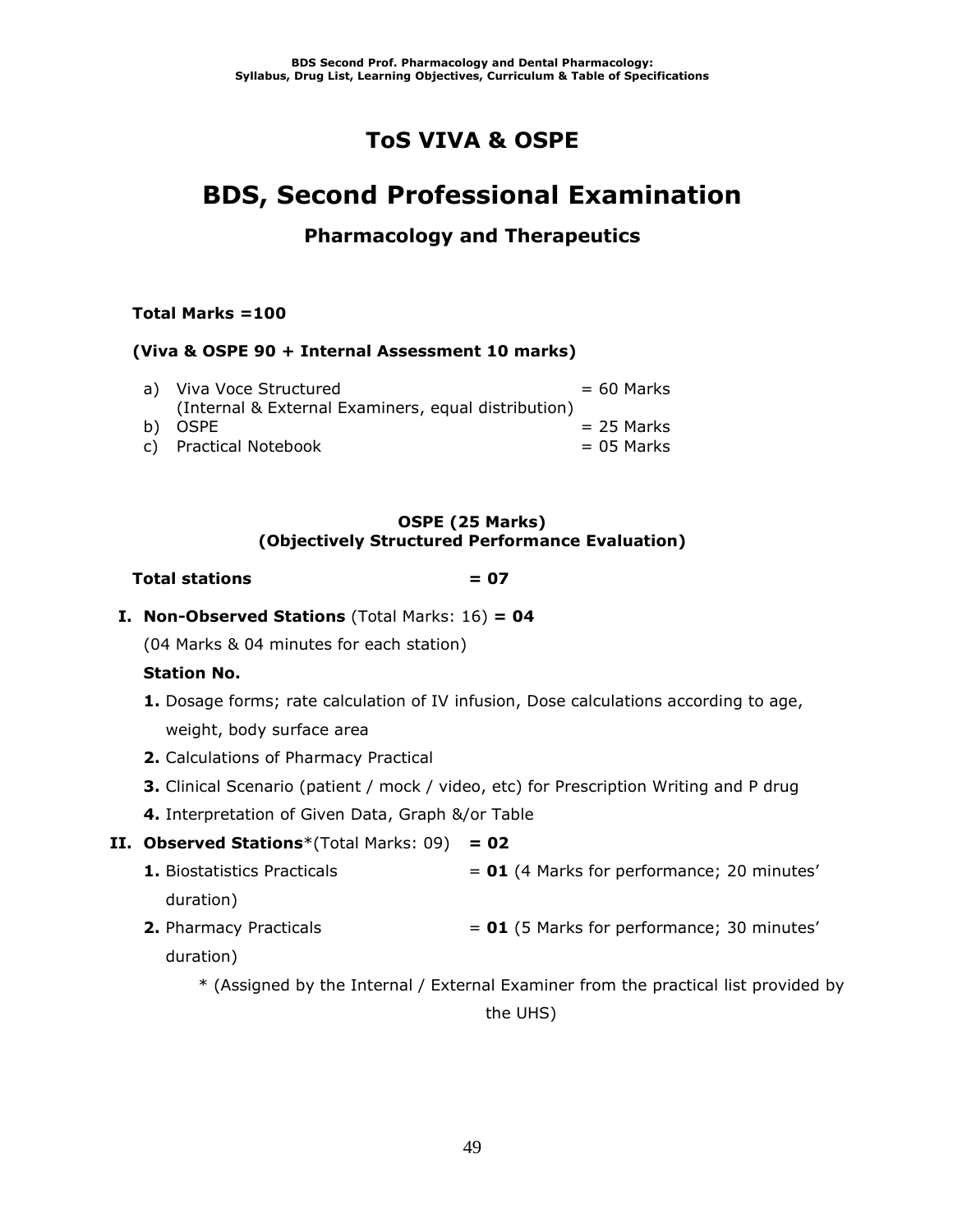# ToS VIVA & OSPE

# BDS, Second Professional Examination

## Pharmacology and Therapeutics

**Total Marks =100**

**(Viva & OSPE 90 + Internal Assessment 10 marks)**

a) Viva Voce Structured = 60 Marks
(Internal & External Examiners, equal distribution)
b) OSPE = 25 Marks
c) Practical Notebook = 05 Marks

**OSPE (25 Marks)**
**(Objectively Structured Performance Evaluation)**

**Total stations = 07**

**I. Non-Observed Stations** (Total Marks: 16) **= 04**

(04 Marks & 04 minutes for each station)

**Station No.**

**1.** Dosage forms; rate calculation of IV infusion, Dose calculations according to age, weight, body surface area

**2.** Calculations of Pharmacy Practical

**3.** Clinical Scenario (patient / mock / video, etc) for Prescription Writing and P drug

**4.** Interpretation of Given Data, Graph &/or Table

**II. Observed Stations***(Total Marks: 09) **= 02**

**1.** Biostatistics Practicals = **01** (4 Marks for performance; 20 minutes' duration)

**2.** Pharmacy Practicals = **01** (5 Marks for performance; 30 minutes' duration)

* (Assigned by the Internal / External Examiner from the practical list provided by the UHS)